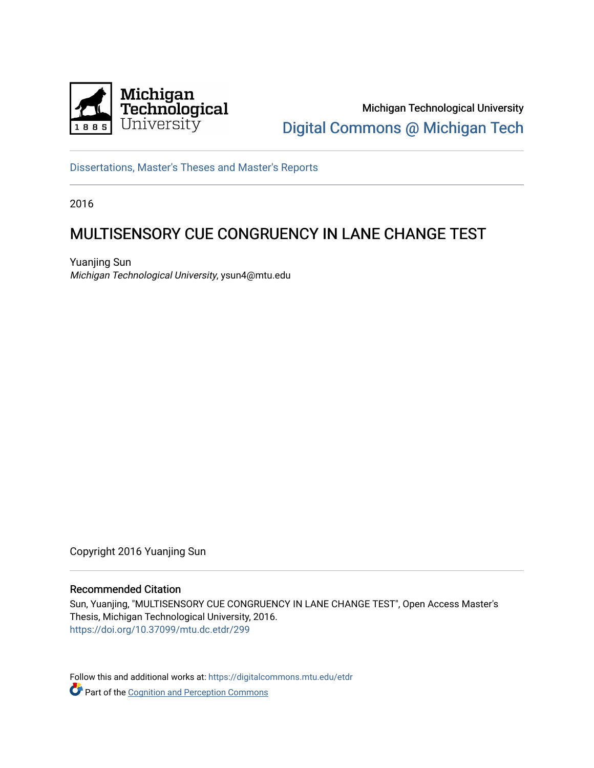Michigan Technological University
Digital Commons @ Michigan Tech

Dissertations, Master's Theses and Master's Reports

2016

# MULTISENSORY CUE CONGRUENCY IN LANE CHANGE TEST

Yuanjing Sun
*Michigan Technological University*, ysun4@mtu.edu

Copyright 2016 Yuanjing Sun

### Recommended Citation

Sun, Yuanjing, "MULTISENSORY CUE CONGRUENCY IN LANE CHANGE TEST", Open Access Master's Thesis, Michigan Technological University, 2016.
https://doi.org/10.37099/mtu.dc.etdr/299

Follow this and additional works at: https://digitalcommons.mtu.edu/etdr

Part of the Cognition and Perception Commons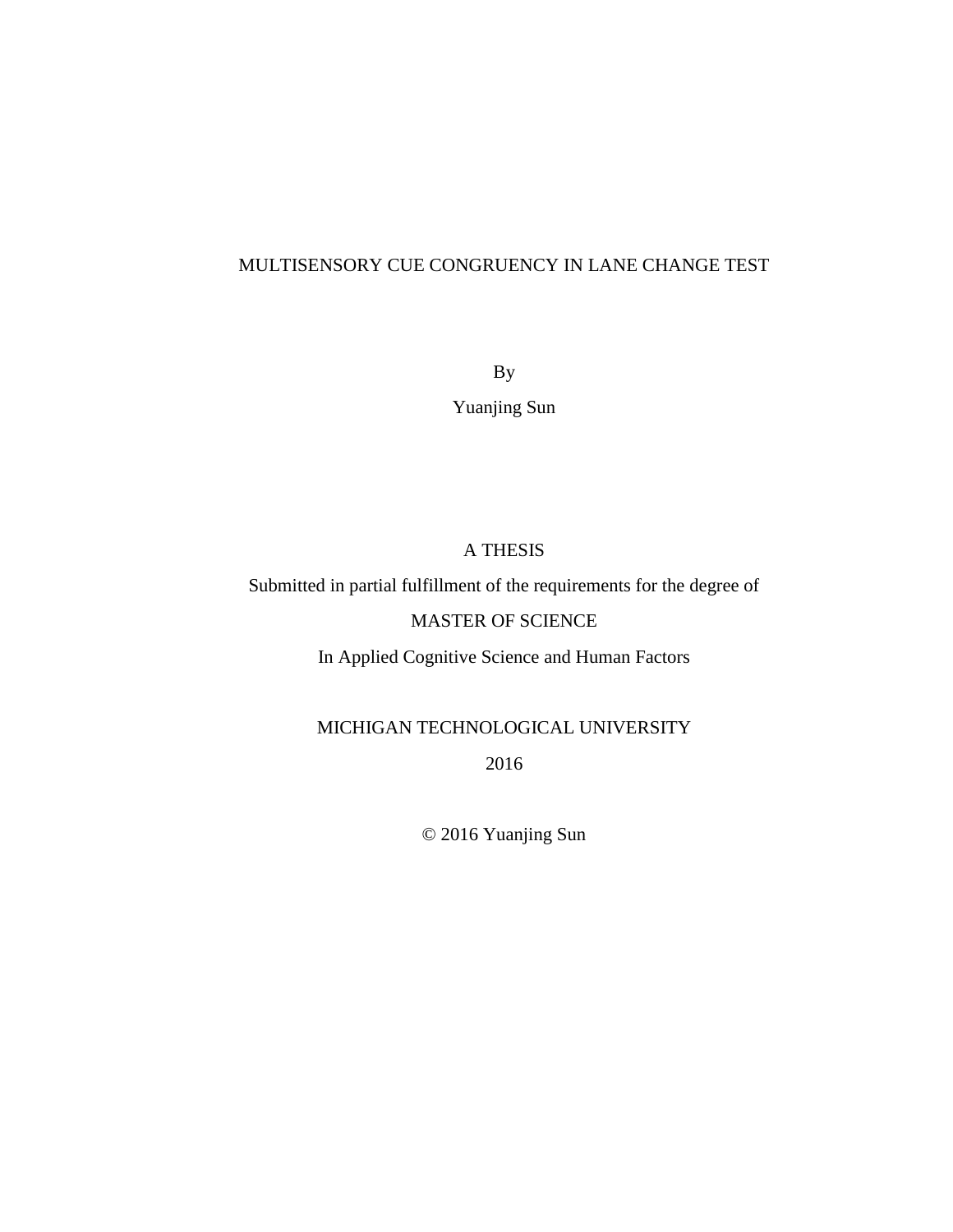# MULTISENSORY CUE CONGRUENCY IN LANE CHANGE TEST

By

Yuanjing Sun

A THESIS

Submitted in partial fulfillment of the requirements for the degree of

MASTER OF SCIENCE

In Applied Cognitive Science and Human Factors

MICHIGAN TECHNOLOGICAL UNIVERSITY

2016

© 2016 Yuanjing Sun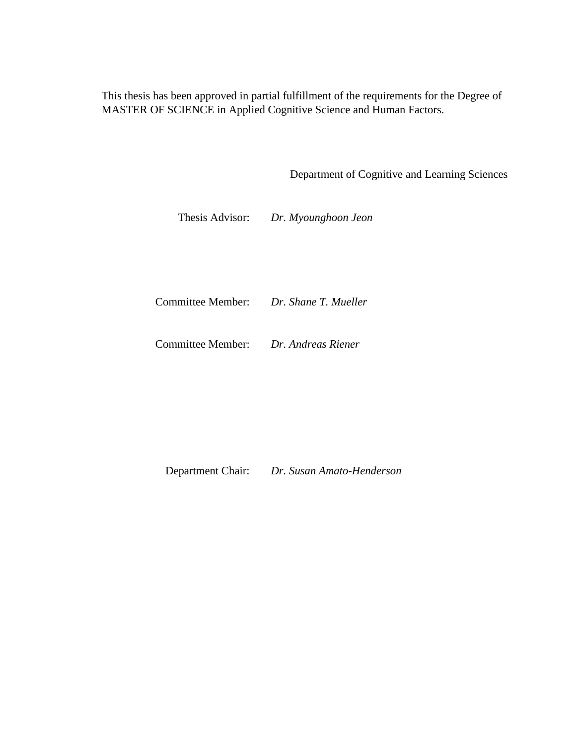This thesis has been approved in partial fulfillment of the requirements for the Degree of MASTER OF SCIENCE in Applied Cognitive Science and Human Factors.

Department of Cognitive and Learning Sciences

Thesis Advisor: *Dr. Myounghoon Jeon*

Committee Member: *Dr. Shane T. Mueller*

Committee Member: *Dr. Andreas Riener*

Department Chair: *Dr. Susan Amato-Henderson*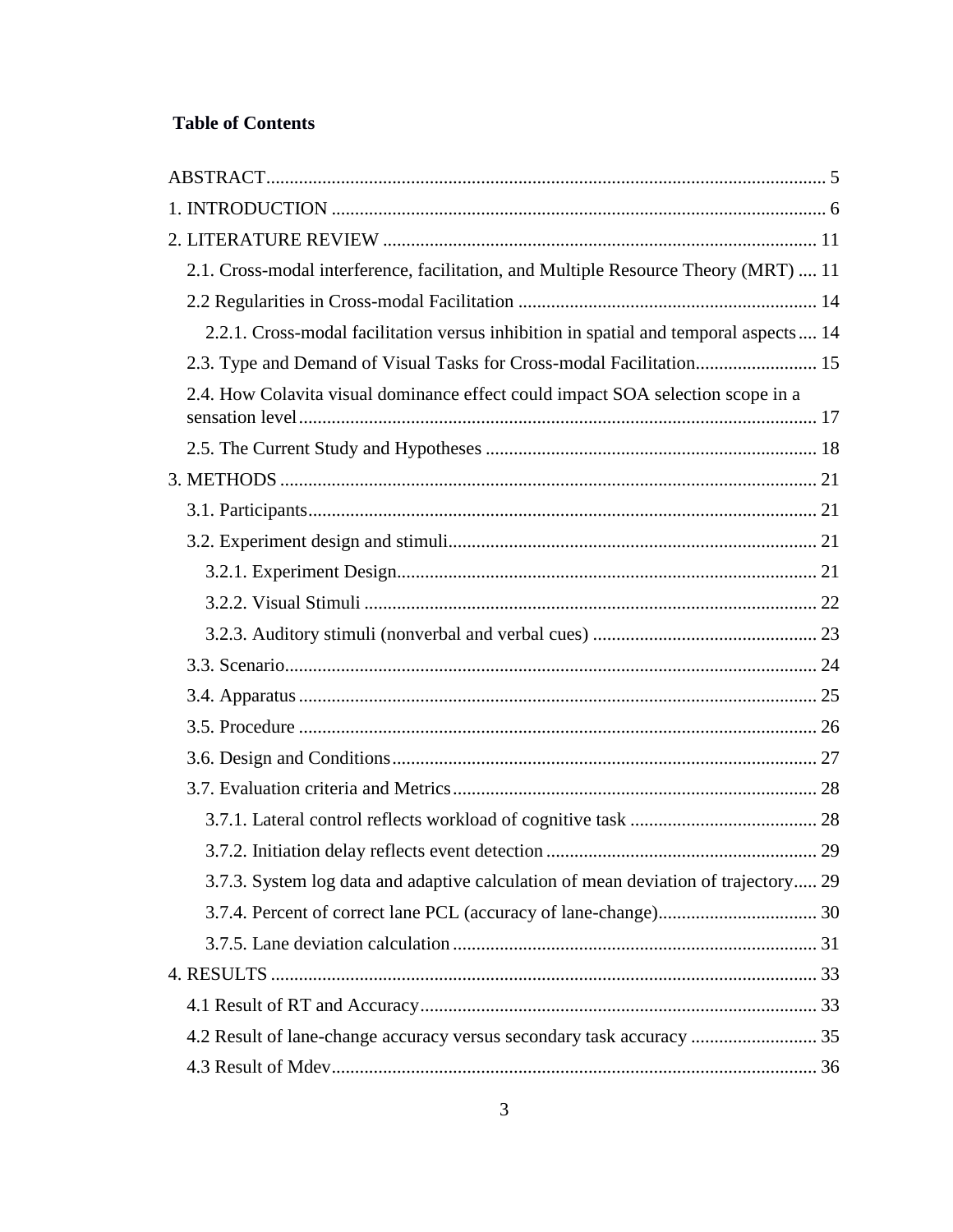**Table of Contents**

- ABSTRACT ........ 5
- 1. INTRODUCTION ........ 6
- 2. LITERATURE REVIEW ........ 11
  - 2.1. Cross-modal interference, facilitation, and Multiple Resource Theory (MRT) ........ 11
  - 2.2 Regularities in Cross-modal Facilitation ........ 14
    - 2.2.1. Cross-modal facilitation versus inhibition in spatial and temporal aspects ........ 14
  - 2.3. Type and Demand of Visual Tasks for Cross-modal Facilitation ........ 15
  - 2.4. How Colavita visual dominance effect could impact SOA selection scope in a sensation level ........ 17
  - 2.5. The Current Study and Hypotheses ........ 18
- 3. METHODS ........ 21
  - 3.1. Participants ........ 21
  - 3.2. Experiment design and stimuli ........ 21
    - 3.2.1. Experiment Design ........ 21
    - 3.2.2. Visual Stimuli ........ 22
    - 3.2.3. Auditory stimuli (nonverbal and verbal cues) ........ 23
  - 3.3. Scenario ........ 24
  - 3.4. Apparatus ........ 25
  - 3.5. Procedure ........ 26
  - 3.6. Design and Conditions ........ 27
  - 3.7. Evaluation criteria and Metrics ........ 28
    - 3.7.1. Lateral control reflects workload of cognitive task ........ 28
    - 3.7.2. Initiation delay reflects event detection ........ 29
    - 3.7.3. System log data and adaptive calculation of mean deviation of trajectory ........ 29
    - 3.7.4. Percent of correct lane PCL (accuracy of lane-change) ........ 30
    - 3.7.5. Lane deviation calculation ........ 31
- 4. RESULTS ........ 33
  - 4.1 Result of RT and Accuracy ........ 33
  - 4.2 Result of lane-change accuracy versus secondary task accuracy ........ 35
  - 4.3 Result of Mdev ........ 36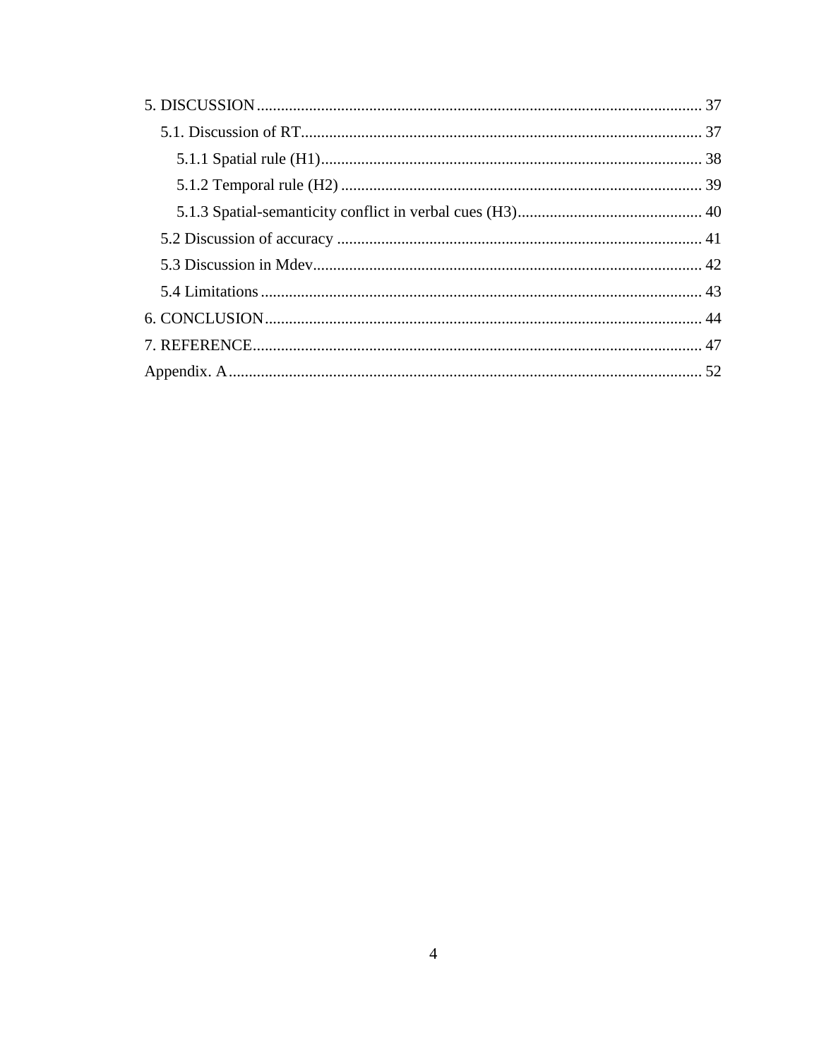5. DISCUSSION ........................................................................................................ 37

  5.1. Discussion of RT ........................................................................................... 37

    5.1.1 Spatial rule (H1) ........................................................................................ 38

    5.1.2 Temporal rule (H2) .................................................................................... 39

    5.1.3 Spatial-semanticity conflict in verbal cues (H3) ........................................ 40

  5.2 Discussion of accuracy .................................................................................... 41

  5.3 Discussion in Mdev .......................................................................................... 42

  5.4 Limitations ....................................................................................................... 43

6. CONCLUSION ...................................................................................................... 44

7. REFERENCE ......................................................................................................... 47

Appendix. A ............................................................................................................... 52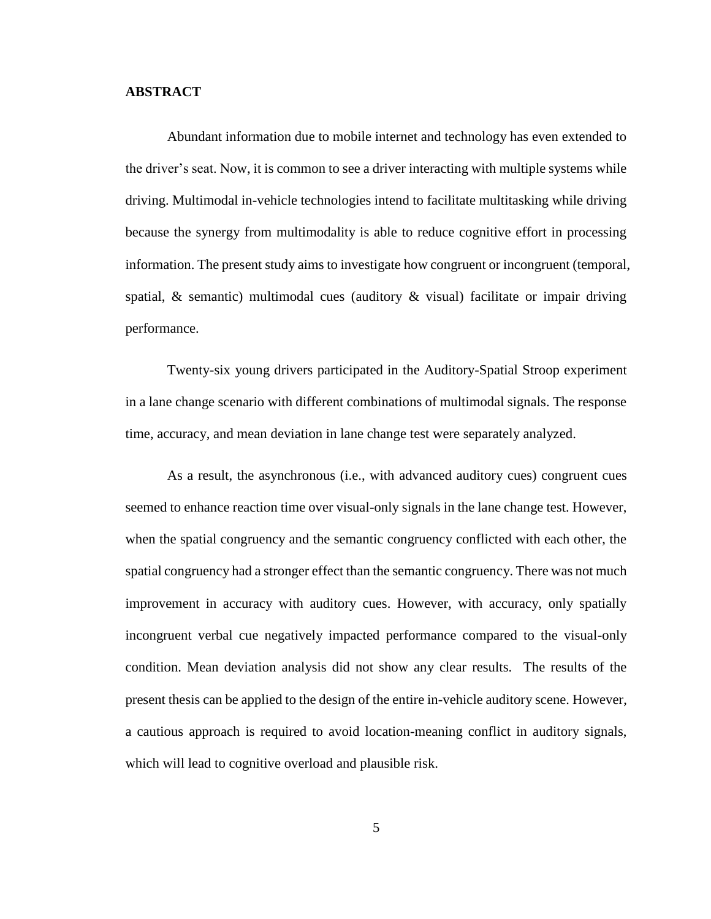## ABSTRACT

Abundant information due to mobile internet and technology has even extended to the driver's seat. Now, it is common to see a driver interacting with multiple systems while driving. Multimodal in-vehicle technologies intend to facilitate multitasking while driving because the synergy from multimodality is able to reduce cognitive effort in processing information. The present study aims to investigate how congruent or incongruent (temporal, spatial, & semantic) multimodal cues (auditory & visual) facilitate or impair driving performance.

Twenty-six young drivers participated in the Auditory-Spatial Stroop experiment in a lane change scenario with different combinations of multimodal signals. The response time, accuracy, and mean deviation in lane change test were separately analyzed.

As a result, the asynchronous (i.e., with advanced auditory cues) congruent cues seemed to enhance reaction time over visual-only signals in the lane change test. However, when the spatial congruency and the semantic congruency conflicted with each other, the spatial congruency had a stronger effect than the semantic congruency. There was not much improvement in accuracy with auditory cues. However, with accuracy, only spatially incongruent verbal cue negatively impacted performance compared to the visual-only condition. Mean deviation analysis did not show any clear results. The results of the present thesis can be applied to the design of the entire in-vehicle auditory scene. However, a cautious approach is required to avoid location-meaning conflict in auditory signals, which will lead to cognitive overload and plausible risk.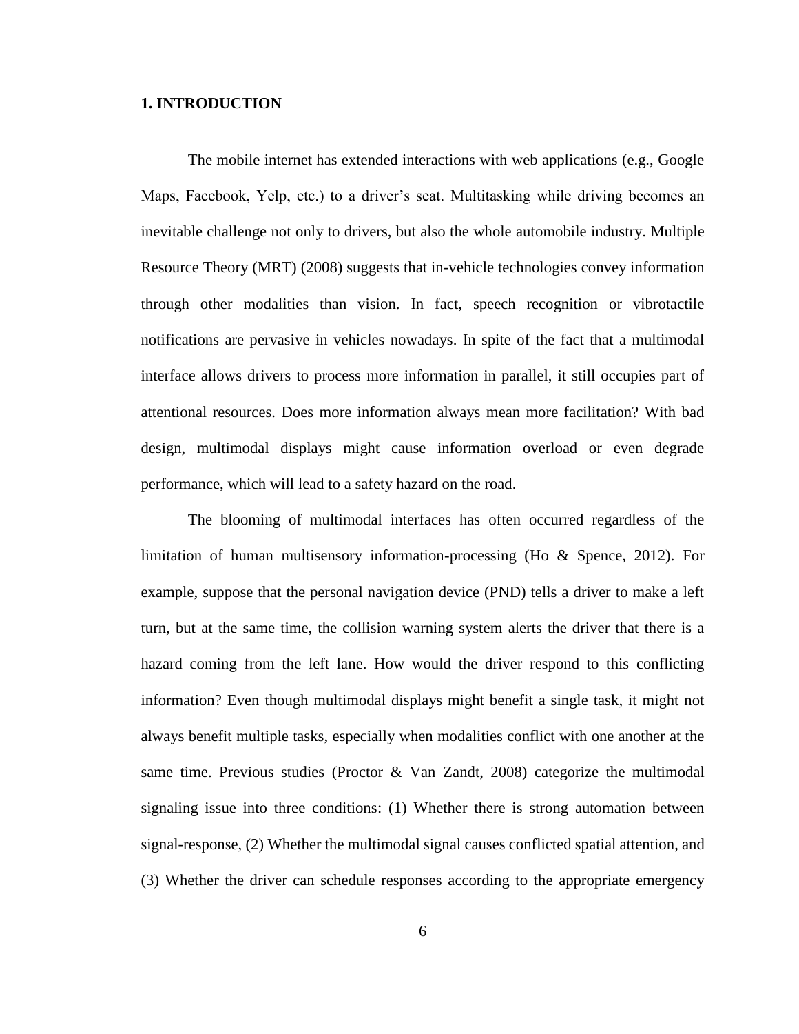## 1. INTRODUCTION

The mobile internet has extended interactions with web applications (e.g., Google Maps, Facebook, Yelp, etc.) to a driver's seat. Multitasking while driving becomes an inevitable challenge not only to drivers, but also the whole automobile industry. Multiple Resource Theory (MRT) (2008) suggests that in-vehicle technologies convey information through other modalities than vision. In fact, speech recognition or vibrotactile notifications are pervasive in vehicles nowadays. In spite of the fact that a multimodal interface allows drivers to process more information in parallel, it still occupies part of attentional resources. Does more information always mean more facilitation? With bad design, multimodal displays might cause information overload or even degrade performance, which will lead to a safety hazard on the road.

The blooming of multimodal interfaces has often occurred regardless of the limitation of human multisensory information-processing (Ho & Spence, 2012). For example, suppose that the personal navigation device (PND) tells a driver to make a left turn, but at the same time, the collision warning system alerts the driver that there is a hazard coming from the left lane. How would the driver respond to this conflicting information? Even though multimodal displays might benefit a single task, it might not always benefit multiple tasks, especially when modalities conflict with one another at the same time. Previous studies (Proctor & Van Zandt, 2008) categorize the multimodal signaling issue into three conditions: (1) Whether there is strong automation between signal-response, (2) Whether the multimodal signal causes conflicted spatial attention, and (3) Whether the driver can schedule responses according to the appropriate emergency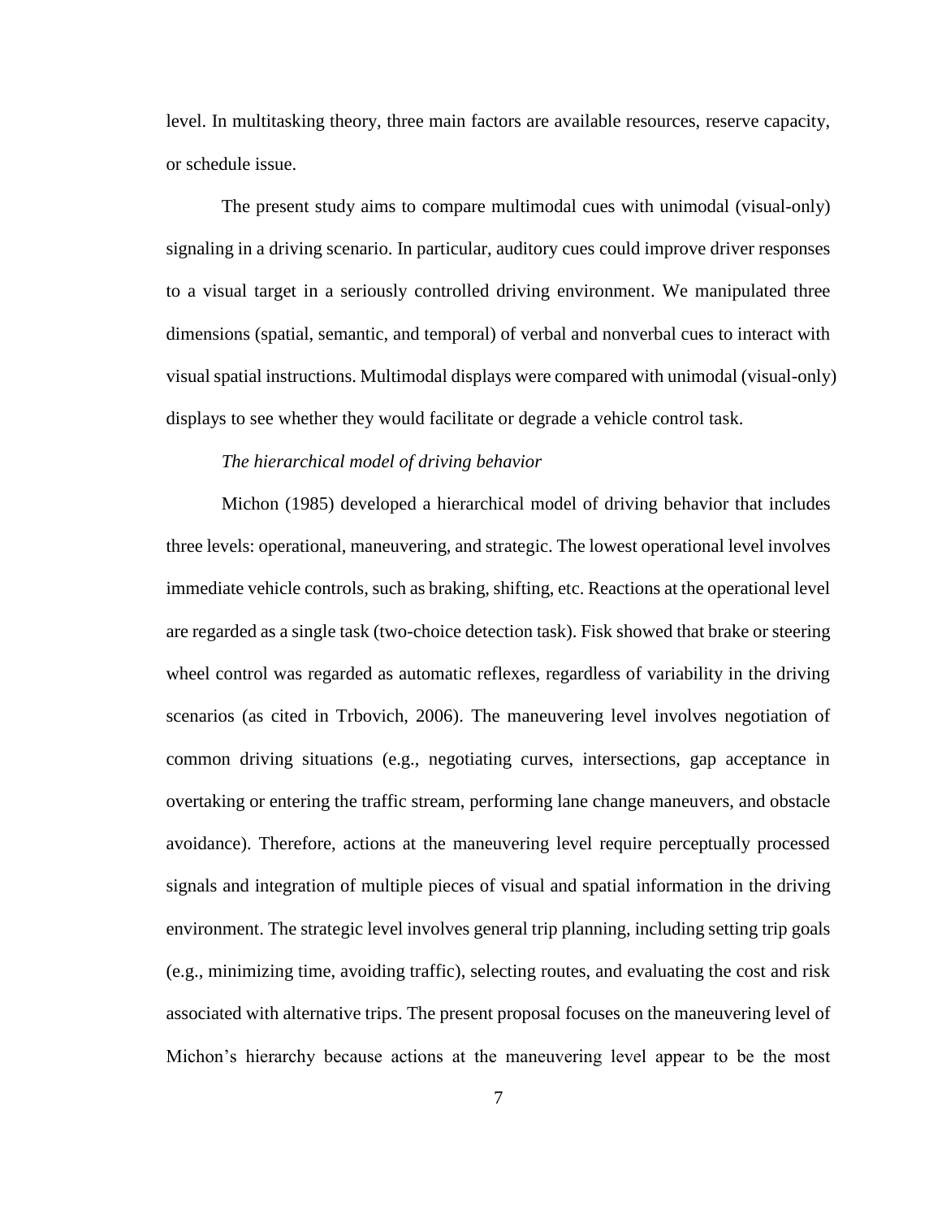level. In multitasking theory, three main factors are available resources, reserve capacity, or schedule issue.

The present study aims to compare multimodal cues with unimodal (visual-only) signaling in a driving scenario. In particular, auditory cues could improve driver responses to a visual target in a seriously controlled driving environment. We manipulated three dimensions (spatial, semantic, and temporal) of verbal and nonverbal cues to interact with visual spatial instructions. Multimodal displays were compared with unimodal (visual-only) displays to see whether they would facilitate or degrade a vehicle control task.

*The hierarchical model of driving behavior*

Michon (1985) developed a hierarchical model of driving behavior that includes three levels: operational, maneuvering, and strategic. The lowest operational level involves immediate vehicle controls, such as braking, shifting, etc. Reactions at the operational level are regarded as a single task (two-choice detection task). Fisk showed that brake or steering wheel control was regarded as automatic reflexes, regardless of variability in the driving scenarios (as cited in Trbovich, 2006). The maneuvering level involves negotiation of common driving situations (e.g., negotiating curves, intersections, gap acceptance in overtaking or entering the traffic stream, performing lane change maneuvers, and obstacle avoidance). Therefore, actions at the maneuvering level require perceptually processed signals and integration of multiple pieces of visual and spatial information in the driving environment. The strategic level involves general trip planning, including setting trip goals (e.g., minimizing time, avoiding traffic), selecting routes, and evaluating the cost and risk associated with alternative trips. The present proposal focuses on the maneuvering level of Michon's hierarchy because actions at the maneuvering level appear to be the most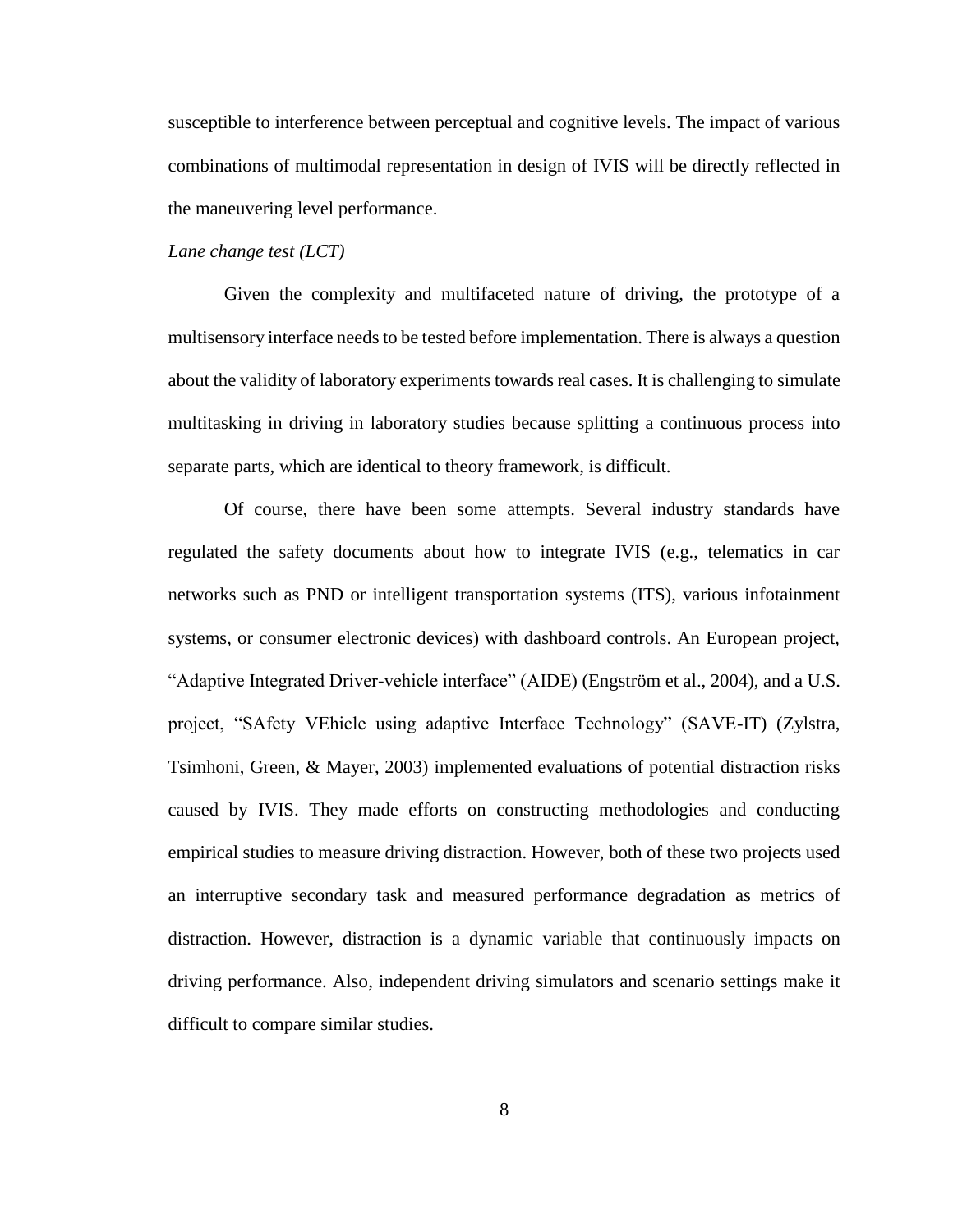susceptible to interference between perceptual and cognitive levels. The impact of various combinations of multimodal representation in design of IVIS will be directly reflected in the maneuvering level performance.

*Lane change test (LCT)*

Given the complexity and multifaceted nature of driving, the prototype of a multisensory interface needs to be tested before implementation. There is always a question about the validity of laboratory experiments towards real cases. It is challenging to simulate multitasking in driving in laboratory studies because splitting a continuous process into separate parts, which are identical to theory framework, is difficult.

Of course, there have been some attempts. Several industry standards have regulated the safety documents about how to integrate IVIS (e.g., telematics in car networks such as PND or intelligent transportation systems (ITS), various infotainment systems, or consumer electronic devices) with dashboard controls. An European project, "Adaptive Integrated Driver-vehicle interface" (AIDE) (Engström et al., 2004), and a U.S. project, "SAfety VEhicle using adaptive Interface Technology" (SAVE-IT) (Zylstra, Tsimhoni, Green, & Mayer, 2003) implemented evaluations of potential distraction risks caused by IVIS. They made efforts on constructing methodologies and conducting empirical studies to measure driving distraction. However, both of these two projects used an interruptive secondary task and measured performance degradation as metrics of distraction. However, distraction is a dynamic variable that continuously impacts on driving performance. Also, independent driving simulators and scenario settings make it difficult to compare similar studies.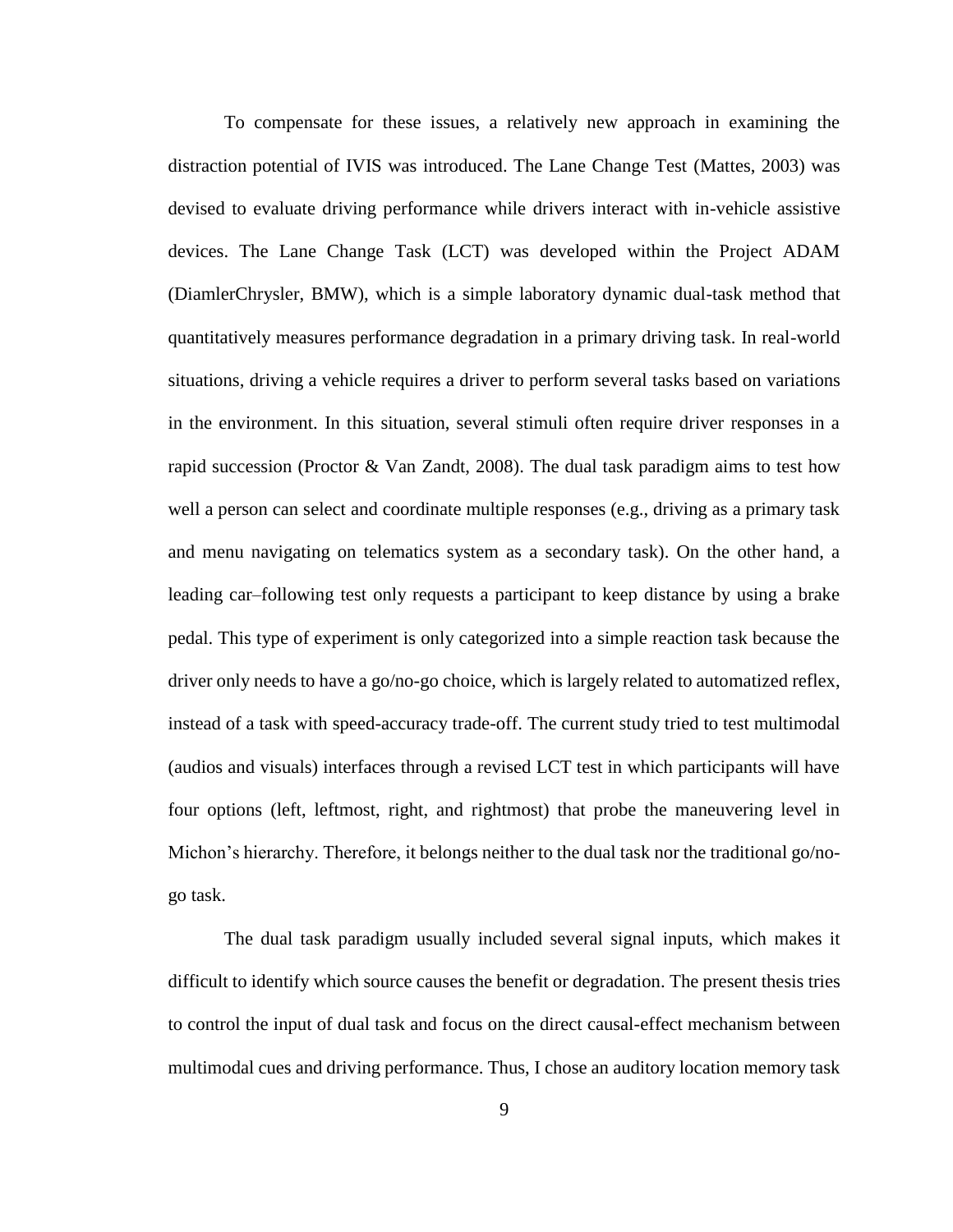To compensate for these issues, a relatively new approach in examining the distraction potential of IVIS was introduced. The Lane Change Test (Mattes, 2003) was devised to evaluate driving performance while drivers interact with in-vehicle assistive devices. The Lane Change Task (LCT) was developed within the Project ADAM (DiamlerChrysler, BMW), which is a simple laboratory dynamic dual-task method that quantitatively measures performance degradation in a primary driving task. In real-world situations, driving a vehicle requires a driver to perform several tasks based on variations in the environment. In this situation, several stimuli often require driver responses in a rapid succession (Proctor & Van Zandt, 2008). The dual task paradigm aims to test how well a person can select and coordinate multiple responses (e.g., driving as a primary task and menu navigating on telematics system as a secondary task). On the other hand, a leading car–following test only requests a participant to keep distance by using a brake pedal. This type of experiment is only categorized into a simple reaction task because the driver only needs to have a go/no-go choice, which is largely related to automatized reflex, instead of a task with speed-accuracy trade-off. The current study tried to test multimodal (audios and visuals) interfaces through a revised LCT test in which participants will have four options (left, leftmost, right, and rightmost) that probe the maneuvering level in Michon's hierarchy. Therefore, it belongs neither to the dual task nor the traditional go/no-go task.

The dual task paradigm usually included several signal inputs, which makes it difficult to identify which source causes the benefit or degradation. The present thesis tries to control the input of dual task and focus on the direct causal-effect mechanism between multimodal cues and driving performance. Thus, I chose an auditory location memory task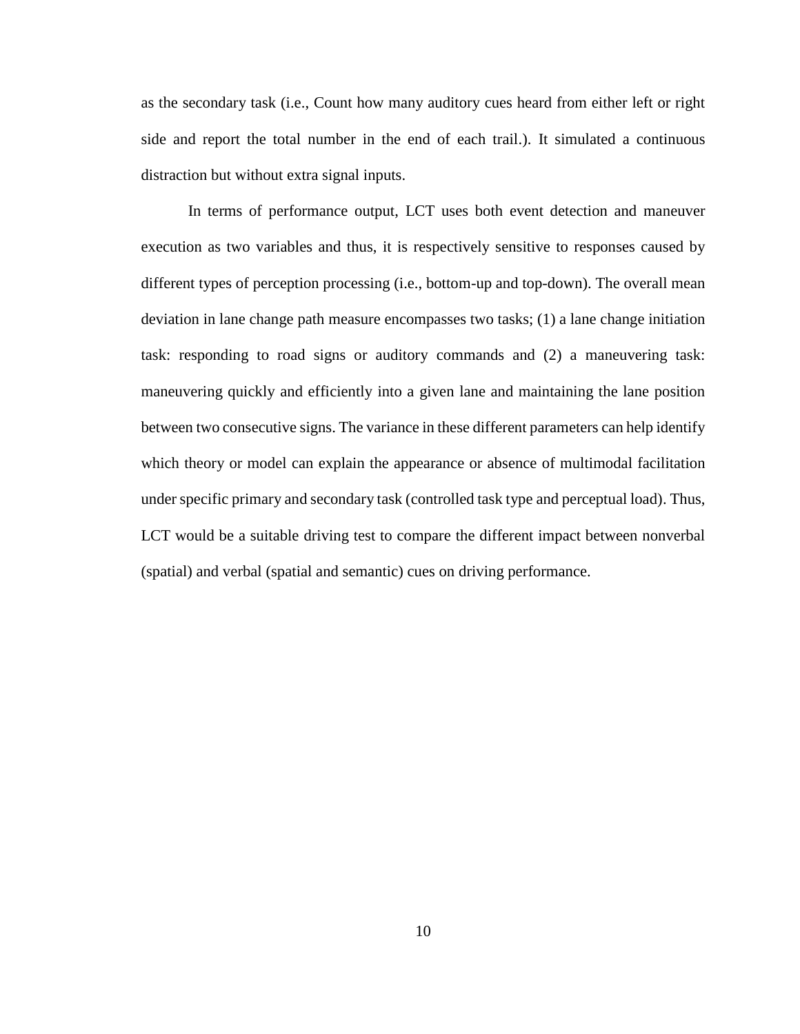as the secondary task (i.e., Count how many auditory cues heard from either left or right side and report the total number in the end of each trail.). It simulated a continuous distraction but without extra signal inputs.

In terms of performance output, LCT uses both event detection and maneuver execution as two variables and thus, it is respectively sensitive to responses caused by different types of perception processing (i.e., bottom-up and top-down). The overall mean deviation in lane change path measure encompasses two tasks; (1) a lane change initiation task: responding to road signs or auditory commands and (2) a maneuvering task: maneuvering quickly and efficiently into a given lane and maintaining the lane position between two consecutive signs. The variance in these different parameters can help identify which theory or model can explain the appearance or absence of multimodal facilitation under specific primary and secondary task (controlled task type and perceptual load). Thus, LCT would be a suitable driving test to compare the different impact between nonverbal (spatial) and verbal (spatial and semantic) cues on driving performance.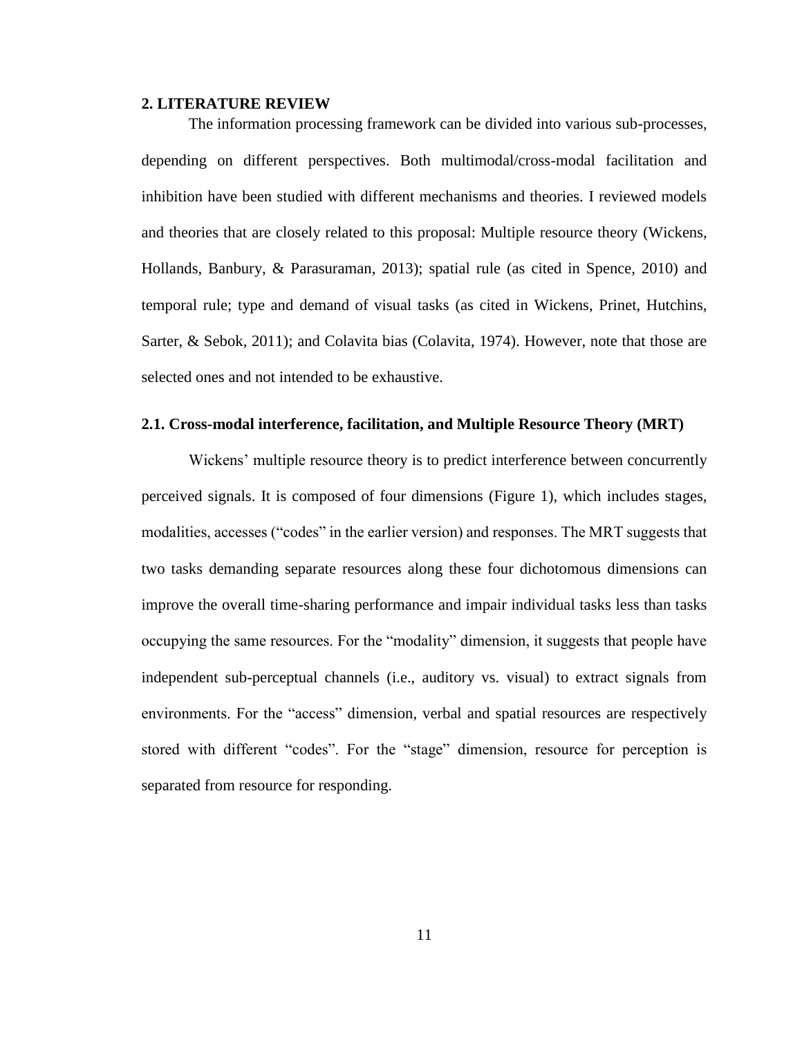## 2. LITERATURE REVIEW

The information processing framework can be divided into various sub-processes, depending on different perspectives. Both multimodal/cross-modal facilitation and inhibition have been studied with different mechanisms and theories. I reviewed models and theories that are closely related to this proposal: Multiple resource theory (Wickens, Hollands, Banbury, & Parasuraman, 2013); spatial rule (as cited in Spence, 2010) and temporal rule; type and demand of visual tasks (as cited in Wickens, Prinet, Hutchins, Sarter, & Sebok, 2011); and Colavita bias (Colavita, 1974). However, note that those are selected ones and not intended to be exhaustive.

### 2.1. Cross-modal interference, facilitation, and Multiple Resource Theory (MRT)

Wickens' multiple resource theory is to predict interference between concurrently perceived signals. It is composed of four dimensions (Figure 1), which includes stages, modalities, accesses ("codes" in the earlier version) and responses. The MRT suggests that two tasks demanding separate resources along these four dichotomous dimensions can improve the overall time-sharing performance and impair individual tasks less than tasks occupying the same resources. For the "modality" dimension, it suggests that people have independent sub-perceptual channels (i.e., auditory vs. visual) to extract signals from environments. For the "access" dimension, verbal and spatial resources are respectively stored with different "codes". For the "stage" dimension, resource for perception is separated from resource for responding.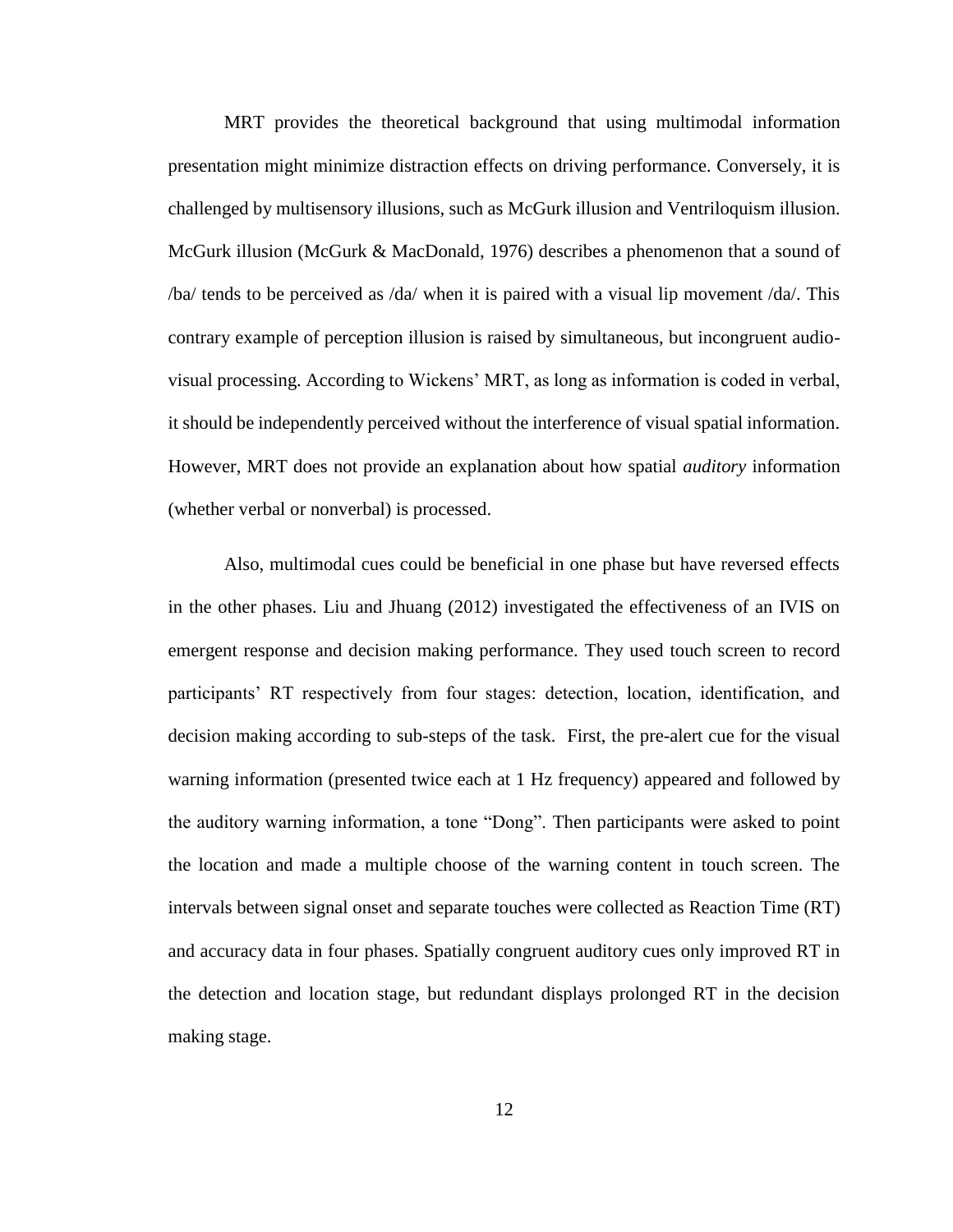MRT provides the theoretical background that using multimodal information presentation might minimize distraction effects on driving performance. Conversely, it is challenged by multisensory illusions, such as McGurk illusion and Ventriloquism illusion. McGurk illusion (McGurk & MacDonald, 1976) describes a phenomenon that a sound of /ba/ tends to be perceived as /da/ when it is paired with a visual lip movement /da/. This contrary example of perception illusion is raised by simultaneous, but incongruent audio-visual processing. According to Wickens' MRT, as long as information is coded in verbal, it should be independently perceived without the interference of visual spatial information. However, MRT does not provide an explanation about how spatial *auditory* information (whether verbal or nonverbal) is processed.

Also, multimodal cues could be beneficial in one phase but have reversed effects in the other phases. Liu and Jhuang (2012) investigated the effectiveness of an IVIS on emergent response and decision making performance. They used touch screen to record participants' RT respectively from four stages: detection, location, identification, and decision making according to sub-steps of the task. First, the pre-alert cue for the visual warning information (presented twice each at 1 Hz frequency) appeared and followed by the auditory warning information, a tone "Dong". Then participants were asked to point the location and made a multiple choose of the warning content in touch screen. The intervals between signal onset and separate touches were collected as Reaction Time (RT) and accuracy data in four phases. Spatially congruent auditory cues only improved RT in the detection and location stage, but redundant displays prolonged RT in the decision making stage.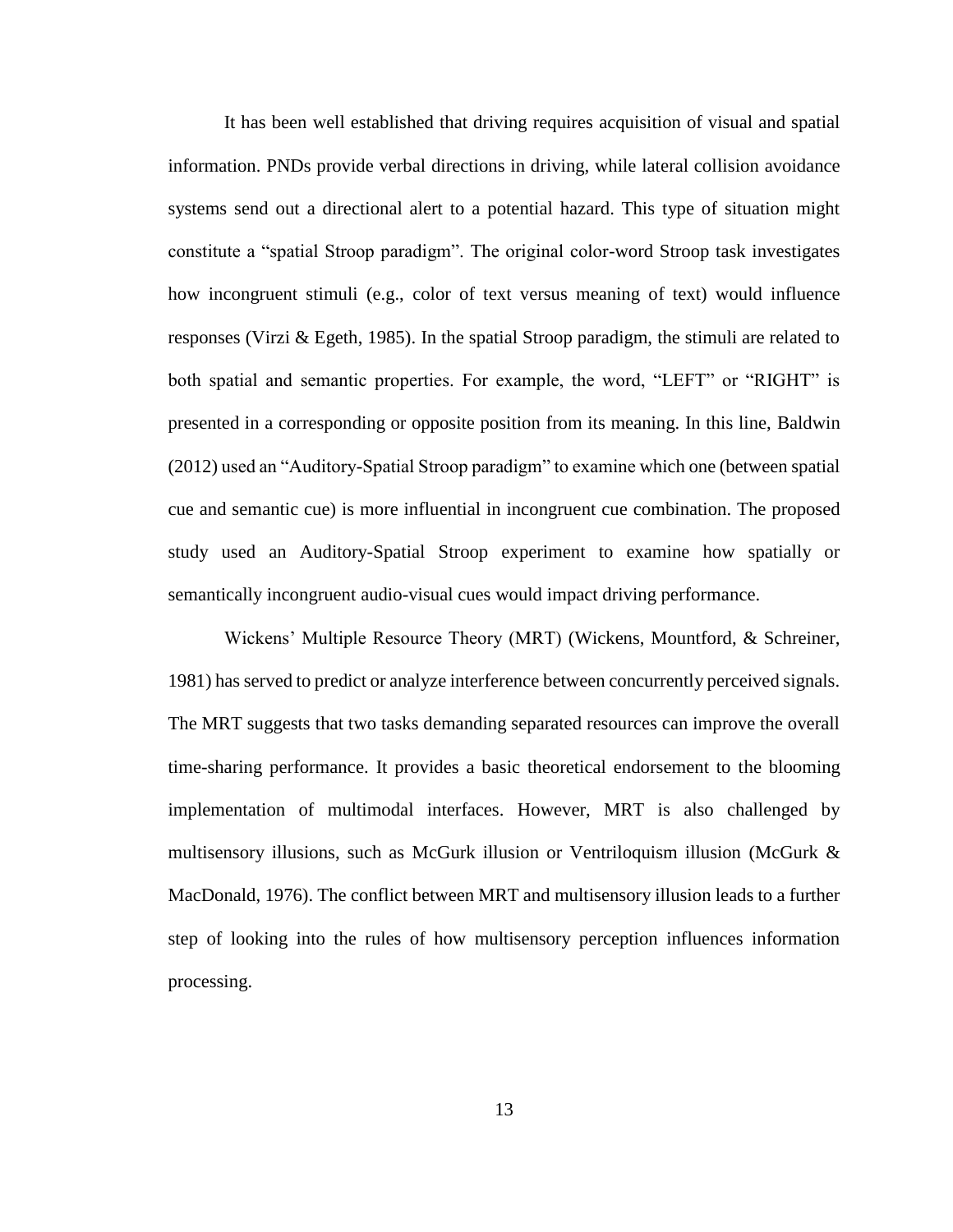It has been well established that driving requires acquisition of visual and spatial information. PNDs provide verbal directions in driving, while lateral collision avoidance systems send out a directional alert to a potential hazard. This type of situation might constitute a "spatial Stroop paradigm". The original color-word Stroop task investigates how incongruent stimuli (e.g., color of text versus meaning of text) would influence responses (Virzi & Egeth, 1985). In the spatial Stroop paradigm, the stimuli are related to both spatial and semantic properties. For example, the word, "LEFT" or "RIGHT" is presented in a corresponding or opposite position from its meaning. In this line, Baldwin (2012) used an "Auditory-Spatial Stroop paradigm" to examine which one (between spatial cue and semantic cue) is more influential in incongruent cue combination. The proposed study used an Auditory-Spatial Stroop experiment to examine how spatially or semantically incongruent audio-visual cues would impact driving performance.

Wickens' Multiple Resource Theory (MRT) (Wickens, Mountford, & Schreiner, 1981) has served to predict or analyze interference between concurrently perceived signals. The MRT suggests that two tasks demanding separated resources can improve the overall time-sharing performance. It provides a basic theoretical endorsement to the blooming implementation of multimodal interfaces. However, MRT is also challenged by multisensory illusions, such as McGurk illusion or Ventriloquism illusion (McGurk & MacDonald, 1976). The conflict between MRT and multisensory illusion leads to a further step of looking into the rules of how multisensory perception influences information processing.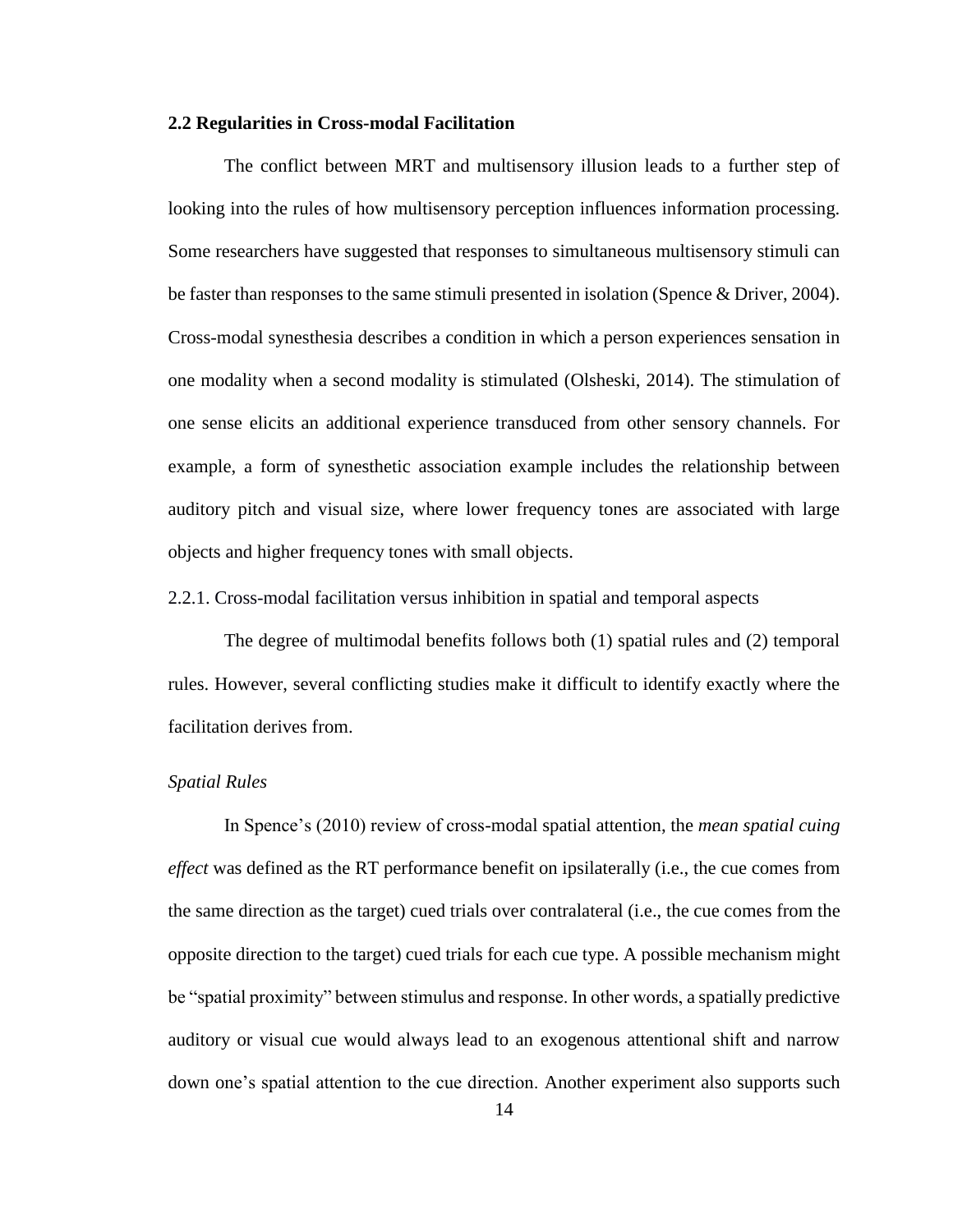## 2.2 Regularities in Cross-modal Facilitation

The conflict between MRT and multisensory illusion leads to a further step of looking into the rules of how multisensory perception influences information processing. Some researchers have suggested that responses to simultaneous multisensory stimuli can be faster than responses to the same stimuli presented in isolation (Spence & Driver, 2004). Cross-modal synesthesia describes a condition in which a person experiences sensation in one modality when a second modality is stimulated (Olsheski, 2014). The stimulation of one sense elicits an additional experience transduced from other sensory channels. For example, a form of synesthetic association example includes the relationship between auditory pitch and visual size, where lower frequency tones are associated with large objects and higher frequency tones with small objects.

### 2.2.1. Cross-modal facilitation versus inhibition in spatial and temporal aspects

The degree of multimodal benefits follows both (1) spatial rules and (2) temporal rules. However, several conflicting studies make it difficult to identify exactly where the facilitation derives from.

*Spatial Rules*

In Spence's (2010) review of cross-modal spatial attention, the *mean spatial cuing effect* was defined as the RT performance benefit on ipsilaterally (i.e., the cue comes from the same direction as the target) cued trials over contralateral (i.e., the cue comes from the opposite direction to the target) cued trials for each cue type. A possible mechanism might be "spatial proximity" between stimulus and response. In other words, a spatially predictive auditory or visual cue would always lead to an exogenous attentional shift and narrow down one's spatial attention to the cue direction. Another experiment also supports such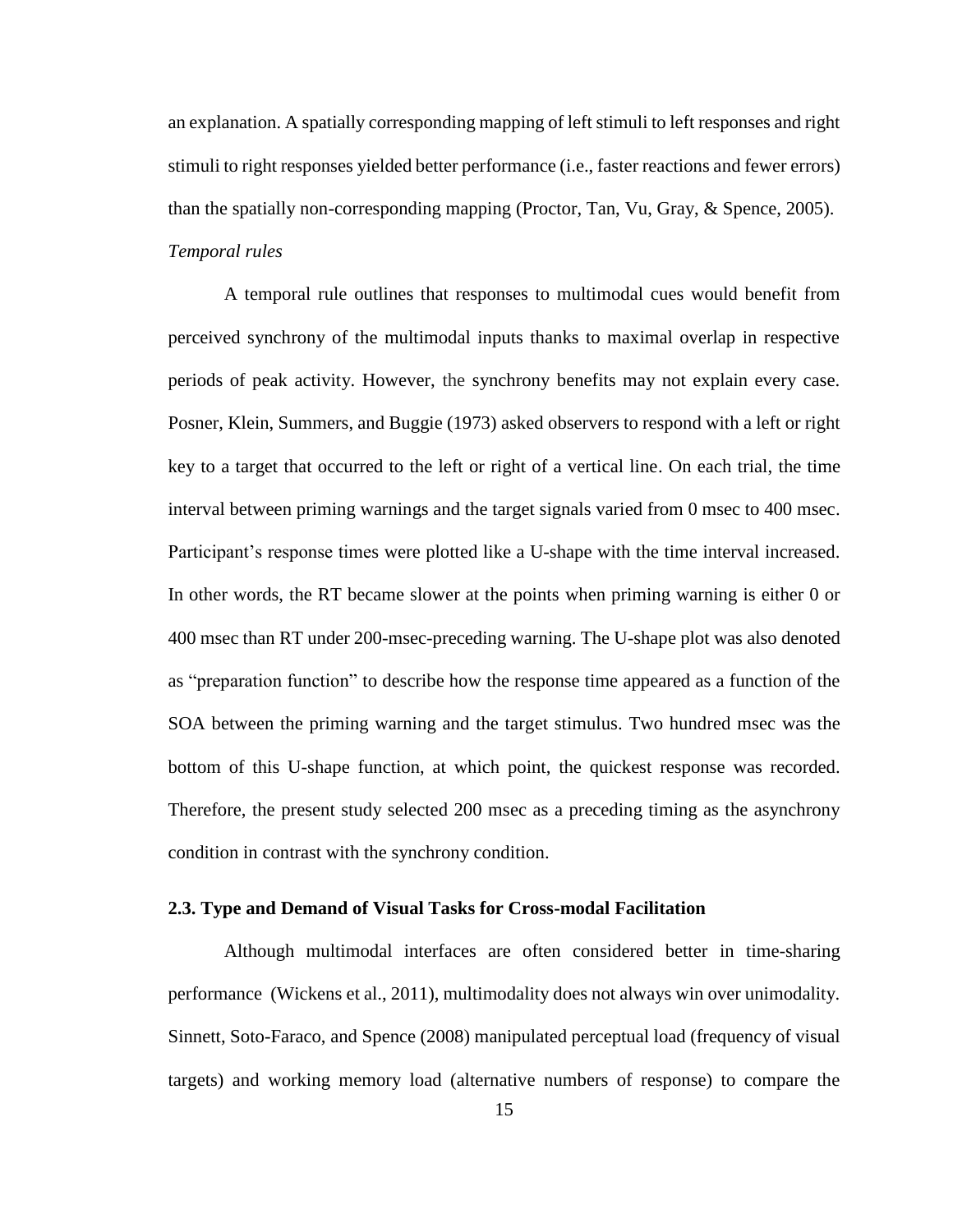an explanation. A spatially corresponding mapping of left stimuli to left responses and right stimuli to right responses yielded better performance (i.e., faster reactions and fewer errors) than the spatially non-corresponding mapping (Proctor, Tan, Vu, Gray, & Spence, 2005).

*Temporal rules*

A temporal rule outlines that responses to multimodal cues would benefit from perceived synchrony of the multimodal inputs thanks to maximal overlap in respective periods of peak activity. However, the synchrony benefits may not explain every case. Posner, Klein, Summers, and Buggie (1973) asked observers to respond with a left or right key to a target that occurred to the left or right of a vertical line. On each trial, the time interval between priming warnings and the target signals varied from 0 msec to 400 msec. Participant's response times were plotted like a U-shape with the time interval increased. In other words, the RT became slower at the points when priming warning is either 0 or 400 msec than RT under 200-msec-preceding warning. The U-shape plot was also denoted as "preparation function" to describe how the response time appeared as a function of the SOA between the priming warning and the target stimulus. Two hundred msec was the bottom of this U-shape function, at which point, the quickest response was recorded. Therefore, the present study selected 200 msec as a preceding timing as the asynchrony condition in contrast with the synchrony condition.

### 2.3. Type and Demand of Visual Tasks for Cross-modal Facilitation

Although multimodal interfaces are often considered better in time-sharing performance (Wickens et al., 2011), multimodality does not always win over unimodality. Sinnett, Soto-Faraco, and Spence (2008) manipulated perceptual load (frequency of visual targets) and working memory load (alternative numbers of response) to compare the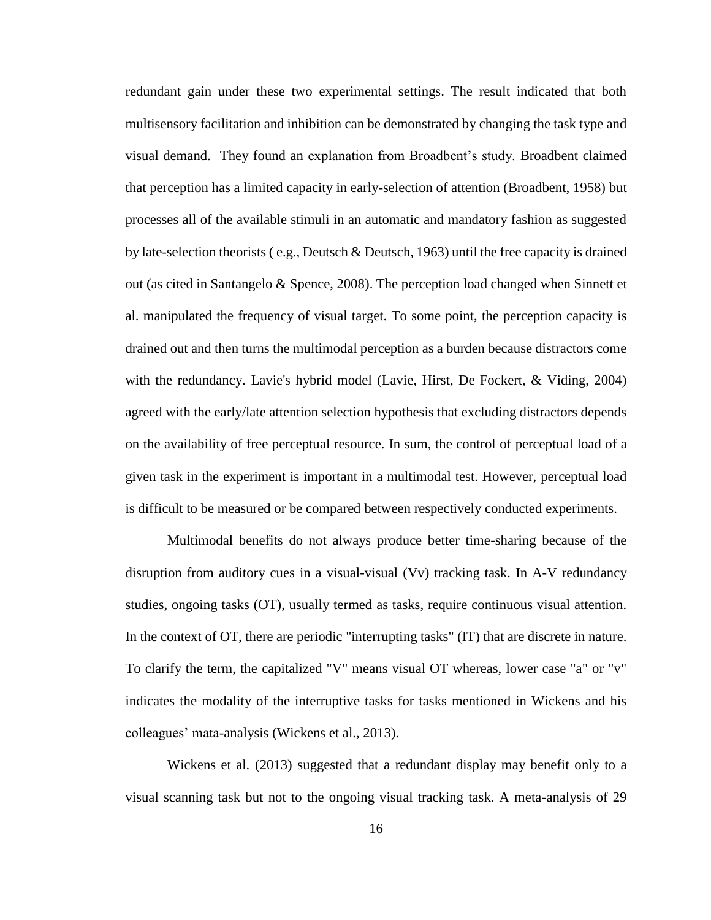redundant gain under these two experimental settings. The result indicated that both multisensory facilitation and inhibition can be demonstrated by changing the task type and visual demand. They found an explanation from Broadbent's study. Broadbent claimed that perception has a limited capacity in early-selection of attention (Broadbent, 1958) but processes all of the available stimuli in an automatic and mandatory fashion as suggested by late-selection theorists ( e.g., Deutsch & Deutsch, 1963) until the free capacity is drained out (as cited in Santangelo & Spence, 2008). The perception load changed when Sinnett et al. manipulated the frequency of visual target. To some point, the perception capacity is drained out and then turns the multimodal perception as a burden because distractors come with the redundancy. Lavie's hybrid model (Lavie, Hirst, De Fockert, & Viding, 2004) agreed with the early/late attention selection hypothesis that excluding distractors depends on the availability of free perceptual resource. In sum, the control of perceptual load of a given task in the experiment is important in a multimodal test. However, perceptual load is difficult to be measured or be compared between respectively conducted experiments.

Multimodal benefits do not always produce better time-sharing because of the disruption from auditory cues in a visual-visual (Vv) tracking task. In A-V redundancy studies, ongoing tasks (OT), usually termed as tasks, require continuous visual attention. In the context of OT, there are periodic "interrupting tasks" (IT) that are discrete in nature. To clarify the term, the capitalized "V" means visual OT whereas, lower case "a" or "v" indicates the modality of the interruptive tasks for tasks mentioned in Wickens and his colleagues' mata-analysis (Wickens et al., 2013).

Wickens et al. (2013) suggested that a redundant display may benefit only to a visual scanning task but not to the ongoing visual tracking task. A meta-analysis of 29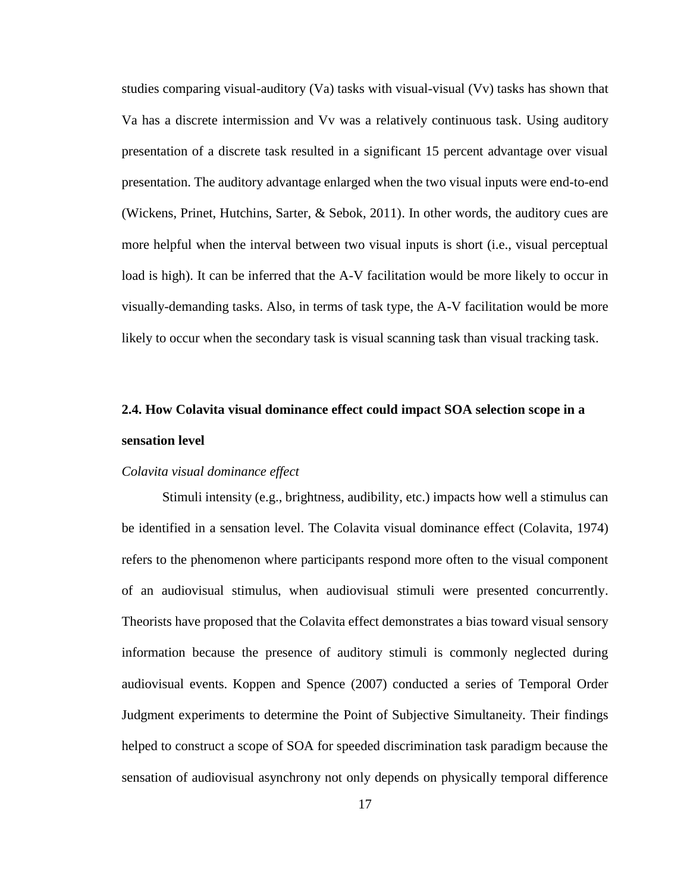studies comparing visual-auditory (Va) tasks with visual-visual (Vv) tasks has shown that Va has a discrete intermission and Vv was a relatively continuous task. Using auditory presentation of a discrete task resulted in a significant 15 percent advantage over visual presentation. The auditory advantage enlarged when the two visual inputs were end-to-end (Wickens, Prinet, Hutchins, Sarter, & Sebok, 2011). In other words, the auditory cues are more helpful when the interval between two visual inputs is short (i.e., visual perceptual load is high). It can be inferred that the A-V facilitation would be more likely to occur in visually-demanding tasks. Also, in terms of task type, the A-V facilitation would be more likely to occur when the secondary task is visual scanning task than visual tracking task.

## 2.4. How Colavita visual dominance effect could impact SOA selection scope in a sensation level

*Colavita visual dominance effect*

Stimuli intensity (e.g., brightness, audibility, etc.) impacts how well a stimulus can be identified in a sensation level. The Colavita visual dominance effect (Colavita, 1974) refers to the phenomenon where participants respond more often to the visual component of an audiovisual stimulus, when audiovisual stimuli were presented concurrently. Theorists have proposed that the Colavita effect demonstrates a bias toward visual sensory information because the presence of auditory stimuli is commonly neglected during audiovisual events. Koppen and Spence (2007) conducted a series of Temporal Order Judgment experiments to determine the Point of Subjective Simultaneity. Their findings helped to construct a scope of SOA for speeded discrimination task paradigm because the sensation of audiovisual asynchrony not only depends on physically temporal difference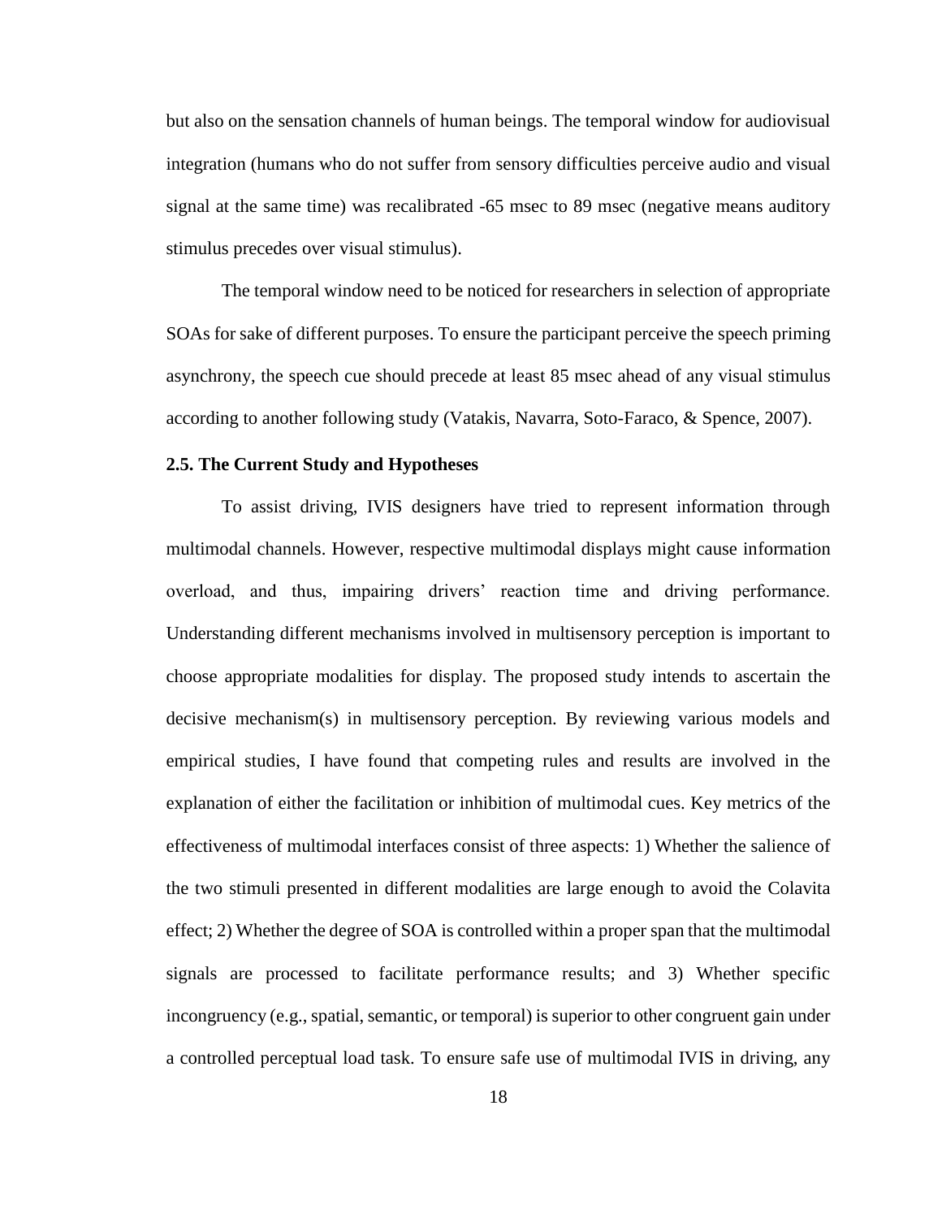but also on the sensation channels of human beings. The temporal window for audiovisual integration (humans who do not suffer from sensory difficulties perceive audio and visual signal at the same time) was recalibrated -65 msec to 89 msec (negative means auditory stimulus precedes over visual stimulus).

The temporal window need to be noticed for researchers in selection of appropriate SOAs for sake of different purposes. To ensure the participant perceive the speech priming asynchrony, the speech cue should precede at least 85 msec ahead of any visual stimulus according to another following study (Vatakis, Navarra, Soto-Faraco, & Spence, 2007).

### 2.5. The Current Study and Hypotheses

To assist driving, IVIS designers have tried to represent information through multimodal channels. However, respective multimodal displays might cause information overload, and thus, impairing drivers' reaction time and driving performance. Understanding different mechanisms involved in multisensory perception is important to choose appropriate modalities for display. The proposed study intends to ascertain the decisive mechanism(s) in multisensory perception. By reviewing various models and empirical studies, I have found that competing rules and results are involved in the explanation of either the facilitation or inhibition of multimodal cues. Key metrics of the effectiveness of multimodal interfaces consist of three aspects: 1) Whether the salience of the two stimuli presented in different modalities are large enough to avoid the Colavita effect; 2) Whether the degree of SOA is controlled within a proper span that the multimodal signals are processed to facilitate performance results; and 3) Whether specific incongruency (e.g., spatial, semantic, or temporal) is superior to other congruent gain under a controlled perceptual load task. To ensure safe use of multimodal IVIS in driving, any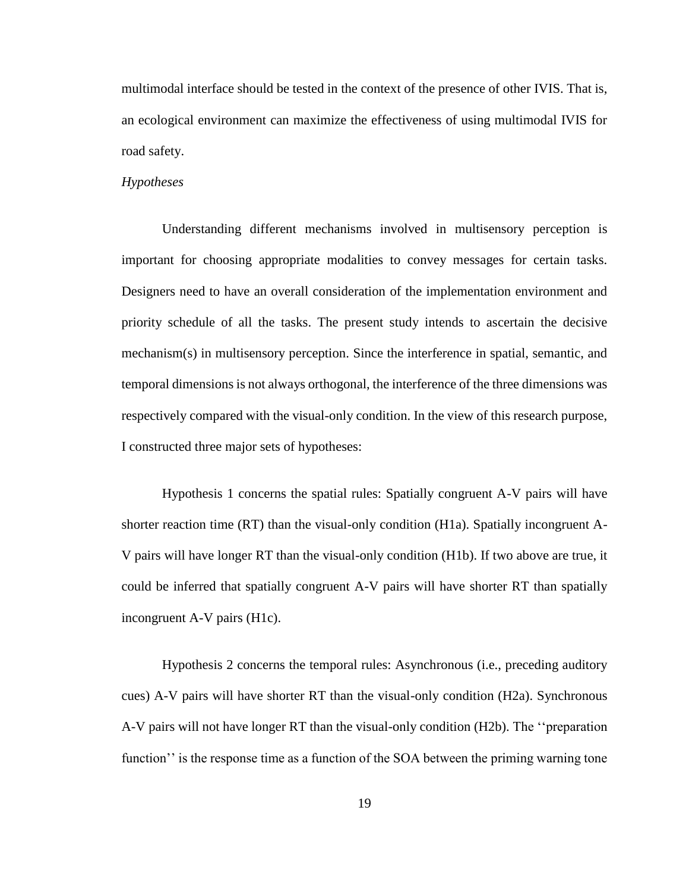multimodal interface should be tested in the context of the presence of other IVIS. That is, an ecological environment can maximize the effectiveness of using multimodal IVIS for road safety.

*Hypotheses*

Understanding different mechanisms involved in multisensory perception is important for choosing appropriate modalities to convey messages for certain tasks. Designers need to have an overall consideration of the implementation environment and priority schedule of all the tasks. The present study intends to ascertain the decisive mechanism(s) in multisensory perception. Since the interference in spatial, semantic, and temporal dimensions is not always orthogonal, the interference of the three dimensions was respectively compared with the visual-only condition. In the view of this research purpose, I constructed three major sets of hypotheses:

Hypothesis 1 concerns the spatial rules: Spatially congruent A-V pairs will have shorter reaction time (RT) than the visual-only condition (H1a). Spatially incongruent A-V pairs will have longer RT than the visual-only condition (H1b). If two above are true, it could be inferred that spatially congruent A-V pairs will have shorter RT than spatially incongruent A-V pairs (H1c).

Hypothesis 2 concerns the temporal rules: Asynchronous (i.e., preceding auditory cues) A-V pairs will have shorter RT than the visual-only condition (H2a). Synchronous A-V pairs will not have longer RT than the visual-only condition (H2b). The ''preparation function'' is the response time as a function of the SOA between the priming warning tone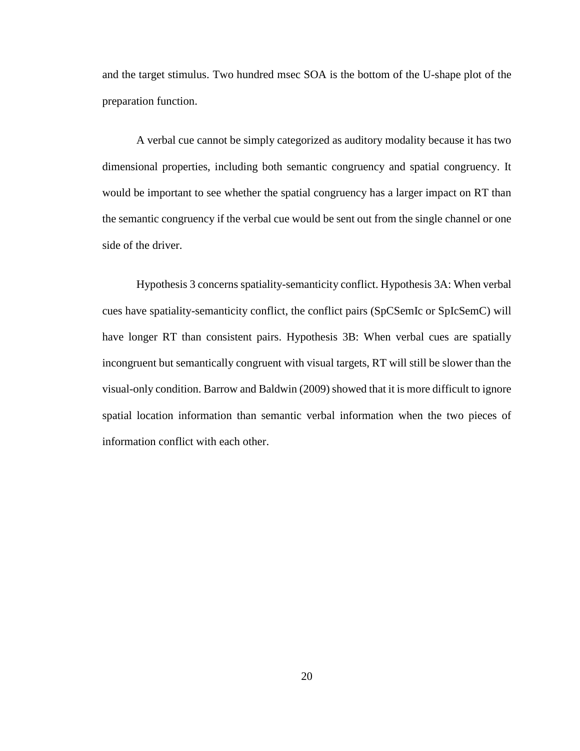and the target stimulus. Two hundred msec SOA is the bottom of the U-shape plot of the preparation function.

A verbal cue cannot be simply categorized as auditory modality because it has two dimensional properties, including both semantic congruency and spatial congruency. It would be important to see whether the spatial congruency has a larger impact on RT than the semantic congruency if the verbal cue would be sent out from the single channel or one side of the driver.

Hypothesis 3 concerns spatiality-semanticity conflict. Hypothesis 3A: When verbal cues have spatiality-semanticity conflict, the conflict pairs (SpCSemIc or SpIcSemC) will have longer RT than consistent pairs. Hypothesis 3B: When verbal cues are spatially incongruent but semantically congruent with visual targets, RT will still be slower than the visual-only condition. Barrow and Baldwin (2009) showed that it is more difficult to ignore spatial location information than semantic verbal information when the two pieces of information conflict with each other.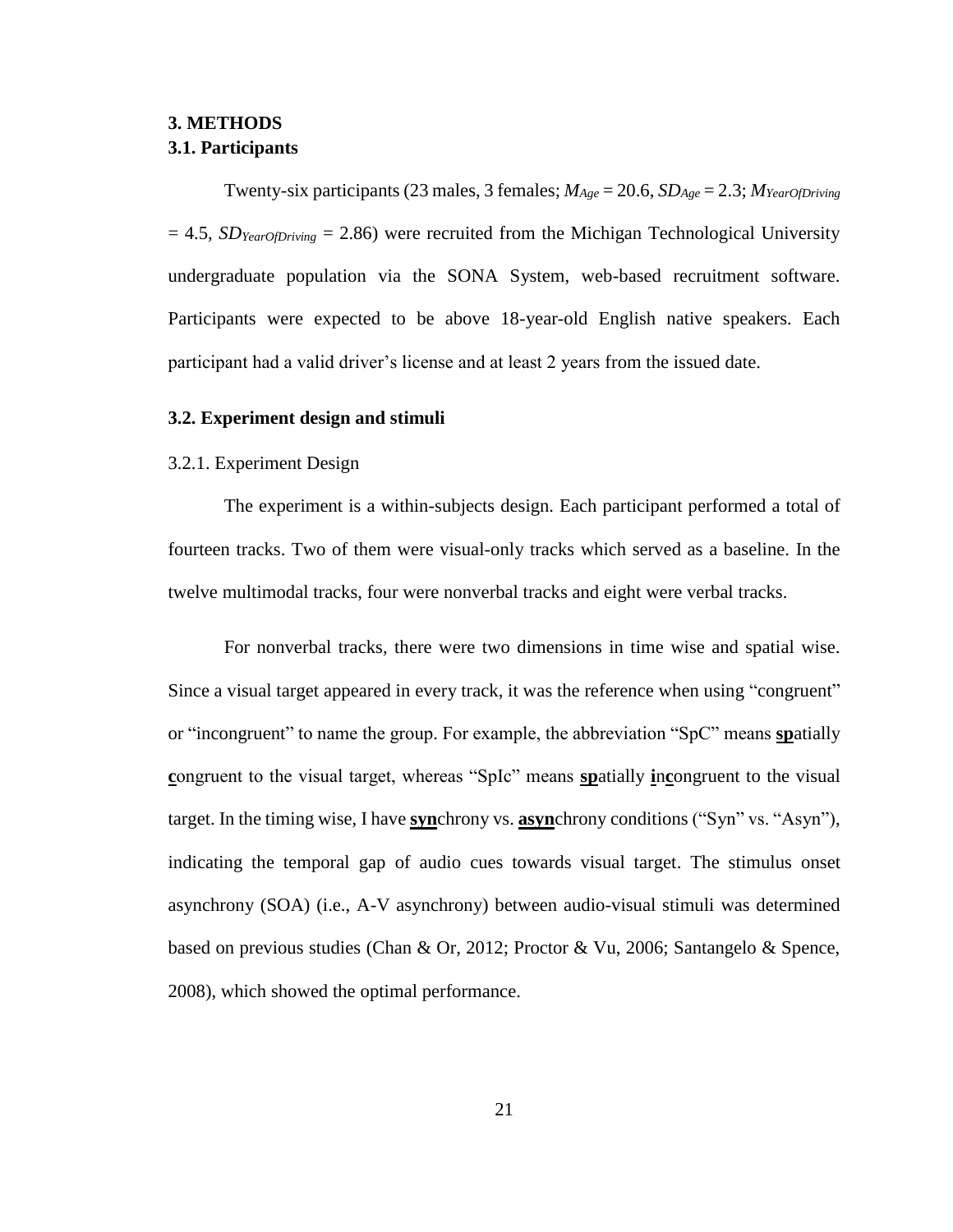## 3. METHODS

### 3.1. Participants

Twenty-six participants (23 males, 3 females; $M_{Age}$ = 20.6, $SD_{Age}$ = 2.3; $M_{YearOfDriving}$ = 4.5, $SD_{YearOfDriving}$ = 2.86) were recruited from the Michigan Technological University undergraduate population via the SONA System, web-based recruitment software. Participants were expected to be above 18-year-old English native speakers. Each participant had a valid driver's license and at least 2 years from the issued date.

### 3.2. Experiment design and stimuli

#### 3.2.1. Experiment Design

The experiment is a within-subjects design. Each participant performed a total of fourteen tracks. Two of them were visual-only tracks which served as a baseline. In the twelve multimodal tracks, four were nonverbal tracks and eight were verbal tracks.

For nonverbal tracks, there were two dimensions in time wise and spatial wise. Since a visual target appeared in every track, it was the reference when using "congruent" or "incongruent" to name the group. For example, the abbreviation "SpC" means <u>**sp**</u>atially <u>**c**</u>ongruent to the visual target, whereas "SpIc" means <u>**sp**</u>atially <u>**i**</u>n<u>**c**</u>ongruent to the visual target. In the timing wise, I have <u>**syn**</u>chrony vs. <u>**asyn**</u>chrony conditions ("Syn" vs. "Asyn"), indicating the temporal gap of audio cues towards visual target. The stimulus onset asynchrony (SOA) (i.e., A-V asynchrony) between audio-visual stimuli was determined based on previous studies (Chan & Or, 2012; Proctor & Vu, 2006; Santangelo & Spence, 2008), which showed the optimal performance.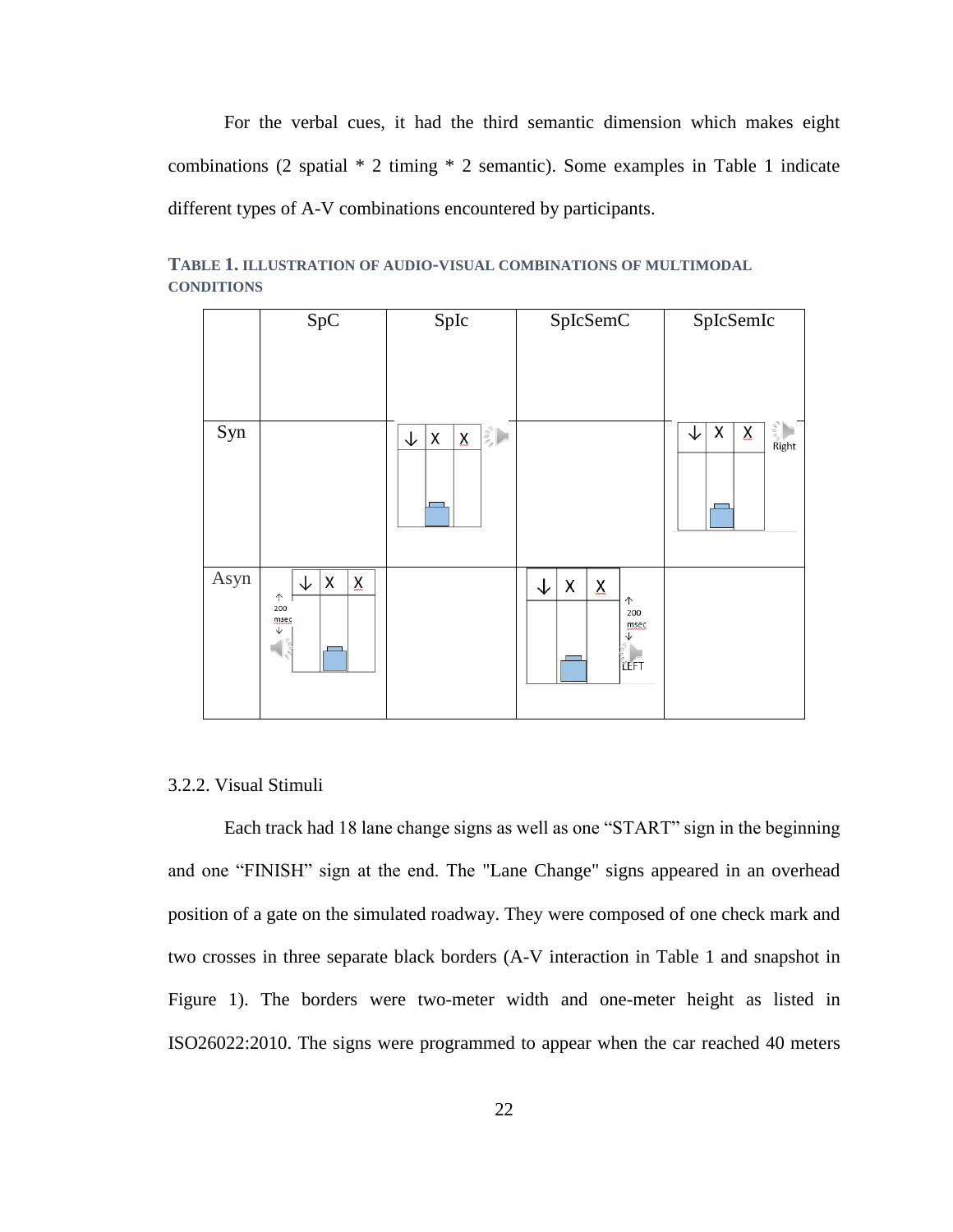For the verbal cues, it had the third semantic dimension which makes eight combinations (2 spatial * 2 timing * 2 semantic). Some examples in Table 1 indicate different types of A-V combinations encountered by participants.

**TABLE 1. ILLUSTRATION OF AUDIO-VISUAL COMBINATIONS OF MULTIMODAL CONDITIONS**

| | SpC | SpIc | SpIcSemC | SpIcSemIc |
|---|---|---|---|---|
| Syn | | ↓ X X | | ↓ X X Right |
| Asyn | ↓ X X ↑ 200 msec ↓ | | ↓ X X ↑ 200 msec ↓ LEFT | |

3.2.2. Visual Stimuli

Each track had 18 lane change signs as well as one "START" sign in the beginning and one "FINISH" sign at the end. The "Lane Change" signs appeared in an overhead position of a gate on the simulated roadway. They were composed of one check mark and two crosses in three separate black borders (A-V interaction in Table 1 and snapshot in Figure 1). The borders were two-meter width and one-meter height as listed in ISO26022:2010. The signs were programmed to appear when the car reached 40 meters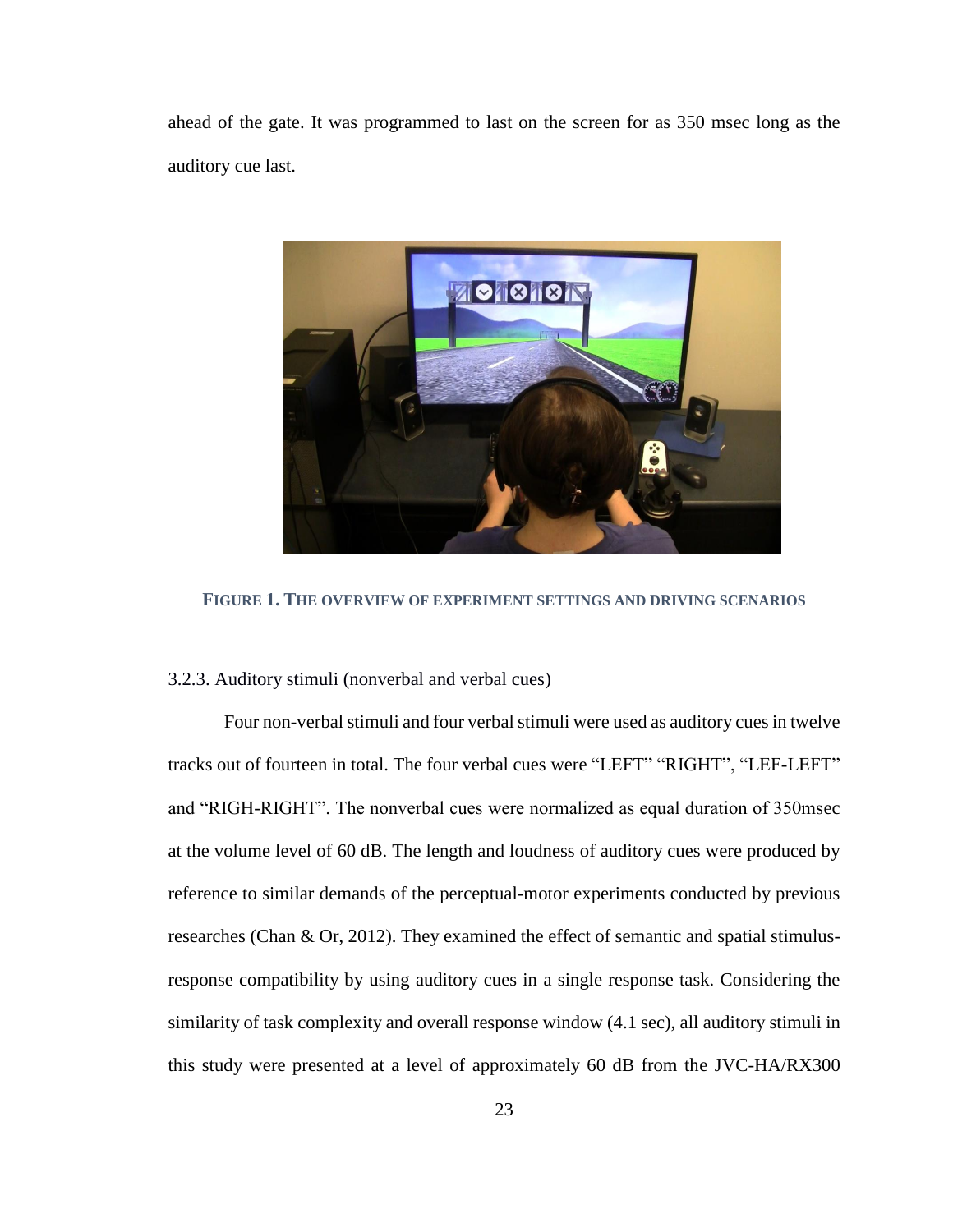ahead of the gate. It was programmed to last on the screen for as 350 msec long as the auditory cue last.

**FIGURE 1. THE OVERVIEW OF EXPERIMENT SETTINGS AND DRIVING SCENARIOS**

3.2.3. Auditory stimuli (nonverbal and verbal cues)

Four non-verbal stimuli and four verbal stimuli were used as auditory cues in twelve tracks out of fourteen in total. The four verbal cues were "LEFT" "RIGHT", "LEF-LEFT" and "RIGH-RIGHT". The nonverbal cues were normalized as equal duration of 350msec at the volume level of 60 dB. The length and loudness of auditory cues were produced by reference to similar demands of the perceptual-motor experiments conducted by previous researches (Chan & Or, 2012). They examined the effect of semantic and spatial stimulus-response compatibility by using auditory cues in a single response task. Considering the similarity of task complexity and overall response window (4.1 sec), all auditory stimuli in this study were presented at a level of approximately 60 dB from the JVC-HA/RX300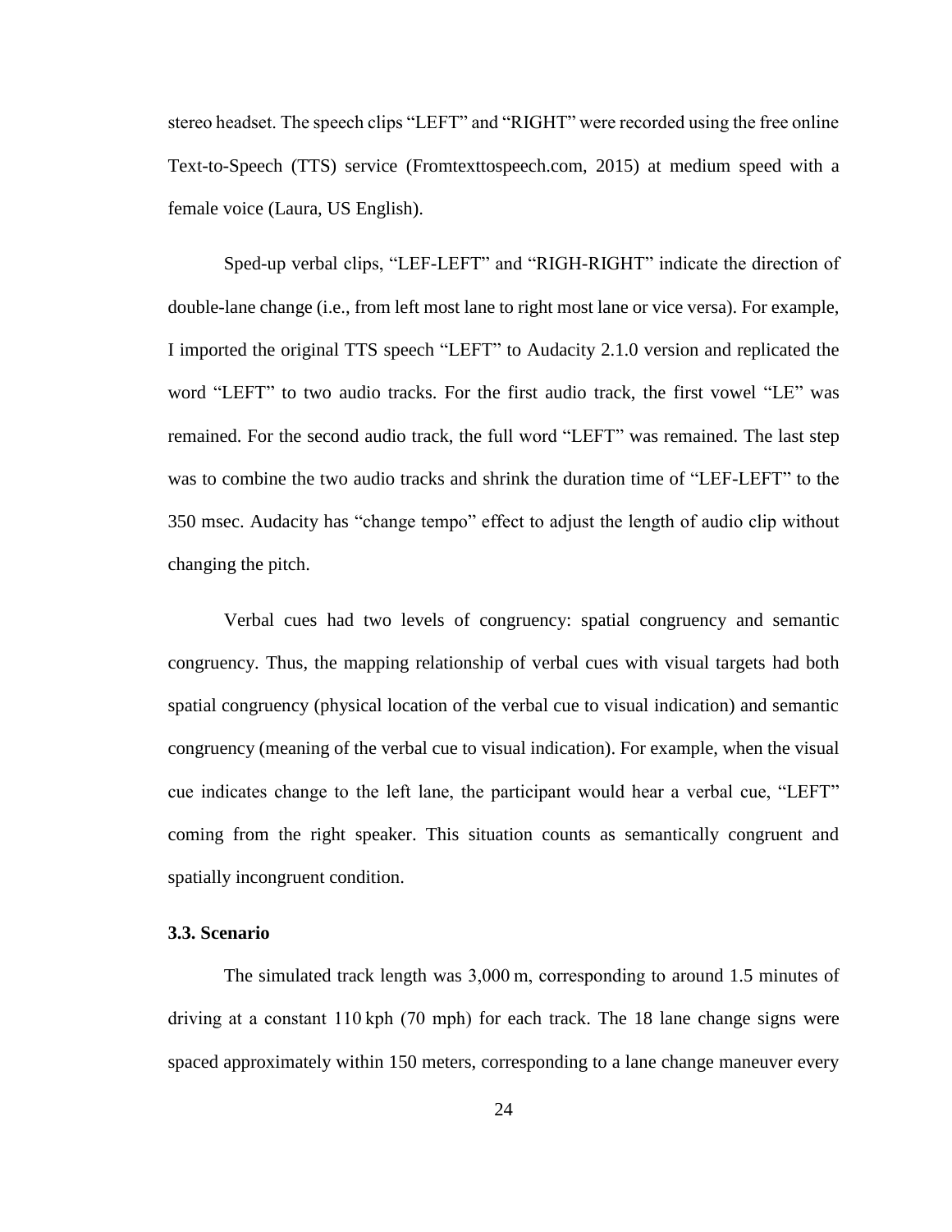stereo headset. The speech clips "LEFT" and "RIGHT" were recorded using the free online Text-to-Speech (TTS) service (Fromtexttospeech.com, 2015) at medium speed with a female voice (Laura, US English).

Sped-up verbal clips, "LEF-LEFT" and "RIGH-RIGHT" indicate the direction of double-lane change (i.e., from left most lane to right most lane or vice versa). For example, I imported the original TTS speech "LEFT" to Audacity 2.1.0 version and replicated the word "LEFT" to two audio tracks. For the first audio track, the first vowel "LE" was remained. For the second audio track, the full word "LEFT" was remained. The last step was to combine the two audio tracks and shrink the duration time of "LEF-LEFT" to the 350 msec. Audacity has "change tempo" effect to adjust the length of audio clip without changing the pitch.

Verbal cues had two levels of congruency: spatial congruency and semantic congruency. Thus, the mapping relationship of verbal cues with visual targets had both spatial congruency (physical location of the verbal cue to visual indication) and semantic congruency (meaning of the verbal cue to visual indication). For example, when the visual cue indicates change to the left lane, the participant would hear a verbal cue, "LEFT" coming from the right speaker. This situation counts as semantically congruent and spatially incongruent condition.

### 3.3. Scenario

The simulated track length was 3,000 m, corresponding to around 1.5 minutes of driving at a constant 110 kph (70 mph) for each track. The 18 lane change signs were spaced approximately within 150 meters, corresponding to a lane change maneuver every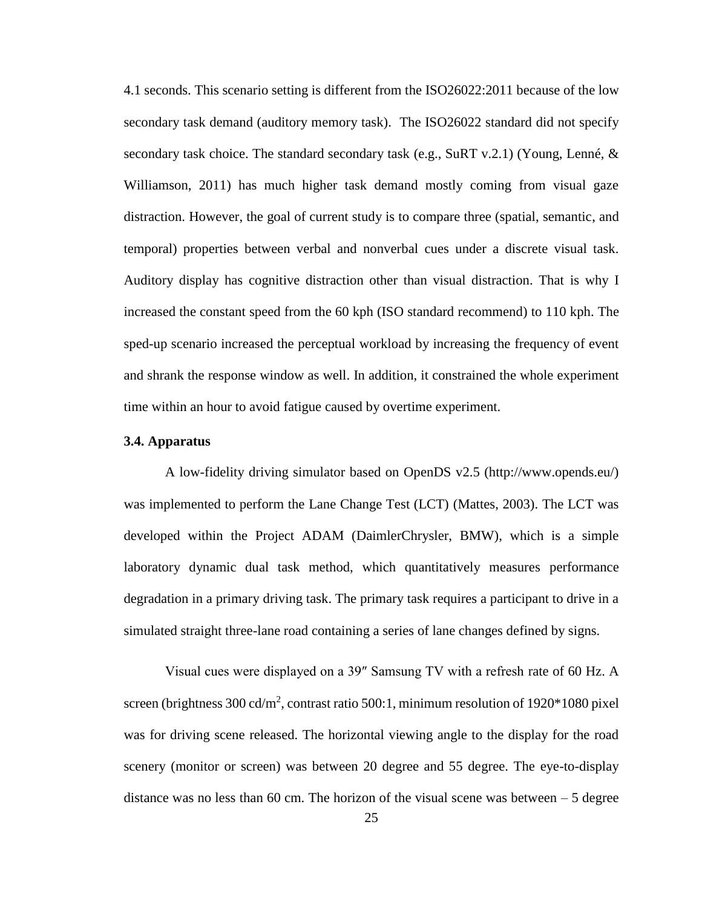4.1 seconds. This scenario setting is different from the ISO26022:2011 because of the low secondary task demand (auditory memory task). The ISO26022 standard did not specify secondary task choice. The standard secondary task (e.g., SuRT v.2.1) (Young, Lenné, & Williamson, 2011) has much higher task demand mostly coming from visual gaze distraction. However, the goal of current study is to compare three (spatial, semantic, and temporal) properties between verbal and nonverbal cues under a discrete visual task. Auditory display has cognitive distraction other than visual distraction. That is why I increased the constant speed from the 60 kph (ISO standard recommend) to 110 kph. The sped-up scenario increased the perceptual workload by increasing the frequency of event and shrank the response window as well. In addition, it constrained the whole experiment time within an hour to avoid fatigue caused by overtime experiment.

### 3.4. Apparatus

A low-fidelity driving simulator based on OpenDS v2.5 (http://www.opends.eu/) was implemented to perform the Lane Change Test (LCT) (Mattes, 2003). The LCT was developed within the Project ADAM (DaimlerChrysler, BMW), which is a simple laboratory dynamic dual task method, which quantitatively measures performance degradation in a primary driving task. The primary task requires a participant to drive in a simulated straight three-lane road containing a series of lane changes defined by signs.

Visual cues were displayed on a 39″ Samsung TV with a refresh rate of 60 Hz. A screen (brightness 300 cd/m$^2$, contrast ratio 500:1, minimum resolution of 1920*1080 pixel was for driving scene released. The horizontal viewing angle to the display for the road scenery (monitor or screen) was between 20 degree and 55 degree. The eye-to-display distance was no less than 60 cm. The horizon of the visual scene was between – 5 degree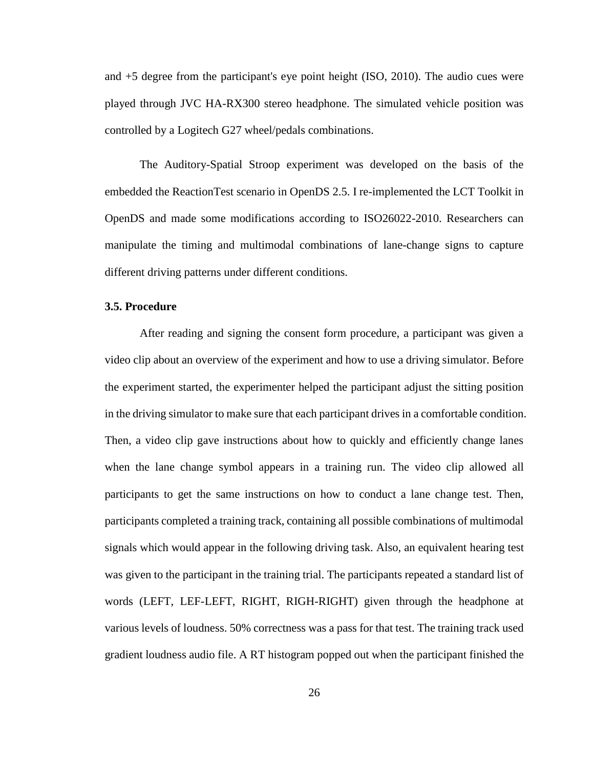and +5 degree from the participant's eye point height (ISO, 2010). The audio cues were played through JVC HA-RX300 stereo headphone. The simulated vehicle position was controlled by a Logitech G27 wheel/pedals combinations.

The Auditory-Spatial Stroop experiment was developed on the basis of the embedded the ReactionTest scenario in OpenDS 2.5. I re-implemented the LCT Toolkit in OpenDS and made some modifications according to ISO26022-2010. Researchers can manipulate the timing and multimodal combinations of lane-change signs to capture different driving patterns under different conditions.

### 3.5. Procedure

After reading and signing the consent form procedure, a participant was given a video clip about an overview of the experiment and how to use a driving simulator. Before the experiment started, the experimenter helped the participant adjust the sitting position in the driving simulator to make sure that each participant drives in a comfortable condition. Then, a video clip gave instructions about how to quickly and efficiently change lanes when the lane change symbol appears in a training run. The video clip allowed all participants to get the same instructions on how to conduct a lane change test. Then, participants completed a training track, containing all possible combinations of multimodal signals which would appear in the following driving task. Also, an equivalent hearing test was given to the participant in the training trial. The participants repeated a standard list of words (LEFT, LEF-LEFT, RIGHT, RIGH-RIGHT) given through the headphone at various levels of loudness. 50% correctness was a pass for that test. The training track used gradient loudness audio file. A RT histogram popped out when the participant finished the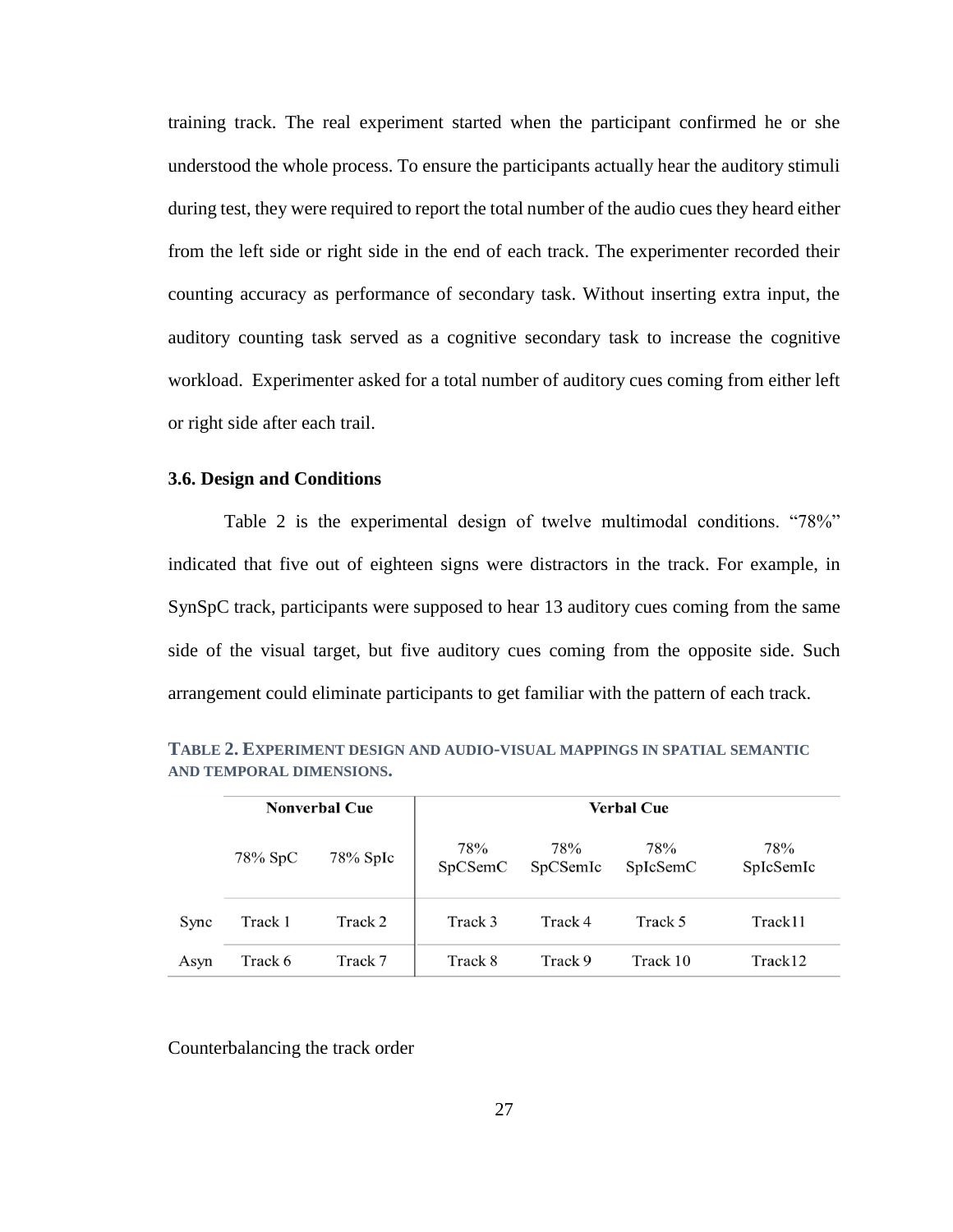training track. The real experiment started when the participant confirmed he or she understood the whole process. To ensure the participants actually hear the auditory stimuli during test, they were required to report the total number of the audio cues they heard either from the left side or right side in the end of each track. The experimenter recorded their counting accuracy as performance of secondary task. Without inserting extra input, the auditory counting task served as a cognitive secondary task to increase the cognitive workload. Experimenter asked for a total number of auditory cues coming from either left or right side after each trail.

### 3.6. Design and Conditions

Table 2 is the experimental design of twelve multimodal conditions. "78%" indicated that five out of eighteen signs were distractors in the track. For example, in SynSpC track, participants were supposed to hear 13 auditory cues coming from the same side of the visual target, but five auditory cues coming from the opposite side. Such arrangement could eliminate participants to get familiar with the pattern of each track.

**TABLE 2. EXPERIMENT DESIGN AND AUDIO-VISUAL MAPPINGS IN SPATIAL SEMANTIC AND TEMPORAL DIMENSIONS.**

| | Nonverbal Cue | | Verbal Cue | | | |
|---|---|---|---|---|---|---|
| | 78% SpC | 78% SpIc | 78% SpCSemC | 78% SpCSemIc | 78% SpIcSemC | 78% SpIcSemIc |
| Sync | Track 1 | Track 2 | Track 3 | Track 4 | Track 5 | Track11 |
| Asyn | Track 6 | Track 7 | Track 8 | Track 9 | Track 10 | Track12 |

Counterbalancing the track order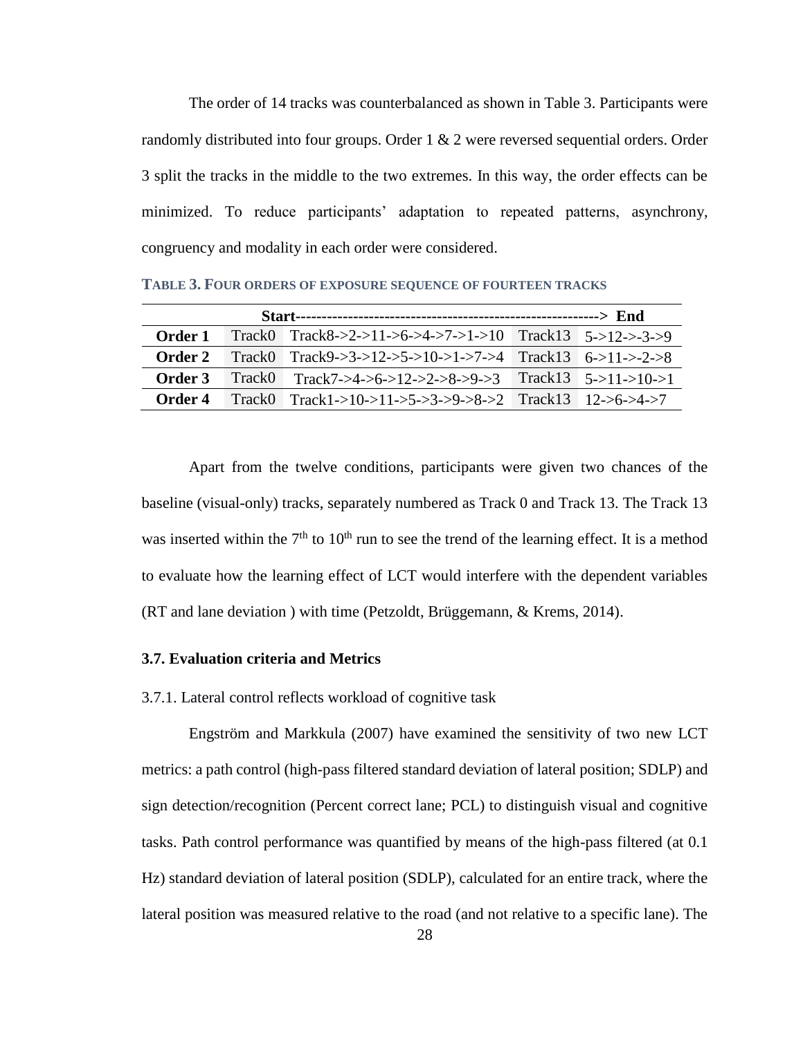The order of 14 tracks was counterbalanced as shown in Table 3. Participants were randomly distributed into four groups. Order 1 & 2 were reversed sequential orders. Order 3 split the tracks in the middle to the two extremes. In this way, the order effects can be minimized. To reduce participants' adaptation to repeated patterns, asynchrony, congruency and modality in each order were considered.

**TABLE 3. FOUR ORDERS OF EXPOSURE SEQUENCE OF FOURTEEN TRACKS**

| | Start---------------------------------------------------------> End | | | |
|---|---|---|---|---|
| **Order 1** | Track0 | Track8->2->11->6->4->7->1->10 | Track13 | 5->12->-3->9 |
| **Order 2** | Track0 | Track9->3->12->5->10->1->7->4 | Track13 | 6->11->-2->8 |
| **Order 3** | Track0 | Track7->4->6->12->2->8->9->3 | Track13 | 5->11->10->1 |
| **Order 4** | Track0 | Track1->10->11->5->3->9->8->2 | Track13 | 12->6->4->7 |

Apart from the twelve conditions, participants were given two chances of the baseline (visual-only) tracks, separately numbered as Track 0 and Track 13. The Track 13 was inserted within the 7th to 10th run to see the trend of the learning effect. It is a method to evaluate how the learning effect of LCT would interfere with the dependent variables (RT and lane deviation ) with time (Petzoldt, Brüggemann, & Krems, 2014).

### 3.7. Evaluation criteria and Metrics

3.7.1. Lateral control reflects workload of cognitive task

Engström and Markkula (2007) have examined the sensitivity of two new LCT metrics: a path control (high-pass filtered standard deviation of lateral position; SDLP) and sign detection/recognition (Percent correct lane; PCL) to distinguish visual and cognitive tasks. Path control performance was quantified by means of the high-pass filtered (at 0.1 Hz) standard deviation of lateral position (SDLP), calculated for an entire track, where the lateral position was measured relative to the road (and not relative to a specific lane). The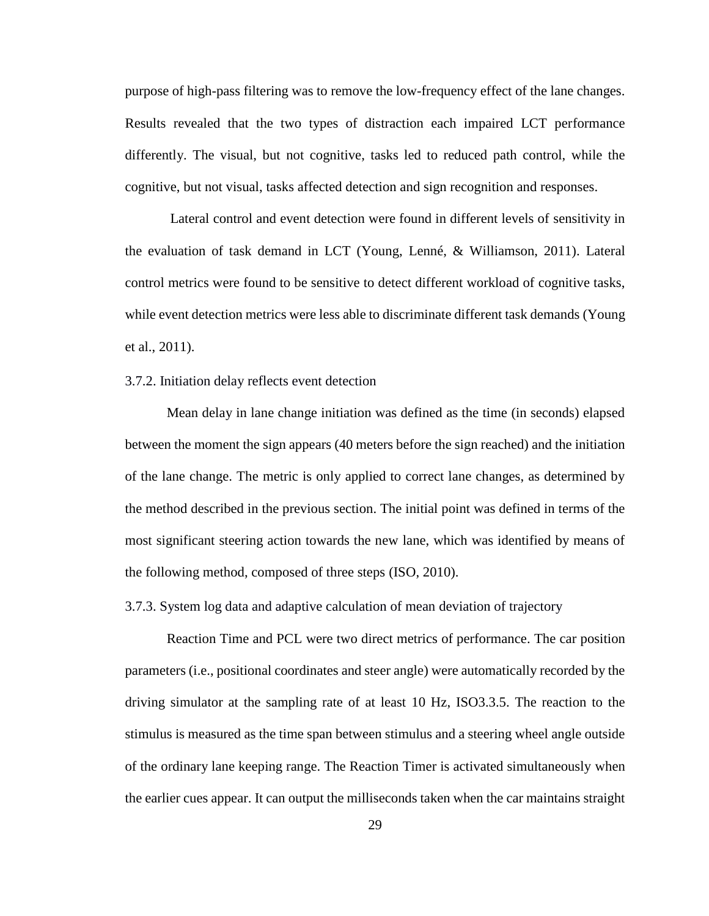purpose of high-pass filtering was to remove the low-frequency effect of the lane changes. Results revealed that the two types of distraction each impaired LCT performance differently. The visual, but not cognitive, tasks led to reduced path control, while the cognitive, but not visual, tasks affected detection and sign recognition and responses.

Lateral control and event detection were found in different levels of sensitivity in the evaluation of task demand in LCT (Young, Lenné, & Williamson, 2011). Lateral control metrics were found to be sensitive to detect different workload of cognitive tasks, while event detection metrics were less able to discriminate different task demands (Young et al., 2011).

### 3.7.2. Initiation delay reflects event detection

Mean delay in lane change initiation was defined as the time (in seconds) elapsed between the moment the sign appears (40 meters before the sign reached) and the initiation of the lane change. The metric is only applied to correct lane changes, as determined by the method described in the previous section. The initial point was defined in terms of the most significant steering action towards the new lane, which was identified by means of the following method, composed of three steps (ISO, 2010).

### 3.7.3. System log data and adaptive calculation of mean deviation of trajectory

Reaction Time and PCL were two direct metrics of performance. The car position parameters (i.e., positional coordinates and steer angle) were automatically recorded by the driving simulator at the sampling rate of at least 10 Hz, ISO3.3.5. The reaction to the stimulus is measured as the time span between stimulus and a steering wheel angle outside of the ordinary lane keeping range. The Reaction Timer is activated simultaneously when the earlier cues appear. It can output the milliseconds taken when the car maintains straight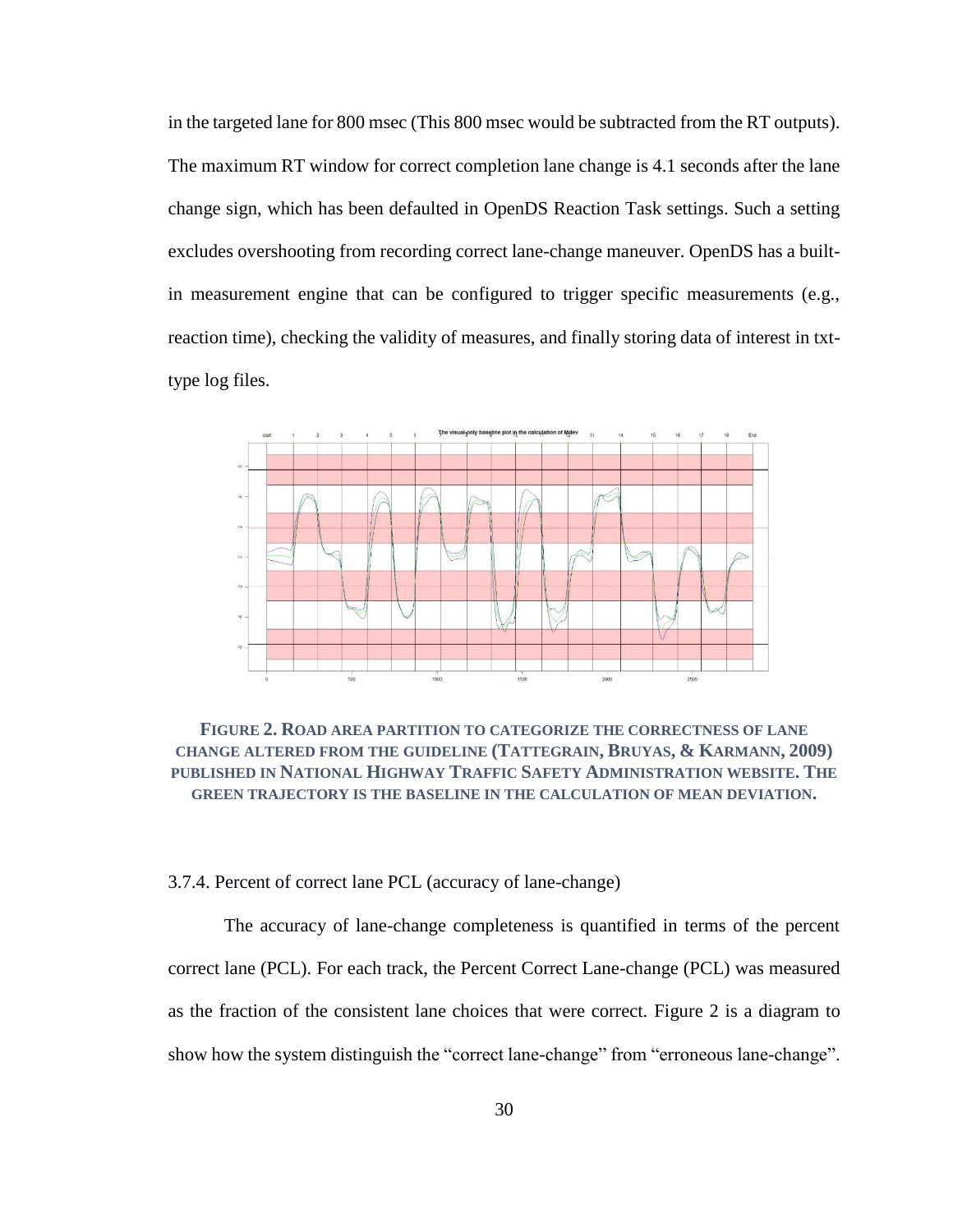in the targeted lane for 800 msec (This 800 msec would be subtracted from the RT outputs). The maximum RT window for correct completion lane change is 4.1 seconds after the lane change sign, which has been defaulted in OpenDS Reaction Task settings. Such a setting excludes overshooting from recording correct lane-change maneuver. OpenDS has a built-in measurement engine that can be configured to trigger specific measurements (e.g., reaction time), checking the validity of measures, and finally storing data of interest in txt-type log files.

**FIGURE 2. ROAD AREA PARTITION TO CATEGORIZE THE CORRECTNESS OF LANE CHANGE ALTERED FROM THE GUIDELINE (TATTEGRAIN, BRUYAS, & KARMANN, 2009) PUBLISHED IN NATIONAL HIGHWAY TRAFFIC SAFETY ADMINISTRATION WEBSITE. THE GREEN TRAJECTORY IS THE BASELINE IN THE CALCULATION OF MEAN DEVIATION.**

### 3.7.4. Percent of correct lane PCL (accuracy of lane-change)

The accuracy of lane-change completeness is quantified in terms of the percent correct lane (PCL). For each track, the Percent Correct Lane-change (PCL) was measured as the fraction of the consistent lane choices that were correct. Figure 2 is a diagram to show how the system distinguish the "correct lane-change" from "erroneous lane-change".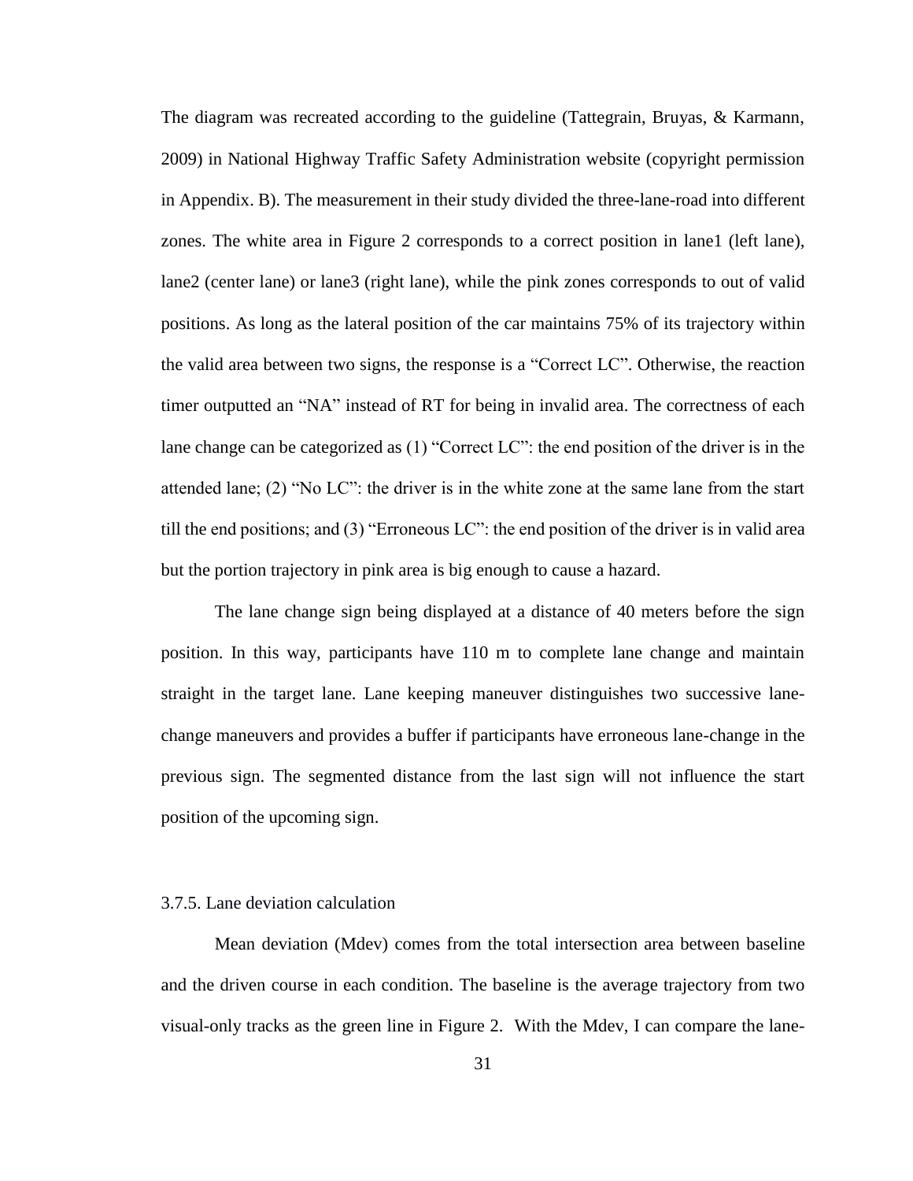The diagram was recreated according to the guideline (Tattegrain, Bruyas, & Karmann, 2009) in National Highway Traffic Safety Administration website (copyright permission in Appendix. B). The measurement in their study divided the three-lane-road into different zones. The white area in Figure 2 corresponds to a correct position in lane1 (left lane), lane2 (center lane) or lane3 (right lane), while the pink zones corresponds to out of valid positions. As long as the lateral position of the car maintains 75% of its trajectory within the valid area between two signs, the response is a "Correct LC". Otherwise, the reaction timer outputted an "NA" instead of RT for being in invalid area. The correctness of each lane change can be categorized as (1) "Correct LC": the end position of the driver is in the attended lane; (2) "No LC": the driver is in the white zone at the same lane from the start till the end positions; and (3) "Erroneous LC": the end position of the driver is in valid area but the portion trajectory in pink area is big enough to cause a hazard.

The lane change sign being displayed at a distance of 40 meters before the sign position. In this way, participants have 110 m to complete lane change and maintain straight in the target lane. Lane keeping maneuver distinguishes two successive lane-change maneuvers and provides a buffer if participants have erroneous lane-change in the previous sign. The segmented distance from the last sign will not influence the start position of the upcoming sign.

### 3.7.5. Lane deviation calculation

Mean deviation (Mdev) comes from the total intersection area between baseline and the driven course in each condition. The baseline is the average trajectory from two visual-only tracks as the green line in Figure 2. With the Mdev, I can compare the lane-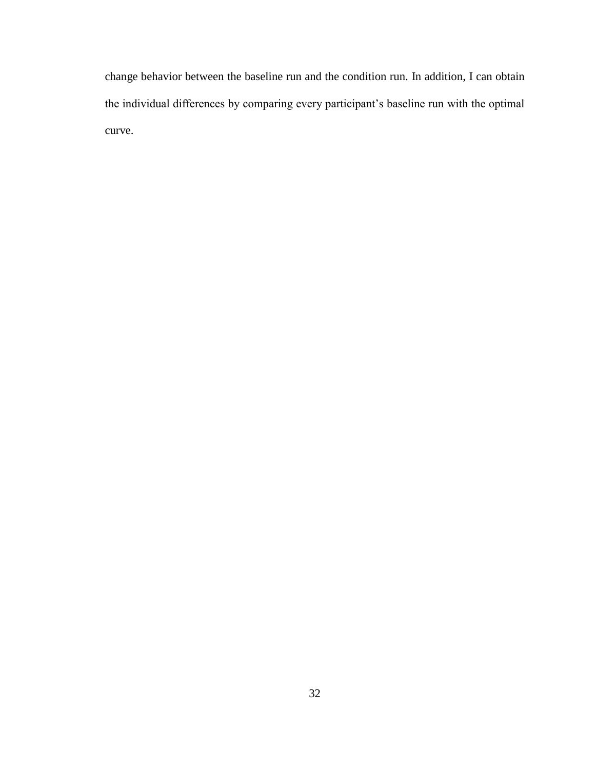change behavior between the baseline run and the condition run. In addition, I can obtain the individual differences by comparing every participant's baseline run with the optimal curve.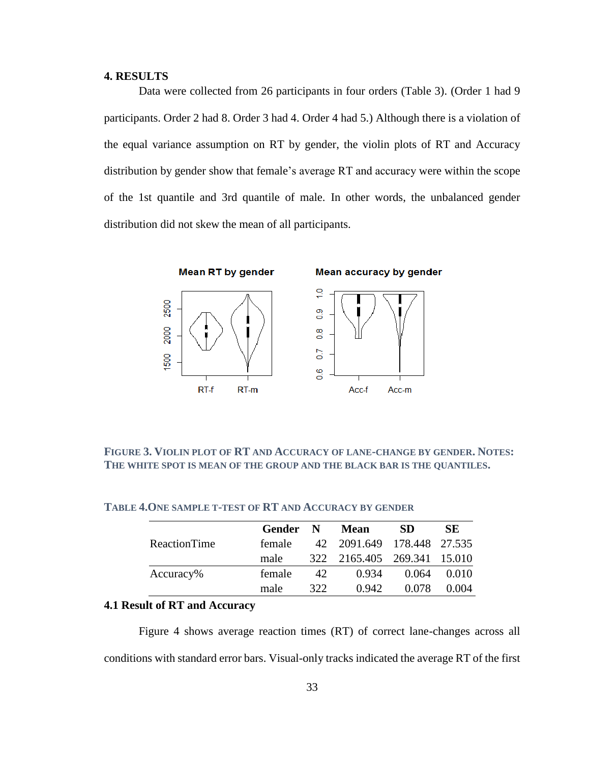## 4. RESULTS

Data were collected from 26 participants in four orders (Table 3). (Order 1 had 9 participants. Order 2 had 8. Order 3 had 4. Order 4 had 5.) Although there is a violation of the equal variance assumption on RT by gender, the violin plots of RT and Accuracy distribution by gender show that female's average RT and accuracy were within the scope of the 1st quantile and 3rd quantile of male. In other words, the unbalanced gender distribution did not skew the mean of all participants.

FIGURE 3. VIOLIN PLOT OF RT AND ACCURACY OF LANE-CHANGE BY GENDER. NOTES: THE WHITE SPOT IS MEAN OF THE GROUP AND THE BLACK BAR IS THE QUANTILES.

TABLE 4. ONE SAMPLE T-TEST OF RT AND ACCURACY BY GENDER

| | Gender | N | Mean | SD | SE |
|---|---|---|---|---|---|
| ReactionTime | female | 42 | 2091.649 | 178.448 | 27.535 |
| | male | 322 | 2165.405 | 269.341 | 15.010 |
| Accuracy% | female | 42 | 0.934 | 0.064 | 0.010 |
| | male | 322 | 0.942 | 0.078 | 0.004 |

### 4.1 Result of RT and Accuracy

Figure 4 shows average reaction times (RT) of correct lane-changes across all conditions with standard error bars. Visual-only tracks indicated the average RT of the first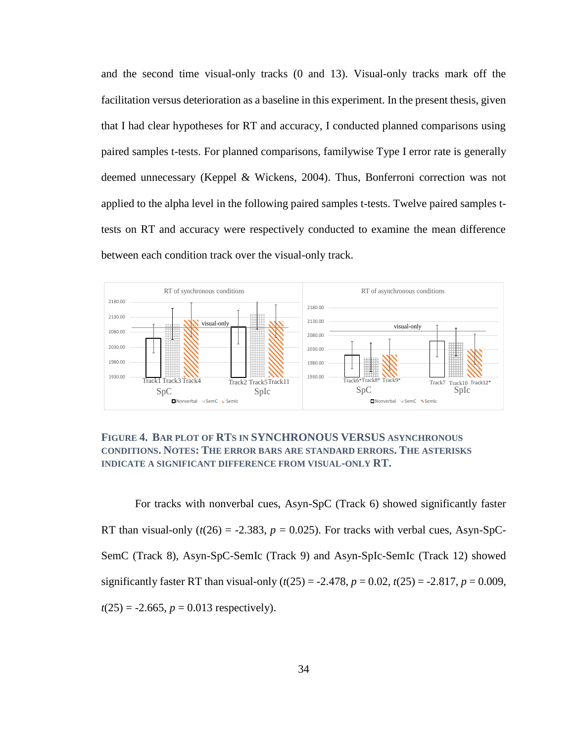and the second time visual-only tracks (0 and 13). Visual-only tracks mark off the facilitation versus deterioration as a baseline in this experiment. In the present thesis, given that I had clear hypotheses for RT and accuracy, I conducted planned comparisons using paired samples t-tests. For planned comparisons, familywise Type I error rate is generally deemed unnecessary (Keppel & Wickens, 2004). Thus, Bonferroni correction was not applied to the alpha level in the following paired samples t-tests. Twelve paired samples t-tests on RT and accuracy were respectively conducted to examine the mean difference between each condition track over the visual-only track.

**FIGURE 4. BAR PLOT OF RTS IN SYNCHRONOUS VERSUS ASYNCHRONOUS CONDITIONS. NOTES: THE ERROR BARS ARE STANDARD ERRORS. THE ASTERISKS INDICATE A SIGNIFICANT DIFFERENCE FROM VISUAL-ONLY RT.**

For tracks with nonverbal cues, Asyn-SpC (Track 6) showed significantly faster RT than visual-only ($t(26) = -2.383$, $p = 0.025$). For tracks with verbal cues, Asyn-SpC-SemC (Track 8), Asyn-SpC-SemIc (Track 9) and Asyn-SpIc-SemIc (Track 12) showed significantly faster RT than visual-only ($t(25) = -2.478$, $p = 0.02$, $t(25) = -2.817$, $p = 0.009$, $t(25) = -2.665$, $p = 0.013$ respectively).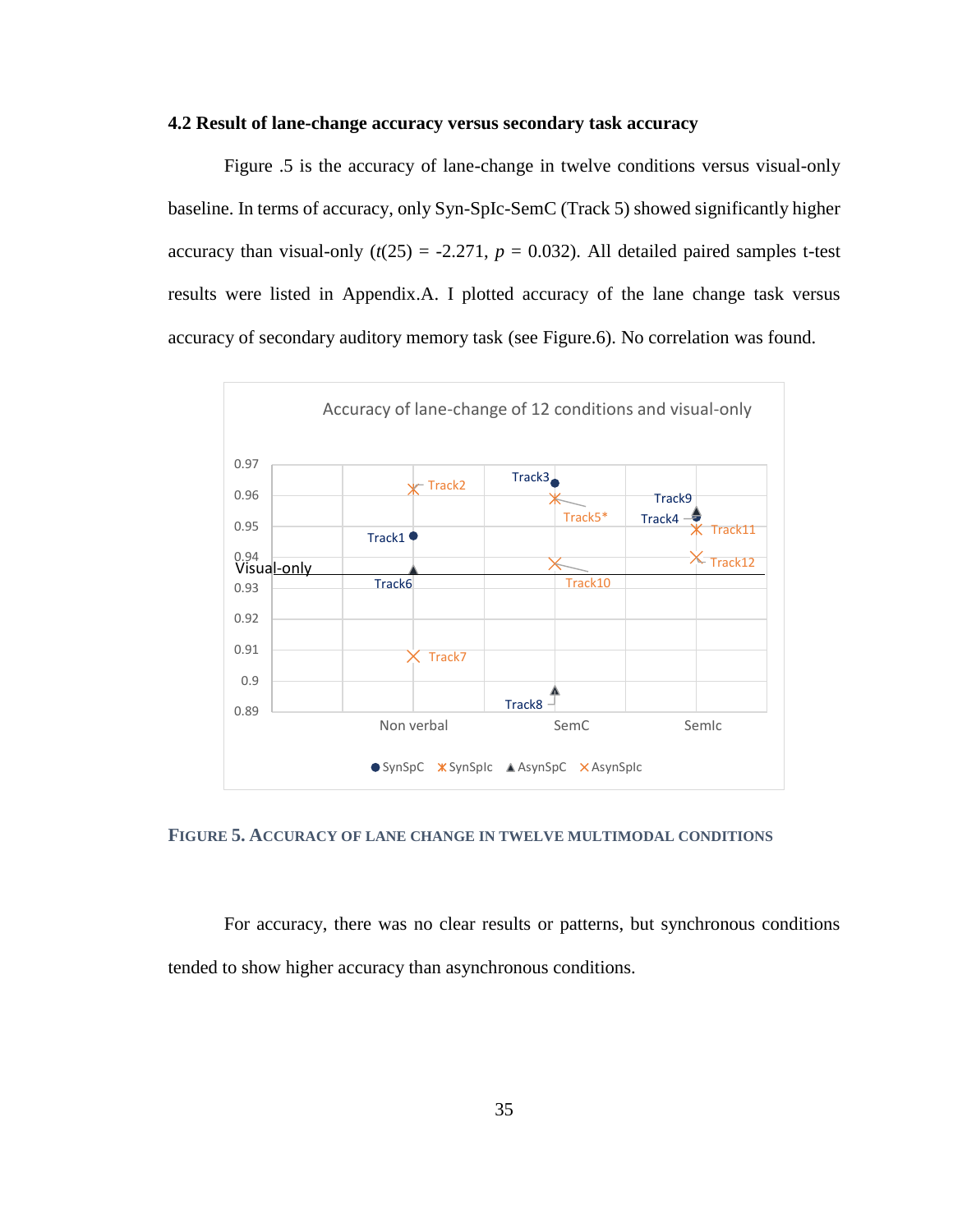### 4.2 Result of lane-change accuracy versus secondary task accuracy

Figure .5 is the accuracy of lane-change in twelve conditions versus visual-only baseline. In terms of accuracy, only Syn-SpIc-SemC (Track 5) showed significantly higher accuracy than visual-only ($t(25) = -2.271$, $p = 0.032$). All detailed paired samples t-test results were listed in Appendix.A. I plotted accuracy of the lane change task versus accuracy of secondary auditory memory task (see Figure.6). No correlation was found.

FIGURE 5. ACCURACY OF LANE CHANGE IN TWELVE MULTIMODAL CONDITIONS

For accuracy, there was no clear results or patterns, but synchronous conditions tended to show higher accuracy than asynchronous conditions.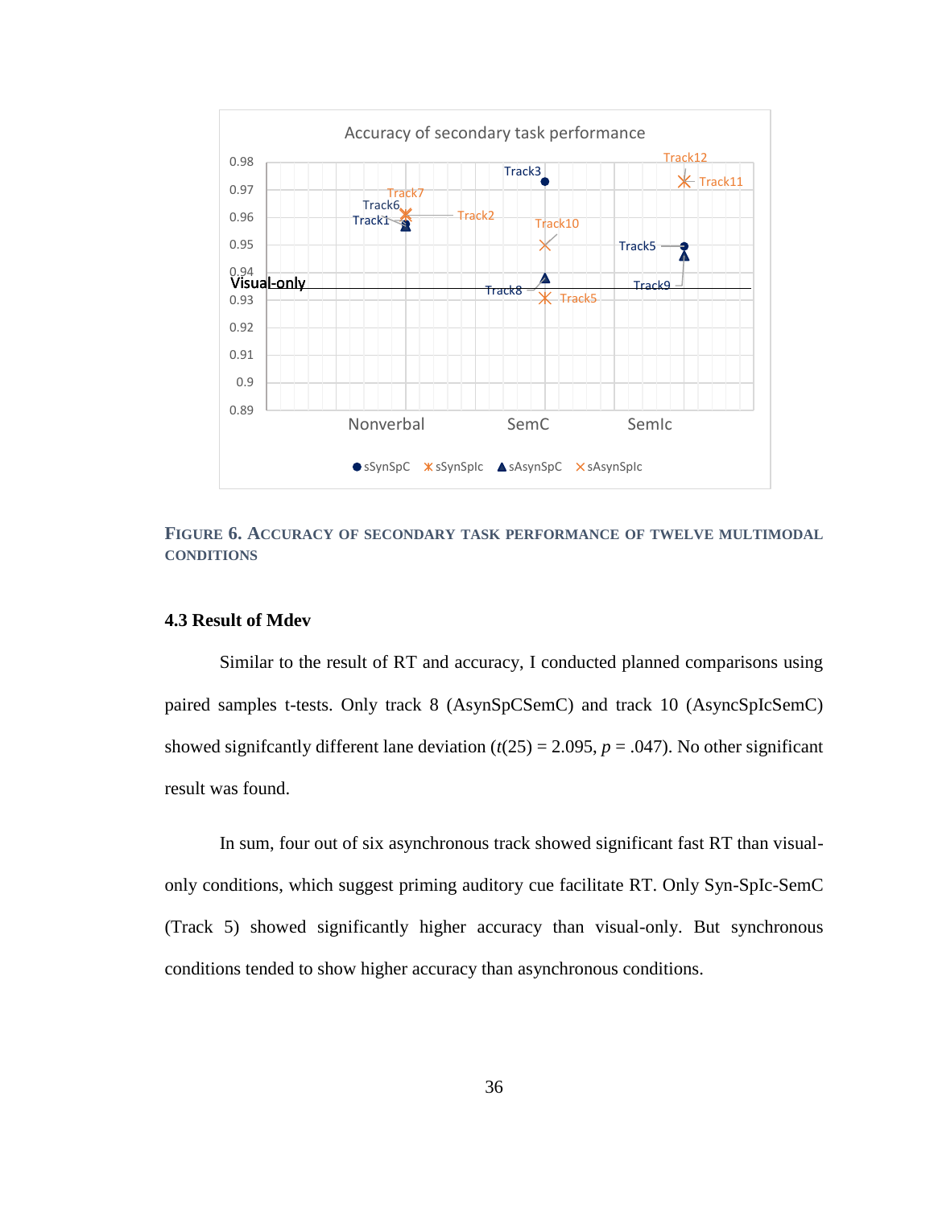**Figure 6. Accuracy of secondary task performance of twelve multimodal conditions**

### 4.3 Result of Mdev

Similar to the result of RT and accuracy, I conducted planned comparisons using paired samples t-tests. Only track 8 (AsynSpCSemC) and track 10 (AsyncSpIcSemC) showed signifcantly different lane deviation ($t(25) = 2.095$, $p = .047$). No other significant result was found.

In sum, four out of six asynchronous track showed significant fast RT than visual-only conditions, which suggest priming auditory cue facilitate RT. Only Syn-SpIc-SemC (Track 5) showed significantly higher accuracy than visual-only. But synchronous conditions tended to show higher accuracy than asynchronous conditions.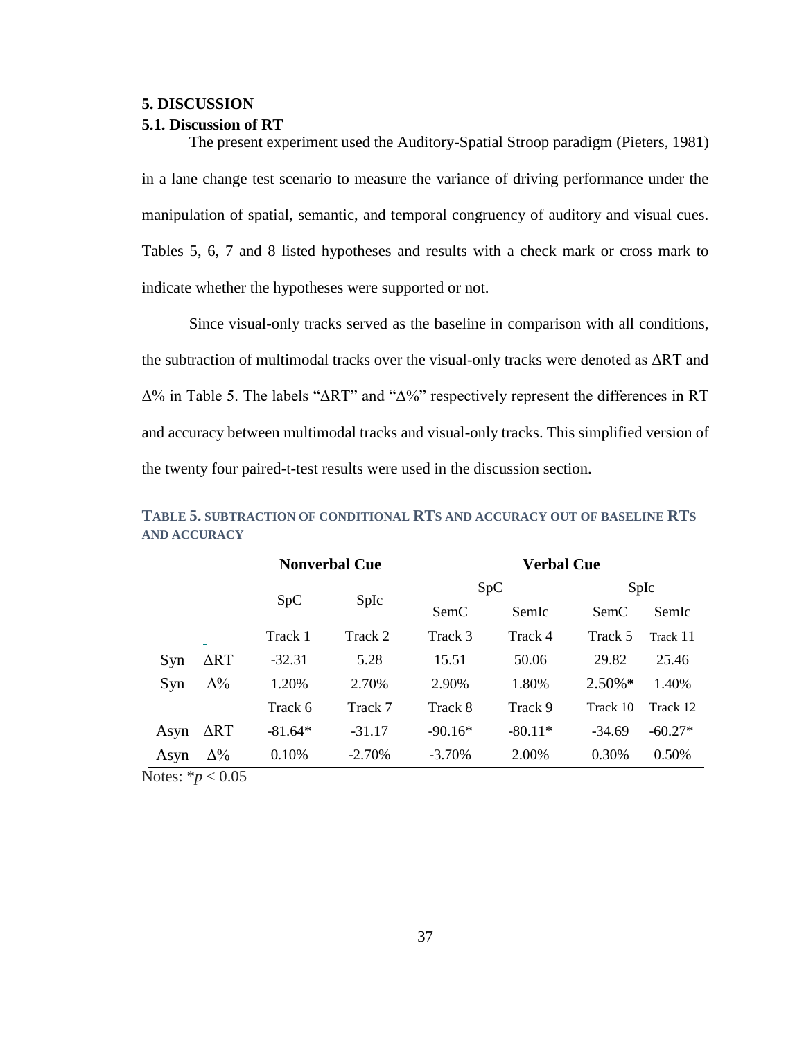## 5. DISCUSSION

### 5.1. Discussion of RT

The present experiment used the Auditory-Spatial Stroop paradigm (Pieters, 1981) in a lane change test scenario to measure the variance of driving performance under the manipulation of spatial, semantic, and temporal congruency of auditory and visual cues. Tables 5, 6, 7 and 8 listed hypotheses and results with a check mark or cross mark to indicate whether the hypotheses were supported or not.

Since visual-only tracks served as the baseline in comparison with all conditions, the subtraction of multimodal tracks over the visual-only tracks were denoted as ΔRT and Δ% in Table 5. The labels "ΔRT" and "Δ%" respectively represent the differences in RT and accuracy between multimodal tracks and visual-only tracks. This simplified version of the twenty four paired-t-test results were used in the discussion section.

**TABLE 5. SUBTRACTION OF CONDITIONAL RTS AND ACCURACY OUT OF BASELINE RTS AND ACCURACY**

| | | Nonverbal Cue | | Verbal Cue | | | |
|---|---|---|---|---|---|---|---|
| | | SpC | SpIc | SpC | | SpIc | |
| | | | | SemC | SemIc | SemC | SemIc |
| | | Track 1 | Track 2 | Track 3 | Track 4 | Track 5 | Track 11 |
| Syn | ΔRT | -32.31 | 5.28 | 15.51 | 50.06 | 29.82 | 25.46 |
| Syn | Δ% | 1.20% | 2.70% | 2.90% | 1.80% | 2.50%* | 1.40% |
| | | Track 6 | Track 7 | Track 8 | Track 9 | Track 10 | Track 12 |
| Asyn | ΔRT | -81.64* | -31.17 | -90.16* | -80.11* | -34.69 | -60.27* |
| Asyn | Δ% | 0.10% | -2.70% | -3.70% | 2.00% | 0.30% | 0.50% |

Notes: *$p < 0.05$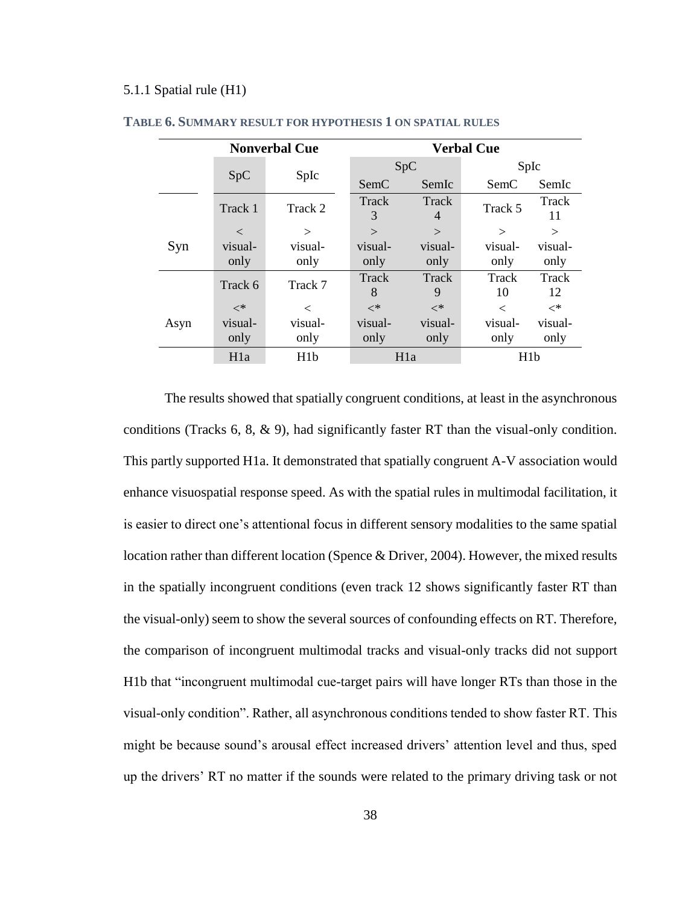5.1.1 Spatial rule (H1)

**TABLE 6. SUMMARY RESULT FOR HYPOTHESIS 1 ON SPATIAL RULES**

| | Nonverbal Cue | | Verbal Cue | | | |
|---|---|---|---|---|---|---|
| | SpC | SpIc | SpC | | SpIc | |
| | | | SemC | SemIc | SemC | SemIc |
| Syn | Track 1 | Track 2 | Track 3 | Track 4 | Track 5 | Track 11 |
| | < visual-only | > visual-only | > visual-only | > visual-only | > visual-only | > visual-only |
| Asyn | Track 6 | Track 7 | Track 8 | Track 9 | Track 10 | Track 12 |
| | <* visual-only | < visual-only | <* visual-only | <* visual-only | < visual-only | <* visual-only |
| | H1a | H1b | H1a | | H1b | |

The results showed that spatially congruent conditions, at least in the asynchronous conditions (Tracks 6, 8, & 9), had significantly faster RT than the visual-only condition. This partly supported H1a. It demonstrated that spatially congruent A-V association would enhance visuospatial response speed. As with the spatial rules in multimodal facilitation, it is easier to direct one's attentional focus in different sensory modalities to the same spatial location rather than different location (Spence & Driver, 2004). However, the mixed results in the spatially incongruent conditions (even track 12 shows significantly faster RT than the visual-only) seem to show the several sources of confounding effects on RT. Therefore, the comparison of incongruent multimodal tracks and visual-only tracks did not support H1b that "incongruent multimodal cue-target pairs will have longer RTs than those in the visual-only condition". Rather, all asynchronous conditions tended to show faster RT. This might be because sound's arousal effect increased drivers' attention level and thus, sped up the drivers' RT no matter if the sounds were related to the primary driving task or not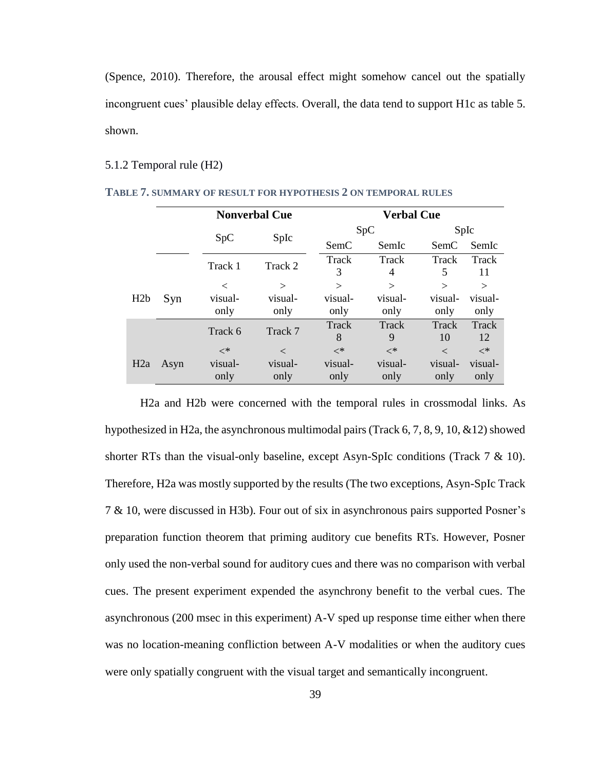(Spence, 2010). Therefore, the arousal effect might somehow cancel out the spatially incongruent cues' plausible delay effects. Overall, the data tend to support H1c as table 5. shown.

5.1.2 Temporal rule (H2)

**TABLE 7. SUMMARY OF RESULT FOR HYPOTHESIS 2 ON TEMPORAL RULES**

| | | Nonverbal Cue | | Verbal Cue | | | |
|---|---|---|---|---|---|---|---|
| | | SpC | SpIc | SpC | | SpIc | |
| | | | | SemC | SemIc | SemC | SemIc |
| | | Track 1 | Track 2 | Track 3 | Track 4 | Track 5 | Track 11 |
| H2b | Syn | < visual-only | > visual-only | > visual-only | > visual-only | > visual-only | > visual-only |
| | | Track 6 | Track 7 | Track 8 | Track 9 | Track 10 | Track 12 |
| H2a | Asyn | <* visual-only | < visual-only | <* visual-only | <* visual-only | < visual-only | <* visual-only |

H2a and H2b were concerned with the temporal rules in crossmodal links. As hypothesized in H2a, the asynchronous multimodal pairs (Track 6, 7, 8, 9, 10, &12) showed shorter RTs than the visual-only baseline, except Asyn-SpIc conditions (Track 7 & 10). Therefore, H2a was mostly supported by the results (The two exceptions, Asyn-SpIc Track 7 & 10, were discussed in H3b). Four out of six in asynchronous pairs supported Posner's preparation function theorem that priming auditory cue benefits RTs. However, Posner only used the non-verbal sound for auditory cues and there was no comparison with verbal cues. The present experiment expended the asynchrony benefit to the verbal cues. The asynchronous (200 msec in this experiment) A-V sped up response time either when there was no location-meaning confliction between A-V modalities or when the auditory cues were only spatially congruent with the visual target and semantically incongruent.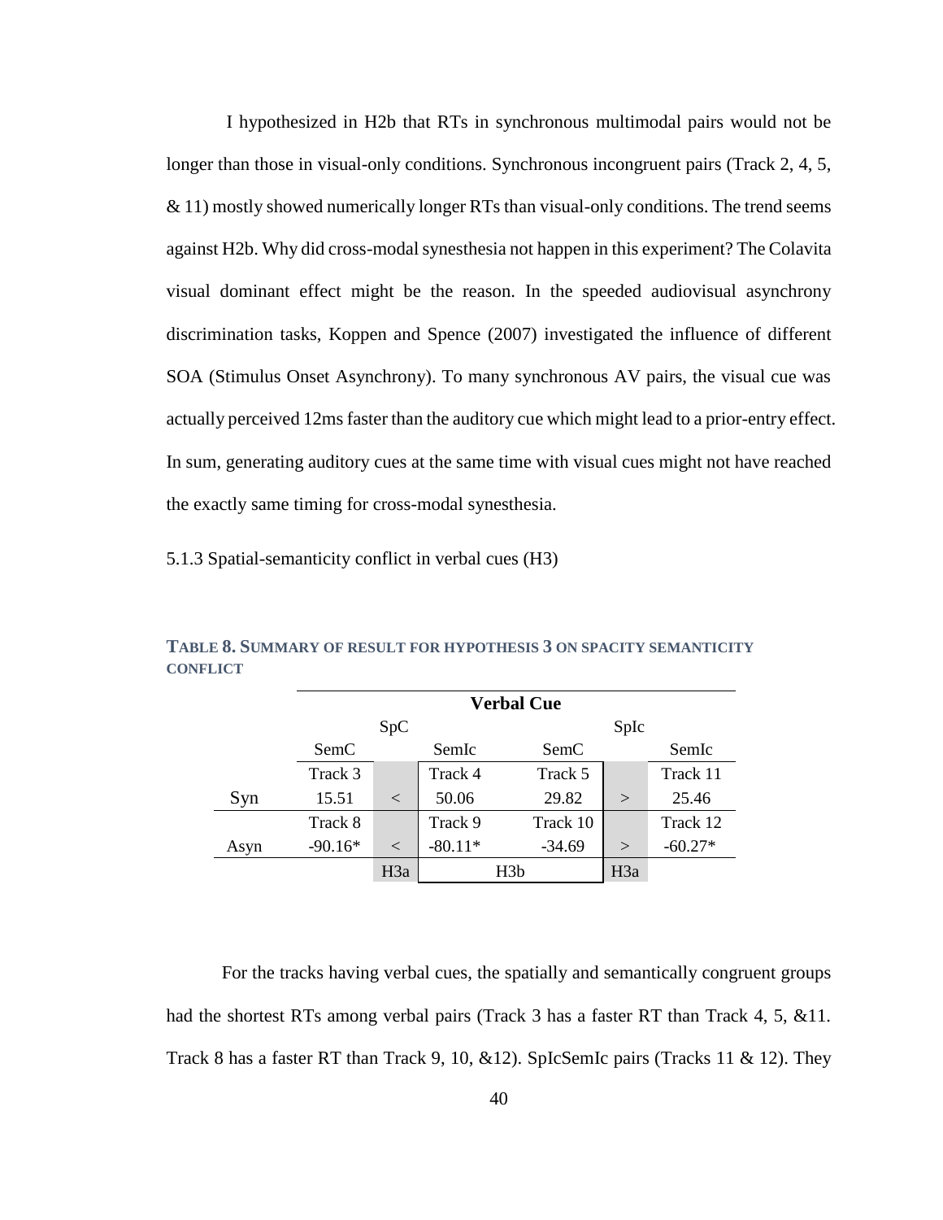I hypothesized in H2b that RTs in synchronous multimodal pairs would not be longer than those in visual-only conditions. Synchronous incongruent pairs (Track 2, 4, 5, & 11) mostly showed numerically longer RTs than visual-only conditions. The trend seems against H2b. Why did cross-modal synesthesia not happen in this experiment? The Colavita visual dominant effect might be the reason. In the speeded audiovisual asynchrony discrimination tasks, Koppen and Spence (2007) investigated the influence of different SOA (Stimulus Onset Asynchrony). To many synchronous AV pairs, the visual cue was actually perceived 12ms faster than the auditory cue which might lead to a prior-entry effect. In sum, generating auditory cues at the same time with visual cues might not have reached the exactly same timing for cross-modal synesthesia.

### 5.1.3 Spatial-semanticity conflict in verbal cues (H3)

**TABLE 8. SUMMARY OF RESULT FOR HYPOTHESIS 3 ON SPACITY SEMANTICITY CONFLICT**

| | Verbal Cue | | | | | |
|---|---|---|---|---|---|---|
| | SpC | | | SpIc | | |
| | SemC | | SemIc | SemC | | SemIc |
| | Track 3 | | Track 4 | Track 5 | | Track 11 |
| Syn | 15.51 | < | 50.06 | 29.82 | > | 25.46 |
| | Track 8 | | Track 9 | Track 10 | | Track 12 |
| Asyn | -90.16* | < | -80.11* | -34.69 | > | -60.27* |
| | | H3a | H3b | | H3a | |

For the tracks having verbal cues, the spatially and semantically congruent groups had the shortest RTs among verbal pairs (Track 3 has a faster RT than Track 4, 5, &11. Track 8 has a faster RT than Track 9, 10, &12). SpIcSemIc pairs (Tracks 11 & 12). They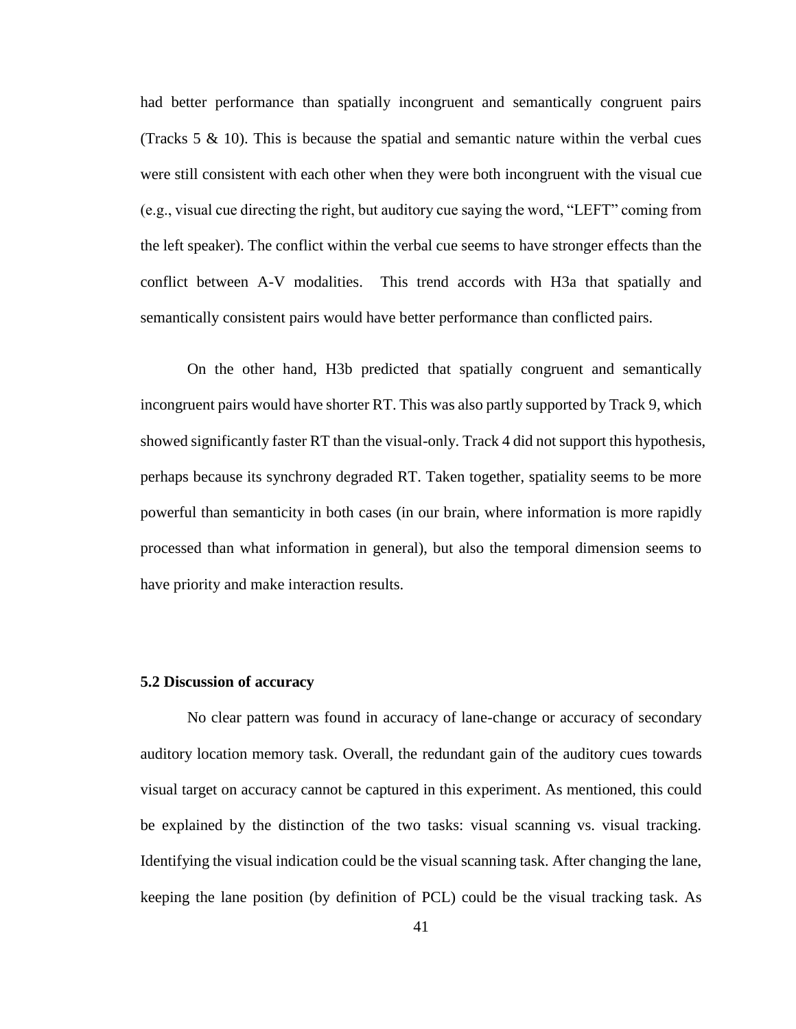had better performance than spatially incongruent and semantically congruent pairs (Tracks 5 & 10). This is because the spatial and semantic nature within the verbal cues were still consistent with each other when they were both incongruent with the visual cue (e.g., visual cue directing the right, but auditory cue saying the word, "LEFT" coming from the left speaker). The conflict within the verbal cue seems to have stronger effects than the conflict between A-V modalities. This trend accords with H3a that spatially and semantically consistent pairs would have better performance than conflicted pairs.

On the other hand, H3b predicted that spatially congruent and semantically incongruent pairs would have shorter RT. This was also partly supported by Track 9, which showed significantly faster RT than the visual-only. Track 4 did not support this hypothesis, perhaps because its synchrony degraded RT. Taken together, spatiality seems to be more powerful than semanticity in both cases (in our brain, where information is more rapidly processed than what information in general), but also the temporal dimension seems to have priority and make interaction results.

### 5.2 Discussion of accuracy

No clear pattern was found in accuracy of lane-change or accuracy of secondary auditory location memory task. Overall, the redundant gain of the auditory cues towards visual target on accuracy cannot be captured in this experiment. As mentioned, this could be explained by the distinction of the two tasks: visual scanning vs. visual tracking. Identifying the visual indication could be the visual scanning task. After changing the lane, keeping the lane position (by definition of PCL) could be the visual tracking task. As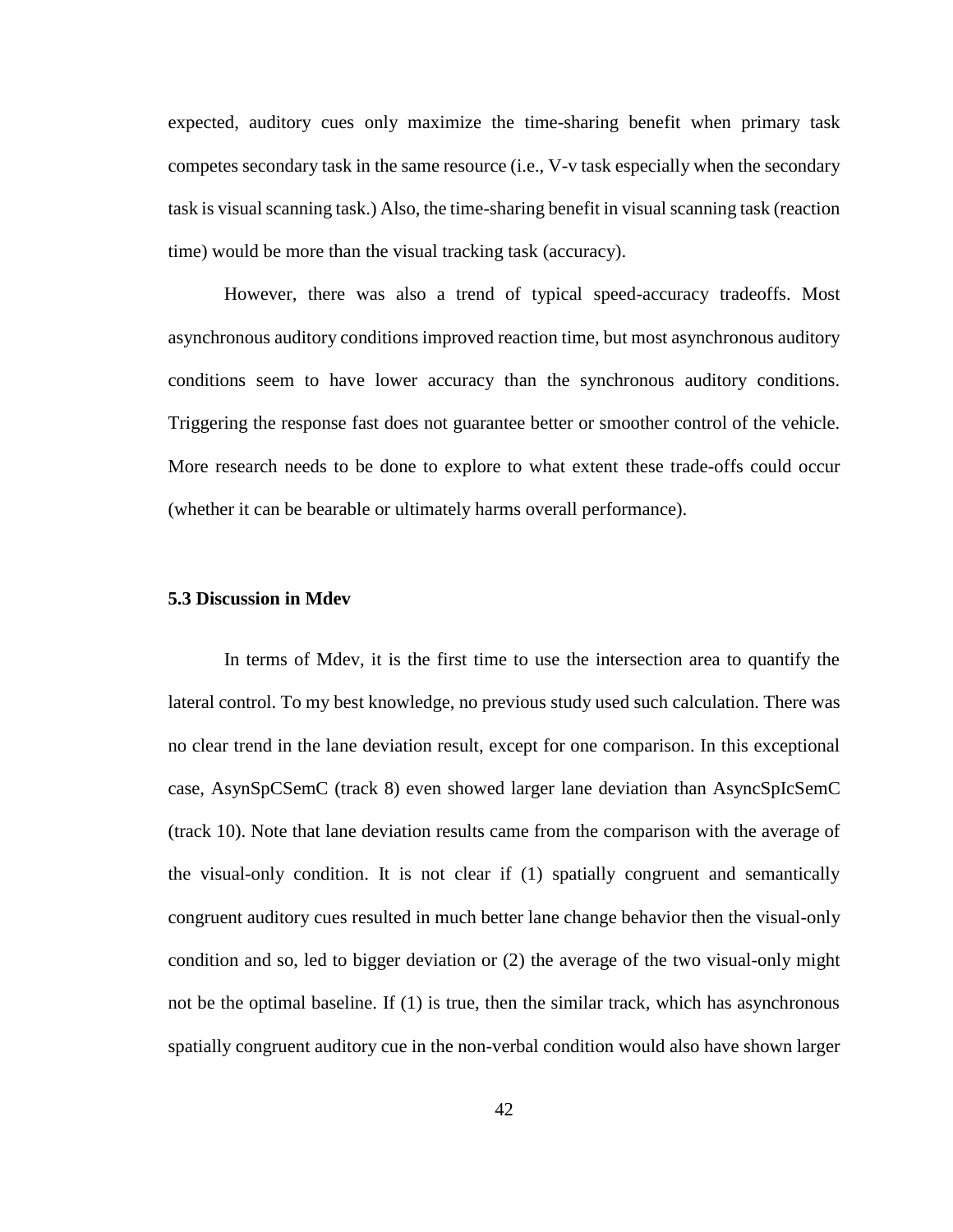expected, auditory cues only maximize the time-sharing benefit when primary task competes secondary task in the same resource (i.e., V-v task especially when the secondary task is visual scanning task.) Also, the time-sharing benefit in visual scanning task (reaction time) would be more than the visual tracking task (accuracy).

However, there was also a trend of typical speed-accuracy tradeoffs. Most asynchronous auditory conditions improved reaction time, but most asynchronous auditory conditions seem to have lower accuracy than the synchronous auditory conditions. Triggering the response fast does not guarantee better or smoother control of the vehicle. More research needs to be done to explore to what extent these trade-offs could occur (whether it can be bearable or ultimately harms overall performance).

### 5.3 Discussion in Mdev

In terms of Mdev, it is the first time to use the intersection area to quantify the lateral control. To my best knowledge, no previous study used such calculation. There was no clear trend in the lane deviation result, except for one comparison. In this exceptional case, AsynSpCSemC (track 8) even showed larger lane deviation than AsyncSpIcSemC (track 10). Note that lane deviation results came from the comparison with the average of the visual-only condition. It is not clear if (1) spatially congruent and semantically congruent auditory cues resulted in much better lane change behavior then the visual-only condition and so, led to bigger deviation or (2) the average of the two visual-only might not be the optimal baseline. If (1) is true, then the similar track, which has asynchronous spatially congruent auditory cue in the non-verbal condition would also have shown larger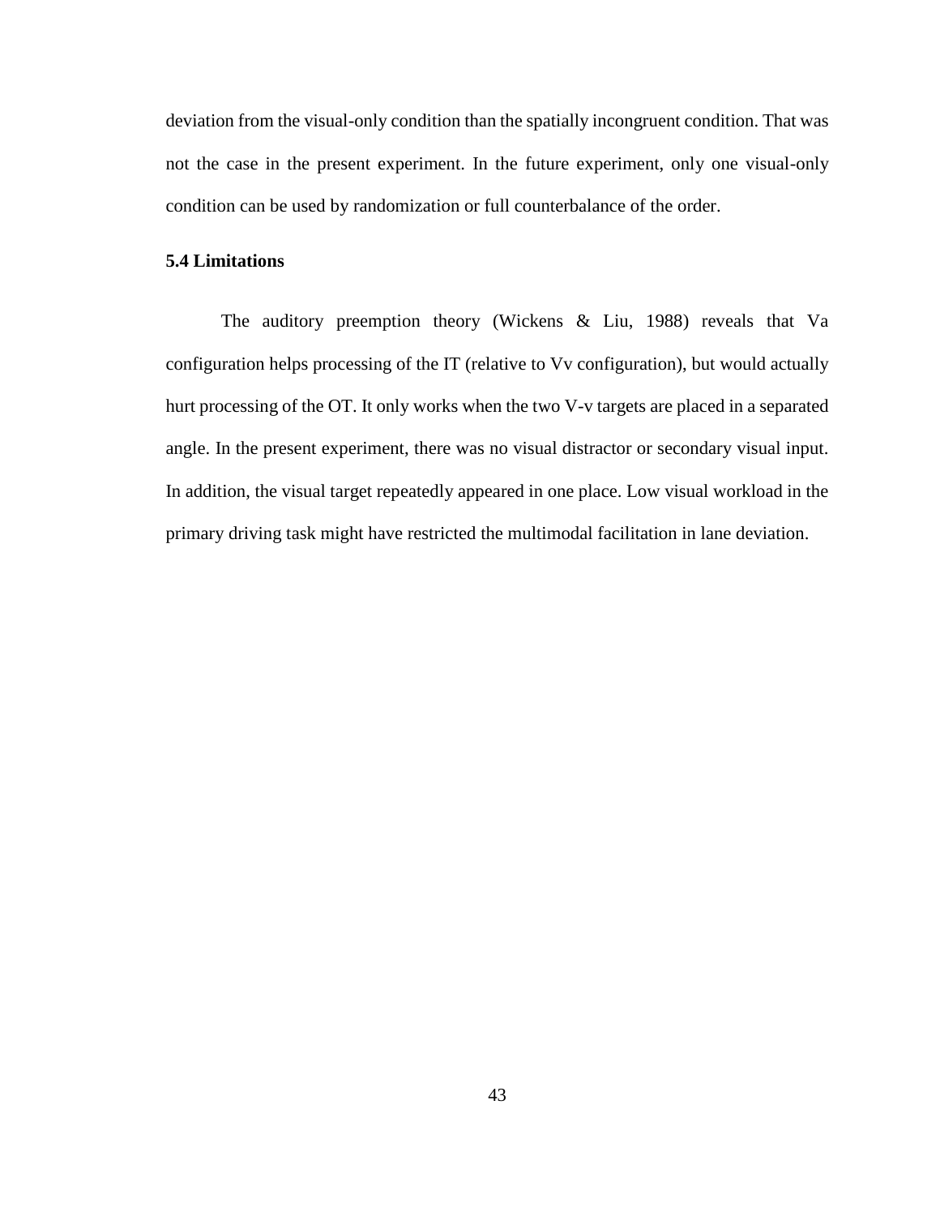deviation from the visual-only condition than the spatially incongruent condition. That was not the case in the present experiment. In the future experiment, only one visual-only condition can be used by randomization or full counterbalance of the order.

### 5.4 Limitations

The auditory preemption theory (Wickens & Liu, 1988) reveals that Va configuration helps processing of the IT (relative to Vv configuration), but would actually hurt processing of the OT. It only works when the two V-v targets are placed in a separated angle. In the present experiment, there was no visual distractor or secondary visual input. In addition, the visual target repeatedly appeared in one place. Low visual workload in the primary driving task might have restricted the multimodal facilitation in lane deviation.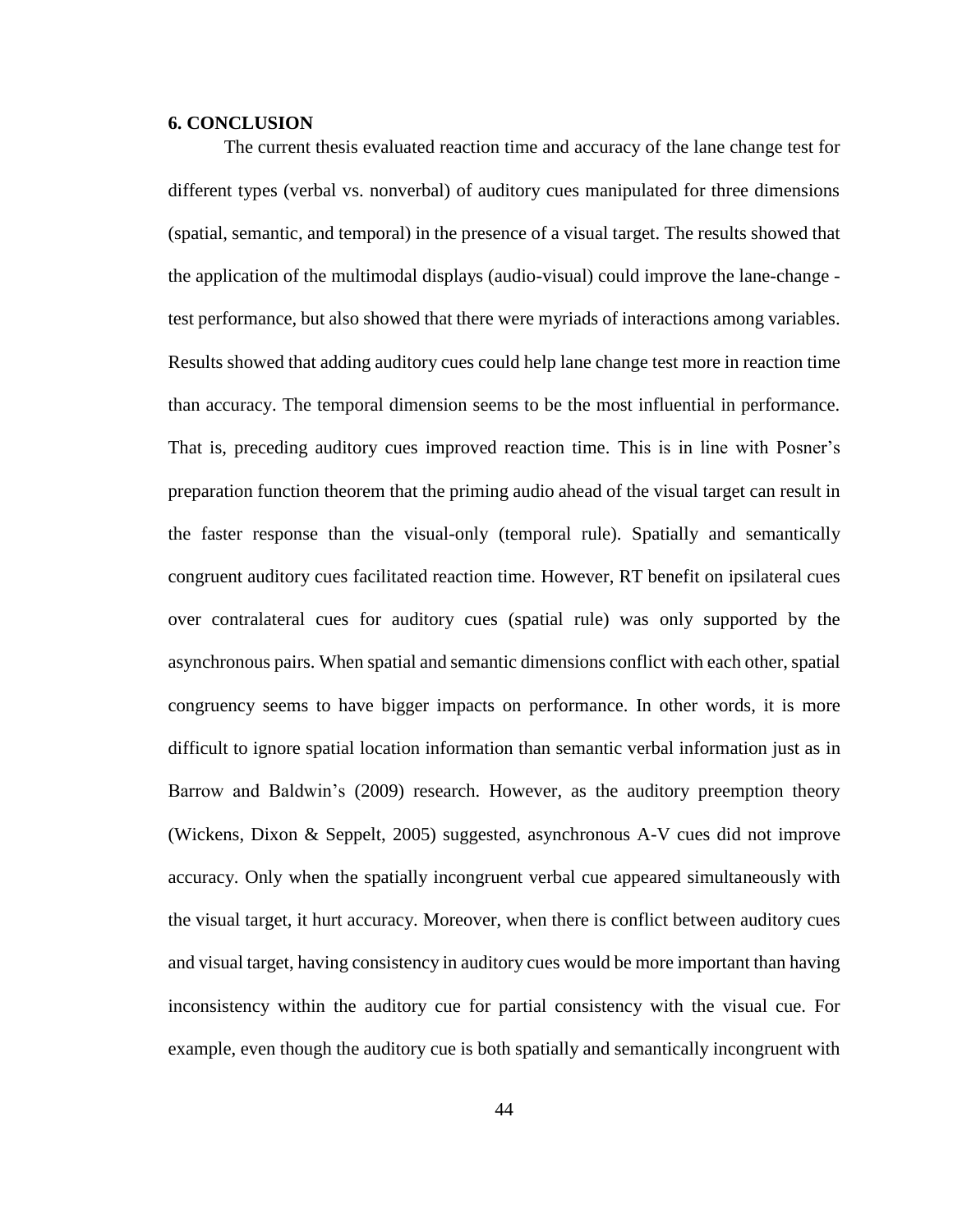## 6. CONCLUSION

The current thesis evaluated reaction time and accuracy of the lane change test for different types (verbal vs. nonverbal) of auditory cues manipulated for three dimensions (spatial, semantic, and temporal) in the presence of a visual target. The results showed that the application of the multimodal displays (audio-visual) could improve the lane-change - test performance, but also showed that there were myriads of interactions among variables. Results showed that adding auditory cues could help lane change test more in reaction time than accuracy. The temporal dimension seems to be the most influential in performance. That is, preceding auditory cues improved reaction time. This is in line with Posner's preparation function theorem that the priming audio ahead of the visual target can result in the faster response than the visual-only (temporal rule). Spatially and semantically congruent auditory cues facilitated reaction time. However, RT benefit on ipsilateral cues over contralateral cues for auditory cues (spatial rule) was only supported by the asynchronous pairs. When spatial and semantic dimensions conflict with each other, spatial congruency seems to have bigger impacts on performance. In other words, it is more difficult to ignore spatial location information than semantic verbal information just as in Barrow and Baldwin's (2009) research. However, as the auditory preemption theory (Wickens, Dixon & Seppelt, 2005) suggested, asynchronous A-V cues did not improve accuracy. Only when the spatially incongruent verbal cue appeared simultaneously with the visual target, it hurt accuracy. Moreover, when there is conflict between auditory cues and visual target, having consistency in auditory cues would be more important than having inconsistency within the auditory cue for partial consistency with the visual cue. For example, even though the auditory cue is both spatially and semantically incongruent with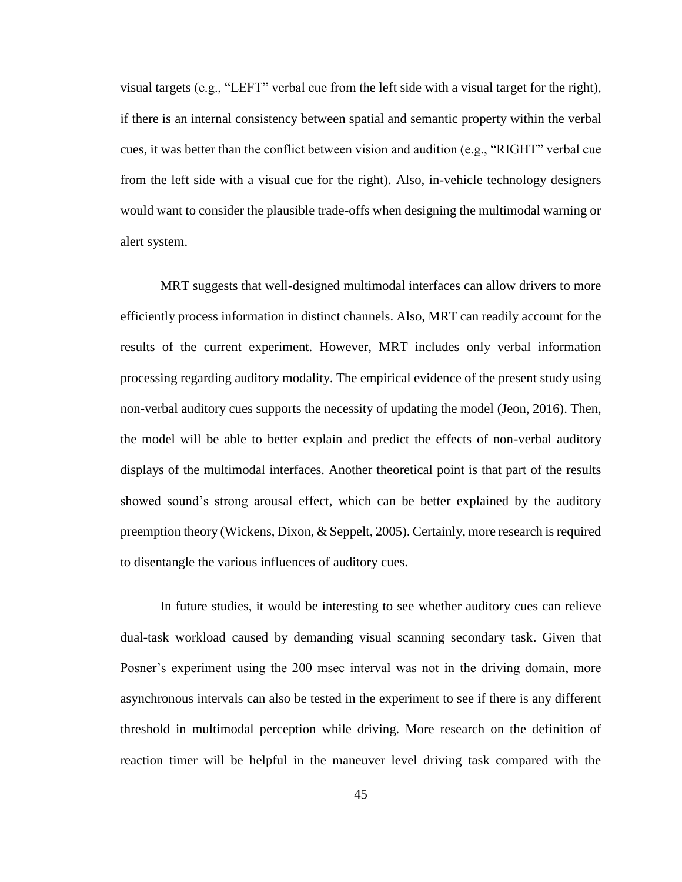visual targets (e.g., "LEFT" verbal cue from the left side with a visual target for the right), if there is an internal consistency between spatial and semantic property within the verbal cues, it was better than the conflict between vision and audition (e.g., "RIGHT" verbal cue from the left side with a visual cue for the right). Also, in-vehicle technology designers would want to consider the plausible trade-offs when designing the multimodal warning or alert system.

MRT suggests that well-designed multimodal interfaces can allow drivers to more efficiently process information in distinct channels. Also, MRT can readily account for the results of the current experiment. However, MRT includes only verbal information processing regarding auditory modality. The empirical evidence of the present study using non-verbal auditory cues supports the necessity of updating the model (Jeon, 2016). Then, the model will be able to better explain and predict the effects of non-verbal auditory displays of the multimodal interfaces. Another theoretical point is that part of the results showed sound's strong arousal effect, which can be better explained by the auditory preemption theory (Wickens, Dixon, & Seppelt, 2005). Certainly, more research is required to disentangle the various influences of auditory cues.

In future studies, it would be interesting to see whether auditory cues can relieve dual-task workload caused by demanding visual scanning secondary task. Given that Posner's experiment using the 200 msec interval was not in the driving domain, more asynchronous intervals can also be tested in the experiment to see if there is any different threshold in multimodal perception while driving. More research on the definition of reaction timer will be helpful in the maneuver level driving task compared with the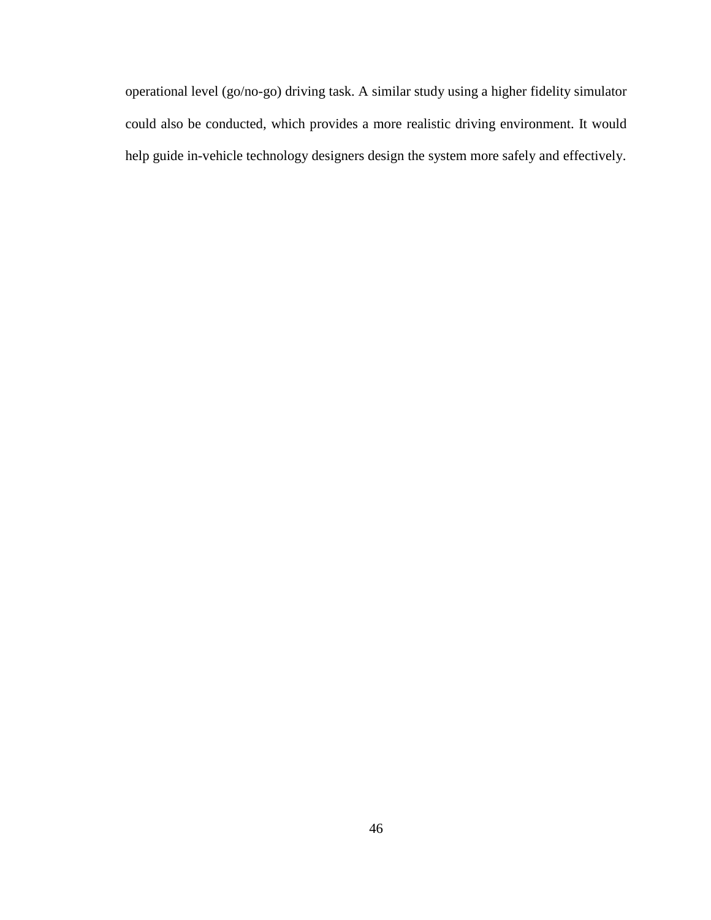operational level (go/no-go) driving task. A similar study using a higher fidelity simulator could also be conducted, which provides a more realistic driving environment. It would help guide in-vehicle technology designers design the system more safely and effectively.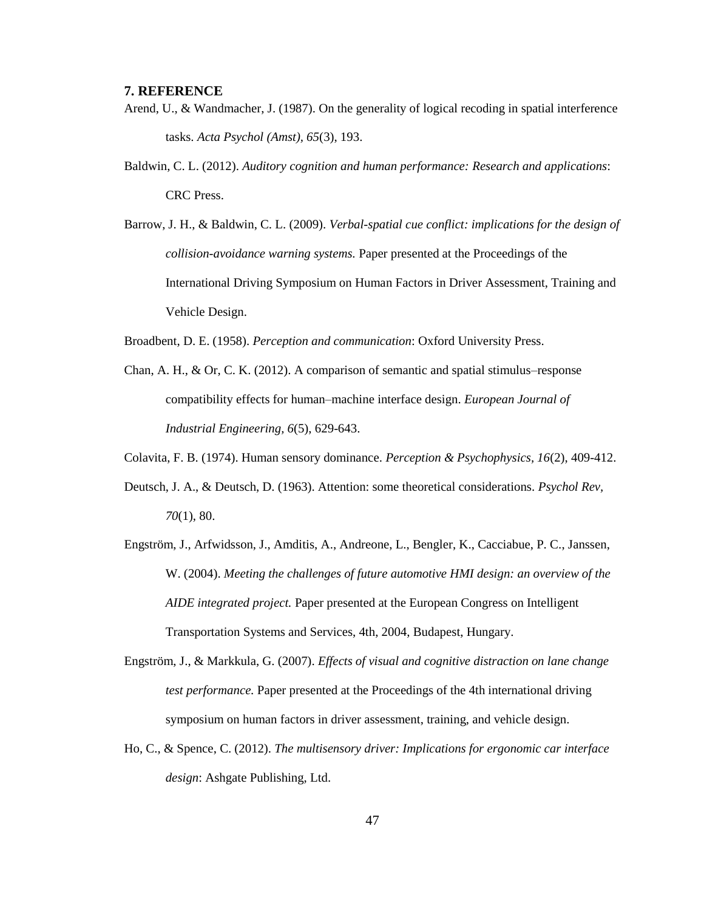## 7. REFERENCE

Arend, U., & Wandmacher, J. (1987). On the generality of logical recoding in spatial interference tasks. *Acta Psychol (Amst), 65*(3), 193.

Baldwin, C. L. (2012). *Auditory cognition and human performance: Research and applications*: CRC Press.

Barrow, J. H., & Baldwin, C. L. (2009). *Verbal-spatial cue conflict: implications for the design of collision-avoidance warning systems.* Paper presented at the Proceedings of the International Driving Symposium on Human Factors in Driver Assessment, Training and Vehicle Design.

Broadbent, D. E. (1958). *Perception and communication*: Oxford University Press.

Chan, A. H., & Or, C. K. (2012). A comparison of semantic and spatial stimulus–response compatibility effects for human–machine interface design. *European Journal of Industrial Engineering, 6*(5), 629-643.

Colavita, F. B. (1974). Human sensory dominance. *Perception & Psychophysics, 16*(2), 409-412.

Deutsch, J. A., & Deutsch, D. (1963). Attention: some theoretical considerations. *Psychol Rev, 70*(1), 80.

Engström, J., Arfwidsson, J., Amditis, A., Andreone, L., Bengler, K., Cacciabue, P. C., Janssen, W. (2004). *Meeting the challenges of future automotive HMI design: an overview of the AIDE integrated project.* Paper presented at the European Congress on Intelligent Transportation Systems and Services, 4th, 2004, Budapest, Hungary.

Engström, J., & Markkula, G. (2007). *Effects of visual and cognitive distraction on lane change test performance.* Paper presented at the Proceedings of the 4th international driving symposium on human factors in driver assessment, training, and vehicle design.

Ho, C., & Spence, C. (2012). *The multisensory driver: Implications for ergonomic car interface design*: Ashgate Publishing, Ltd.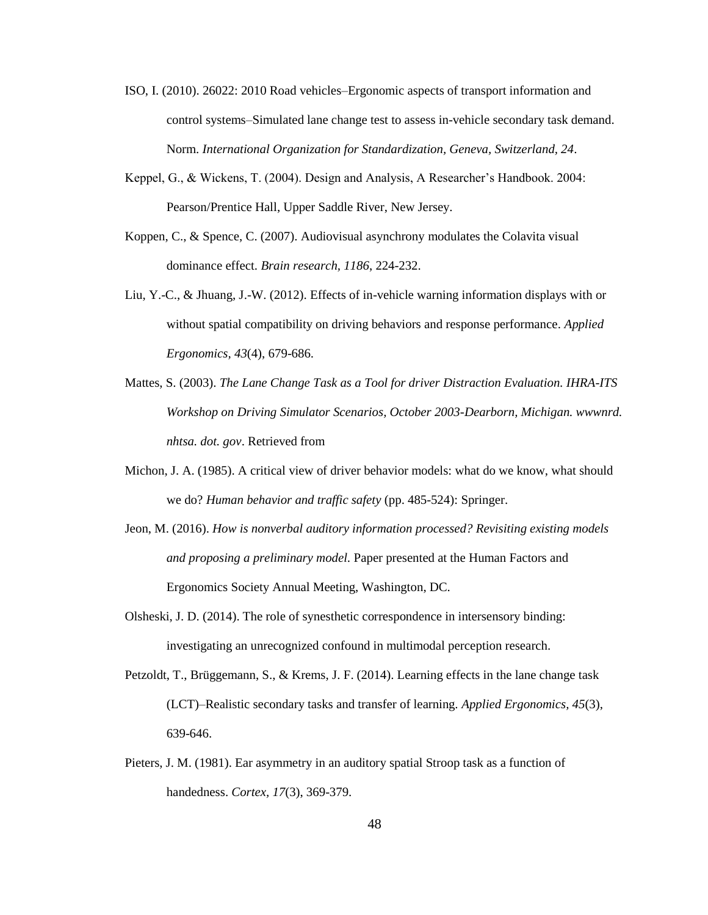ISO, I. (2010). 26022: 2010 Road vehicles–Ergonomic aspects of transport information and control systems–Simulated lane change test to assess in-vehicle secondary task demand. Norm. *International Organization for Standardization, Geneva, Switzerland, 24*.

Keppel, G., & Wickens, T. (2004). Design and Analysis, A Researcher's Handbook. 2004: Pearson/Prentice Hall, Upper Saddle River, New Jersey.

Koppen, C., & Spence, C. (2007). Audiovisual asynchrony modulates the Colavita visual dominance effect. *Brain research*, *1186*, 224-232.

Liu, Y.-C., & Jhuang, J.-W. (2012). Effects of in-vehicle warning information displays with or without spatial compatibility on driving behaviors and response performance. *Applied Ergonomics*, *43*(4), 679-686.

Mattes, S. (2003). *The Lane Change Task as a Tool for driver Distraction Evaluation. IHRA-ITS Workshop on Driving Simulator Scenarios, October 2003-Dearborn, Michigan. wwwnrd. nhtsa. dot. gov*. Retrieved from

Michon, J. A. (1985). A critical view of driver behavior models: what do we know, what should we do? *Human behavior and traffic safety* (pp. 485-524): Springer.

Jeon, M. (2016). *How is nonverbal auditory information processed? Revisiting existing models and proposing a preliminary model.* Paper presented at the Human Factors and Ergonomics Society Annual Meeting, Washington, DC.

Olsheski, J. D. (2014). The role of synesthetic correspondence in intersensory binding: investigating an unrecognized confound in multimodal perception research.

Petzoldt, T., Brüggemann, S., & Krems, J. F. (2014). Learning effects in the lane change task (LCT)–Realistic secondary tasks and transfer of learning. *Applied Ergonomics, 45*(3), 639-646.

Pieters, J. M. (1981). Ear asymmetry in an auditory spatial Stroop task as a function of handedness. *Cortex*, *17*(3), 369-379.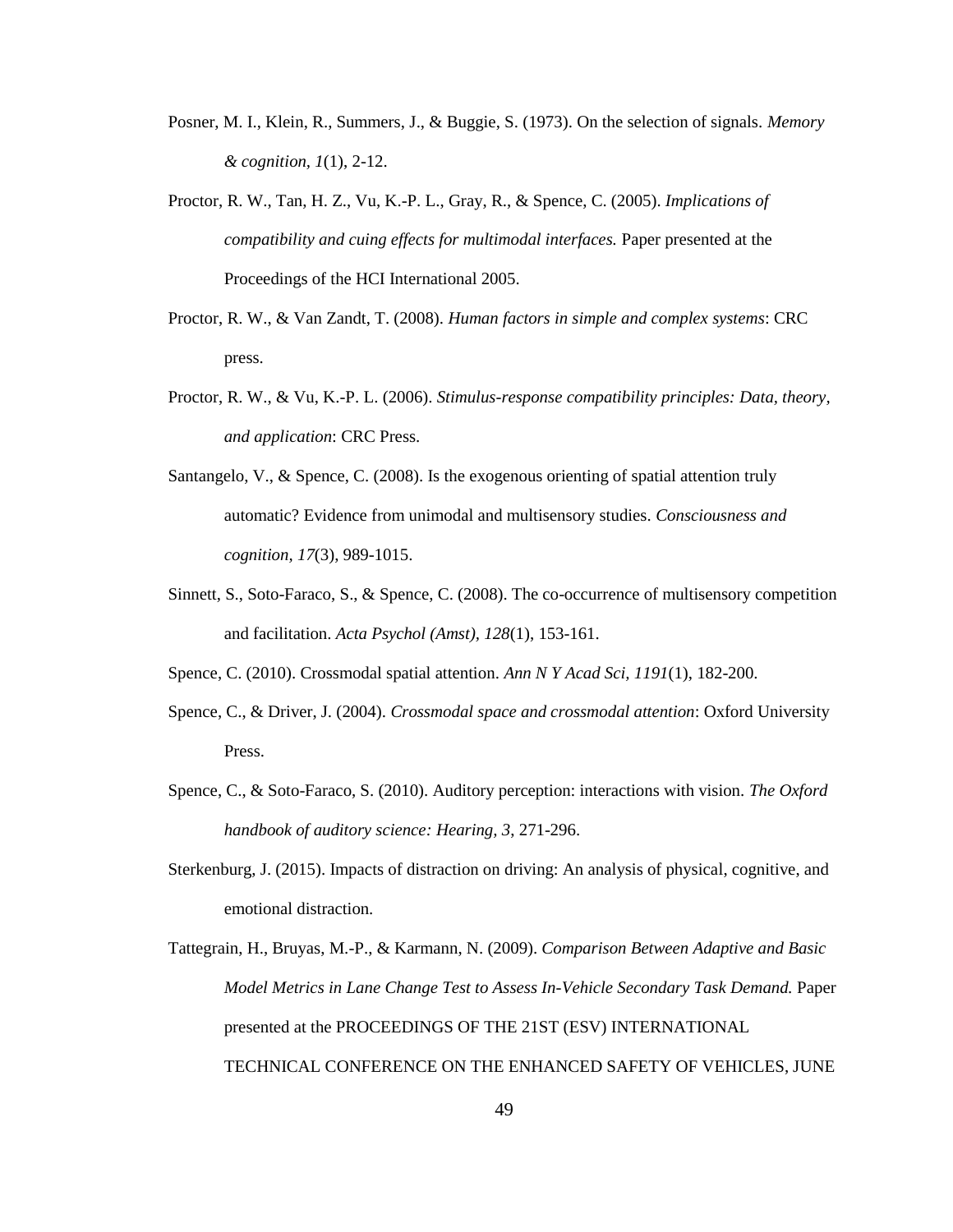Posner, M. I., Klein, R., Summers, J., & Buggie, S. (1973). On the selection of signals. *Memory & cognition, 1*(1), 2-12.

Proctor, R. W., Tan, H. Z., Vu, K.-P. L., Gray, R., & Spence, C. (2005). *Implications of compatibility and cuing effects for multimodal interfaces.* Paper presented at the Proceedings of the HCI International 2005.

Proctor, R. W., & Van Zandt, T. (2008). *Human factors in simple and complex systems*: CRC press.

Proctor, R. W., & Vu, K.-P. L. (2006). *Stimulus-response compatibility principles: Data, theory, and application*: CRC Press.

Santangelo, V., & Spence, C. (2008). Is the exogenous orienting of spatial attention truly automatic? Evidence from unimodal and multisensory studies. *Consciousness and cognition, 17*(3), 989-1015.

Sinnett, S., Soto-Faraco, S., & Spence, C. (2008). The co-occurrence of multisensory competition and facilitation. *Acta Psychol (Amst), 128*(1), 153-161.

Spence, C. (2010). Crossmodal spatial attention. *Ann N Y Acad Sci, 1191*(1), 182-200.

Spence, C., & Driver, J. (2004). *Crossmodal space and crossmodal attention*: Oxford University Press.

Spence, C., & Soto-Faraco, S. (2010). Auditory perception: interactions with vision. *The Oxford handbook of auditory science: Hearing, 3*, 271-296.

Sterkenburg, J. (2015). Impacts of distraction on driving: An analysis of physical, cognitive, and emotional distraction.

Tattegrain, H., Bruyas, M.-P., & Karmann, N. (2009). *Comparison Between Adaptive and Basic Model Metrics in Lane Change Test to Assess In-Vehicle Secondary Task Demand.* Paper presented at the PROCEEDINGS OF THE 21ST (ESV) INTERNATIONAL TECHNICAL CONFERENCE ON THE ENHANCED SAFETY OF VEHICLES, JUNE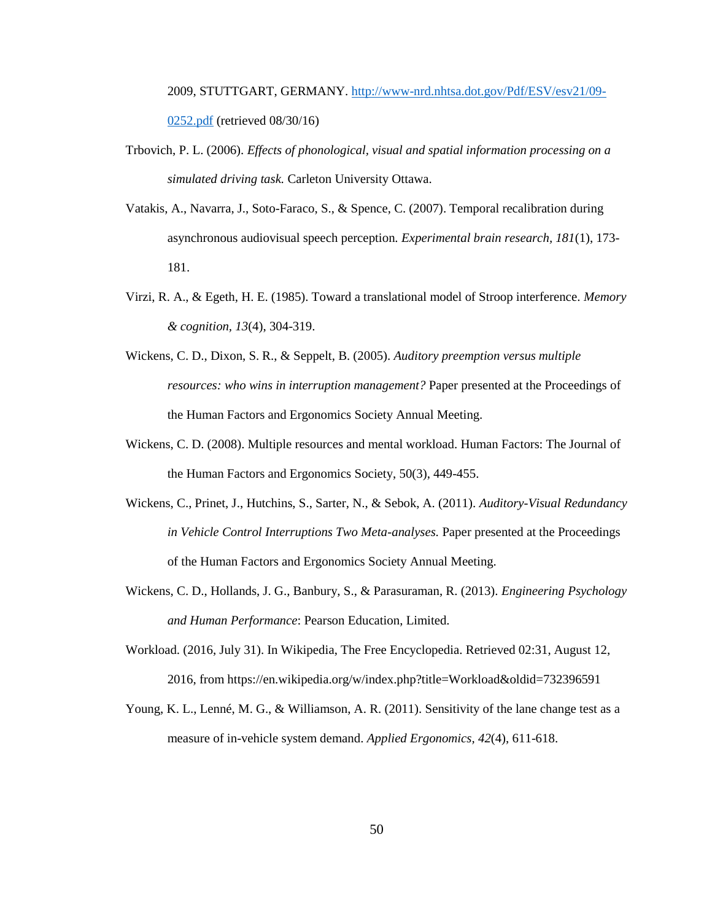2009, STUTTGART, GERMANY. [http://www-nrd.nhtsa.dot.gov/Pdf/ESV/esv21/09-0252.pdf](http://www-nrd.nhtsa.dot.gov/Pdf/ESV/esv21/09-0252.pdf) (retrieved 08/30/16)

Trbovich, P. L. (2006). *Effects of phonological, visual and spatial information processing on a simulated driving task.* Carleton University Ottawa.

Vatakis, A., Navarra, J., Soto-Faraco, S., & Spence, C. (2007). Temporal recalibration during asynchronous audiovisual speech perception. *Experimental brain research, 181*(1), 173-181.

Virzi, R. A., & Egeth, H. E. (1985). Toward a translational model of Stroop interference. *Memory & cognition, 13*(4), 304-319.

Wickens, C. D., Dixon, S. R., & Seppelt, B. (2005). *Auditory preemption versus multiple resources: who wins in interruption management?* Paper presented at the Proceedings of the Human Factors and Ergonomics Society Annual Meeting.

Wickens, C. D. (2008). Multiple resources and mental workload. Human Factors: The Journal of the Human Factors and Ergonomics Society, 50(3), 449-455.

Wickens, C., Prinet, J., Hutchins, S., Sarter, N., & Sebok, A. (2011). *Auditory-Visual Redundancy in Vehicle Control Interruptions Two Meta-analyses.* Paper presented at the Proceedings of the Human Factors and Ergonomics Society Annual Meeting.

Wickens, C. D., Hollands, J. G., Banbury, S., & Parasuraman, R. (2013). *Engineering Psychology and Human Performance*: Pearson Education, Limited.

Workload. (2016, July 31). In Wikipedia, The Free Encyclopedia. Retrieved 02:31, August 12, 2016, from https://en.wikipedia.org/w/index.php?title=Workload&oldid=732396591

Young, K. L., Lenné, M. G., & Williamson, A. R. (2011). Sensitivity of the lane change test as a measure of in-vehicle system demand. *Applied Ergonomics, 42*(4), 611-618.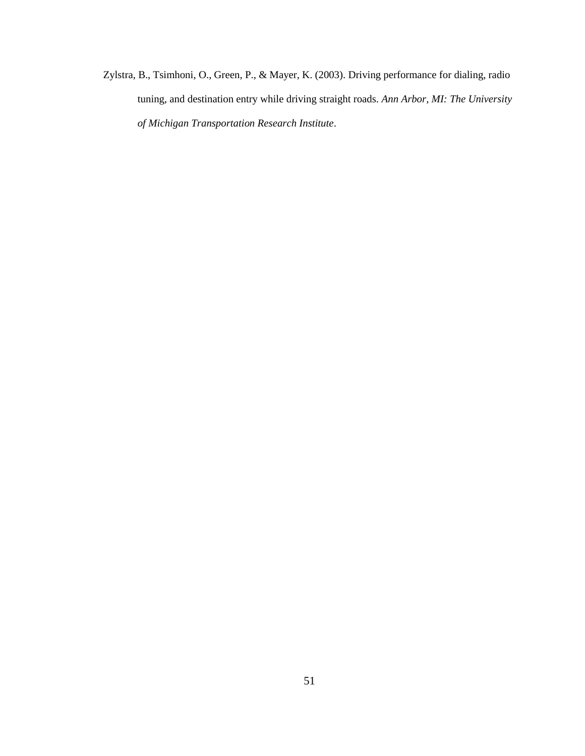Zylstra, B., Tsimhoni, O., Green, P., & Mayer, K. (2003). Driving performance for dialing, radio tuning, and destination entry while driving straight roads. *Ann Arbor, MI: The University of Michigan Transportation Research Institute*.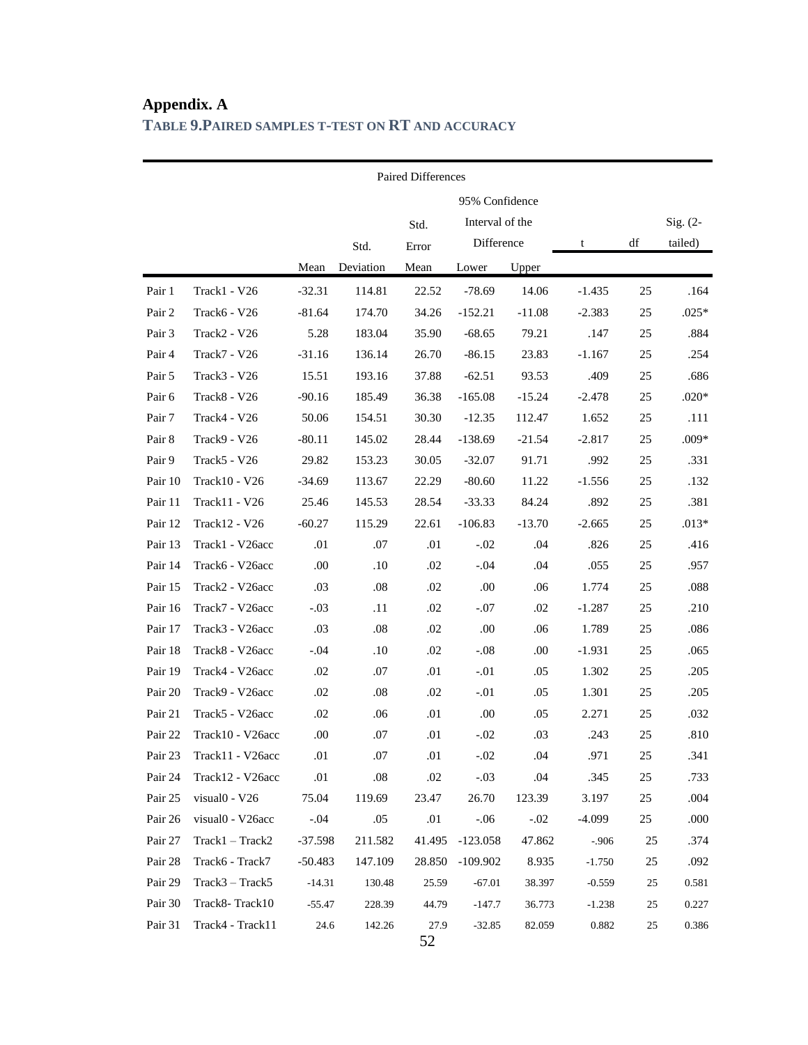**Appendix. A**

**TABLE 9.PAIRED SAMPLES T-TEST ON RT AND ACCURACY**

| | | Paired Differences | | | | | t | df | Sig. (2-tailed) |
|---|---|---|---|---|---|---|---|---|---|
| | | Mean | Std. Deviation | Std. Error Mean | 95% Confidence Interval of the Difference | | | | |
| | | | | | Lower | Upper | | | |
| Pair 1 | Track1 - V26 | -32.31 | 114.81 | 22.52 | -78.69 | 14.06 | -1.435 | 25 | .164 |
| Pair 2 | Track6 - V26 | -81.64 | 174.70 | 34.26 | -152.21 | -11.08 | -2.383 | 25 | .025* |
| Pair 3 | Track2 - V26 | 5.28 | 183.04 | 35.90 | -68.65 | 79.21 | .147 | 25 | .884 |
| Pair 4 | Track7 - V26 | -31.16 | 136.14 | 26.70 | -86.15 | 23.83 | -1.167 | 25 | .254 |
| Pair 5 | Track3 - V26 | 15.51 | 193.16 | 37.88 | -62.51 | 93.53 | .409 | 25 | .686 |
| Pair 6 | Track8 - V26 | -90.16 | 185.49 | 36.38 | -165.08 | -15.24 | -2.478 | 25 | .020* |
| Pair 7 | Track4 - V26 | 50.06 | 154.51 | 30.30 | -12.35 | 112.47 | 1.652 | 25 | .111 |
| Pair 8 | Track9 - V26 | -80.11 | 145.02 | 28.44 | -138.69 | -21.54 | -2.817 | 25 | .009* |
| Pair 9 | Track5 - V26 | 29.82 | 153.23 | 30.05 | -32.07 | 91.71 | .992 | 25 | .331 |
| Pair 10 | Track10 - V26 | -34.69 | 113.67 | 22.29 | -80.60 | 11.22 | -1.556 | 25 | .132 |
| Pair 11 | Track11 - V26 | 25.46 | 145.53 | 28.54 | -33.33 | 84.24 | .892 | 25 | .381 |
| Pair 12 | Track12 - V26 | -60.27 | 115.29 | 22.61 | -106.83 | -13.70 | -2.665 | 25 | .013* |
| Pair 13 | Track1 - V26acc | .01 | .07 | .01 | -.02 | .04 | .826 | 25 | .416 |
| Pair 14 | Track6 - V26acc | .00 | .10 | .02 | -.04 | .04 | .055 | 25 | .957 |
| Pair 15 | Track2 - V26acc | .03 | .08 | .02 | .00 | .06 | 1.774 | 25 | .088 |
| Pair 16 | Track7 - V26acc | -.03 | .11 | .02 | -.07 | .02 | -1.287 | 25 | .210 |
| Pair 17 | Track3 - V26acc | .03 | .08 | .02 | .00 | .06 | 1.789 | 25 | .086 |
| Pair 18 | Track8 - V26acc | -.04 | .10 | .02 | -.08 | .00 | -1.931 | 25 | .065 |
| Pair 19 | Track4 - V26acc | .02 | .07 | .01 | -.01 | .05 | 1.302 | 25 | .205 |
| Pair 20 | Track9 - V26acc | .02 | .08 | .02 | -.01 | .05 | 1.301 | 25 | .205 |
| Pair 21 | Track5 - V26acc | .02 | .06 | .01 | .00 | .05 | 2.271 | 25 | .032 |
| Pair 22 | Track10 - V26acc | .00 | .07 | .01 | -.02 | .03 | .243 | 25 | .810 |
| Pair 23 | Track11 - V26acc | .01 | .07 | .01 | -.02 | .04 | .971 | 25 | .341 |
| Pair 24 | Track12 - V26acc | .01 | .08 | .02 | -.03 | .04 | .345 | 25 | .733 |
| Pair 25 | visual0 - V26 | 75.04 | 119.69 | 23.47 | 26.70 | 123.39 | 3.197 | 25 | .004 |
| Pair 26 | visual0 - V26acc | -.04 | .05 | .01 | -.06 | -.02 | -4.099 | 25 | .000 |
| Pair 27 | Track1 – Track2 | -37.598 | 211.582 | 41.495 | -123.058 | 47.862 | -.906 | 25 | .374 |
| Pair 28 | Track6 - Track7 | -50.483 | 147.109 | 28.850 | -109.902 | 8.935 | -1.750 | 25 | .092 |
| Pair 29 | Track3 – Track5 | -14.31 | 130.48 | 25.59 | -67.01 | 38.397 | -0.559 | 25 | 0.581 |
| Pair 30 | Track8- Track10 | -55.47 | 228.39 | 44.79 | -147.7 | 36.773 | -1.238 | 25 | 0.227 |
| Pair 31 | Track4 - Track11 | 24.6 | 142.26 | 27.9 | -32.85 | 82.059 | 0.882 | 25 | 0.386 |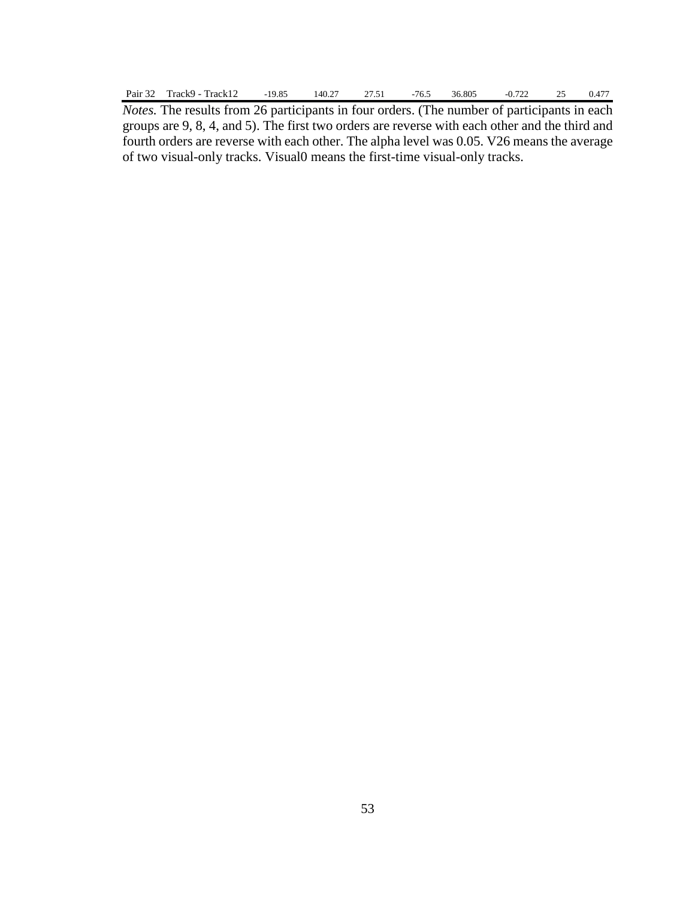| | | | | | | | | | |
|---|---|---|---|---|---|---|---|---|---|
| Pair 32 | Track9 - Track12 | -19.85 | 140.27 | 27.51 | -76.5 | 36.805 | -0.722 | 25 | 0.477 |

*Notes.* The results from 26 participants in four orders. (The number of participants in each groups are 9, 8, 4, and 5). The first two orders are reverse with each other and the third and fourth orders are reverse with each other. The alpha level was 0.05. V26 means the average of two visual-only tracks. Visual0 means the first-time visual-only tracks.